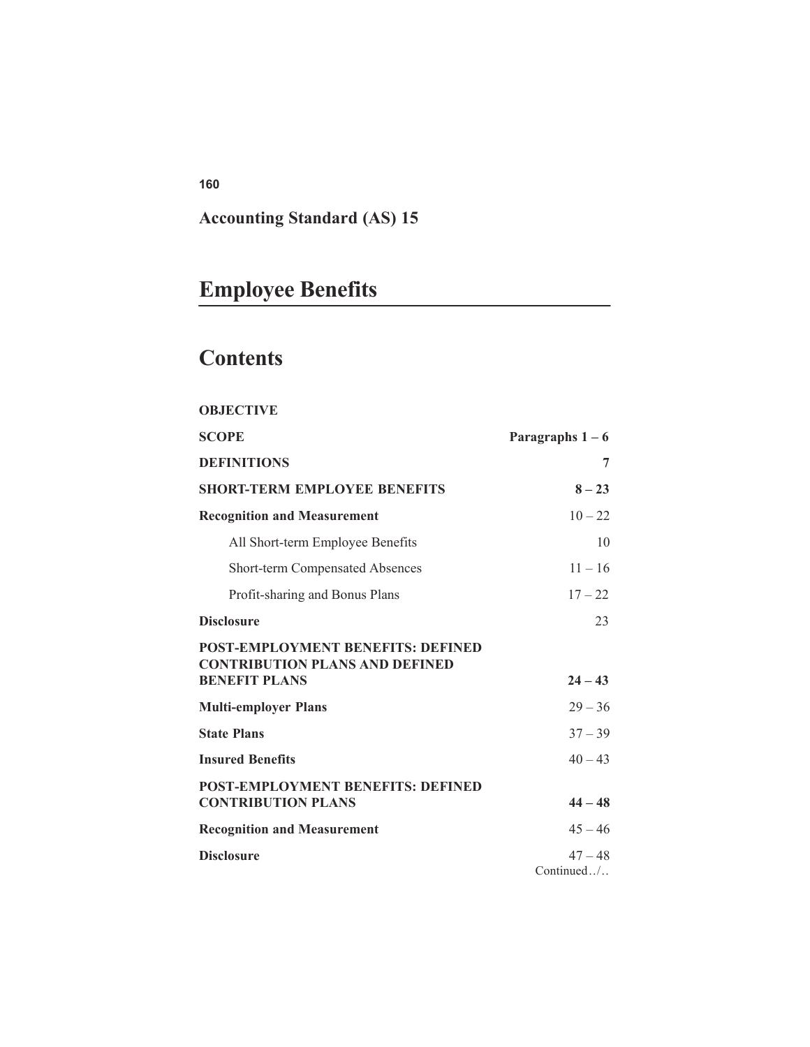## Accounting Standard (AS) 15

# Employee Benefits

# Contents

| | |
|---|---|
| **OBJECTIVE** | |
| **SCOPE** | **Paragraphs 1 – 6** |
| **DEFINITIONS** | **7** |
| **SHORT-TERM EMPLOYEE BENEFITS** | **8 – 23** |
| **Recognition and Measurement** | 10 – 22 |
| All Short-term Employee Benefits | 10 |
| Short-term Compensated Absences | 11 – 16 |
| Profit-sharing and Bonus Plans | 17 – 22 |
| **Disclosure** | 23 |
| **POST-EMPLOYMENT BENEFITS: DEFINED CONTRIBUTION PLANS AND DEFINED BENEFIT PLANS** | **24 – 43** |
| **Multi-employer Plans** | 29 – 36 |
| **State Plans** | 37 – 39 |
| **Insured Benefits** | 40 – 43 |
| **POST-EMPLOYMENT BENEFITS: DEFINED CONTRIBUTION PLANS** | **44 – 48** |
| **Recognition and Measurement** | 45 – 46 |
| **Disclosure** | 47 – 48 |

Continued../..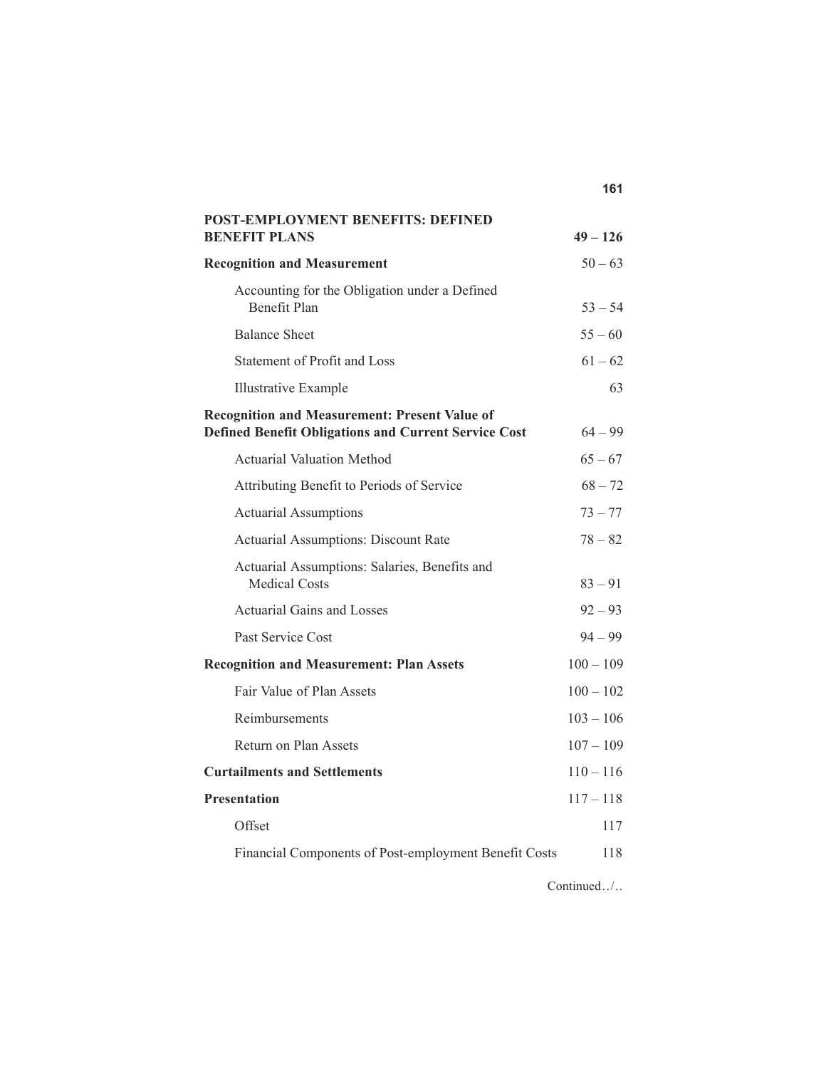| | |
|---|---|
| **POST-EMPLOYMENT BENEFITS: DEFINED BENEFIT PLANS** | **49 – 126** |
| **Recognition and Measurement** | 50 – 63 |
| Accounting for the Obligation under a Defined Benefit Plan | 53 – 54 |
| Balance Sheet | 55 – 60 |
| Statement of Profit and Loss | 61 – 62 |
| Illustrative Example | 63 |
| **Recognition and Measurement: Present Value of Defined Benefit Obligations and Current Service Cost** | 64 – 99 |
| Actuarial Valuation Method | 65 – 67 |
| Attributing Benefit to Periods of Service | 68 – 72 |
| Actuarial Assumptions | 73 – 77 |
| Actuarial Assumptions: Discount Rate | 78 – 82 |
| Actuarial Assumptions: Salaries, Benefits and Medical Costs | 83 – 91 |
| Actuarial Gains and Losses | 92 – 93 |
| Past Service Cost | 94 – 99 |
| **Recognition and Measurement: Plan Assets** | 100 – 109 |
| Fair Value of Plan Assets | 100 – 102 |
| Reimbursements | 103 – 106 |
| Return on Plan Assets | 107 – 109 |
| **Curtailments and Settlements** | 110 – 116 |
| **Presentation** | 117 – 118 |
| Offset | 117 |
| Financial Components of Post-employment Benefit Costs | 118 |

Continued../..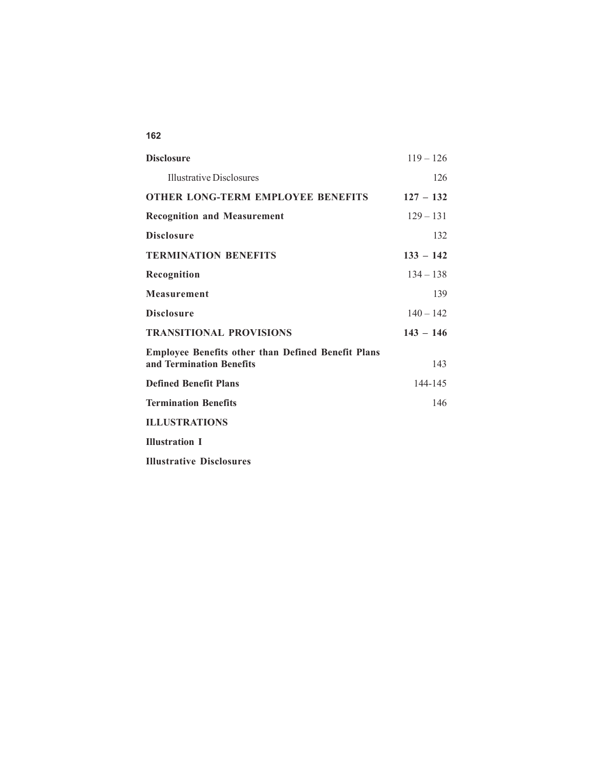| | |
|---|---|
| **Disclosure** | 119 – 126 |
| Illustrative Disclosures | 126 |
| **OTHER LONG-TERM EMPLOYEE BENEFITS** | **127 – 132** |
| **Recognition and Measurement** | 129 – 131 |
| **Disclosure** | 132 |
| **TERMINATION BENEFITS** | **133 – 142** |
| **Recognition** | 134 – 138 |
| **Measurement** | 139 |
| **Disclosure** | 140 – 142 |
| **TRANSITIONAL PROVISIONS** | **143 – 146** |
| **Employee Benefits other than Defined Benefit Plans and Termination Benefits** | 143 |
| **Defined Benefit Plans** | 144-145 |
| **Termination Benefits** | 146 |
| **ILLUSTRATIONS** | |
| **Illustration I** | |
| **Illustrative Disclosures** | |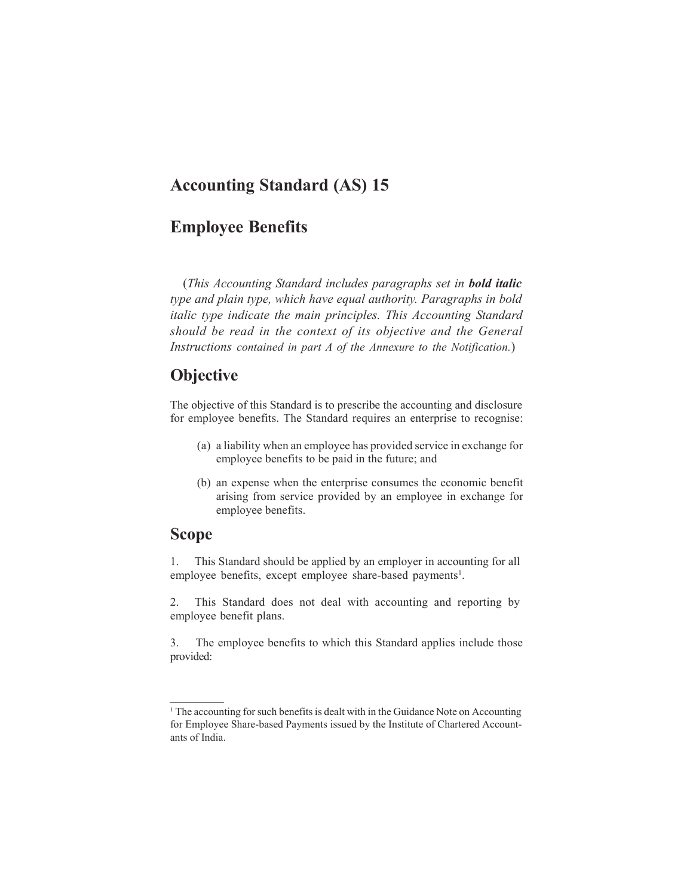# Accounting Standard (AS) 15

# Employee Benefits

(*This Accounting Standard includes paragraphs set in **bold italic** type and plain type, which have equal authority. Paragraphs in bold italic type indicate the main principles. This Accounting Standard should be read in the context of its objective and the General Instructions contained in part A of the Annexure to the Notification.*)

## Objective

The objective of this Standard is to prescribe the accounting and disclosure for employee benefits. The Standard requires an enterprise to recognise:

(a) a liability when an employee has provided service in exchange for employee benefits to be paid in the future; and

(b) an expense when the enterprise consumes the economic benefit arising from service provided by an employee in exchange for employee benefits.

## Scope

1. This Standard should be applied by an employer in accounting for all employee benefits, except employee share-based payments[1].

2. This Standard does not deal with accounting and reporting by employee benefit plans.

3. The employee benefits to which this Standard applies include those provided:

---

[1] The accounting for such benefits is dealt with in the Guidance Note on Accounting for Employee Share-based Payments issued by the Institute of Chartered Accountants of India.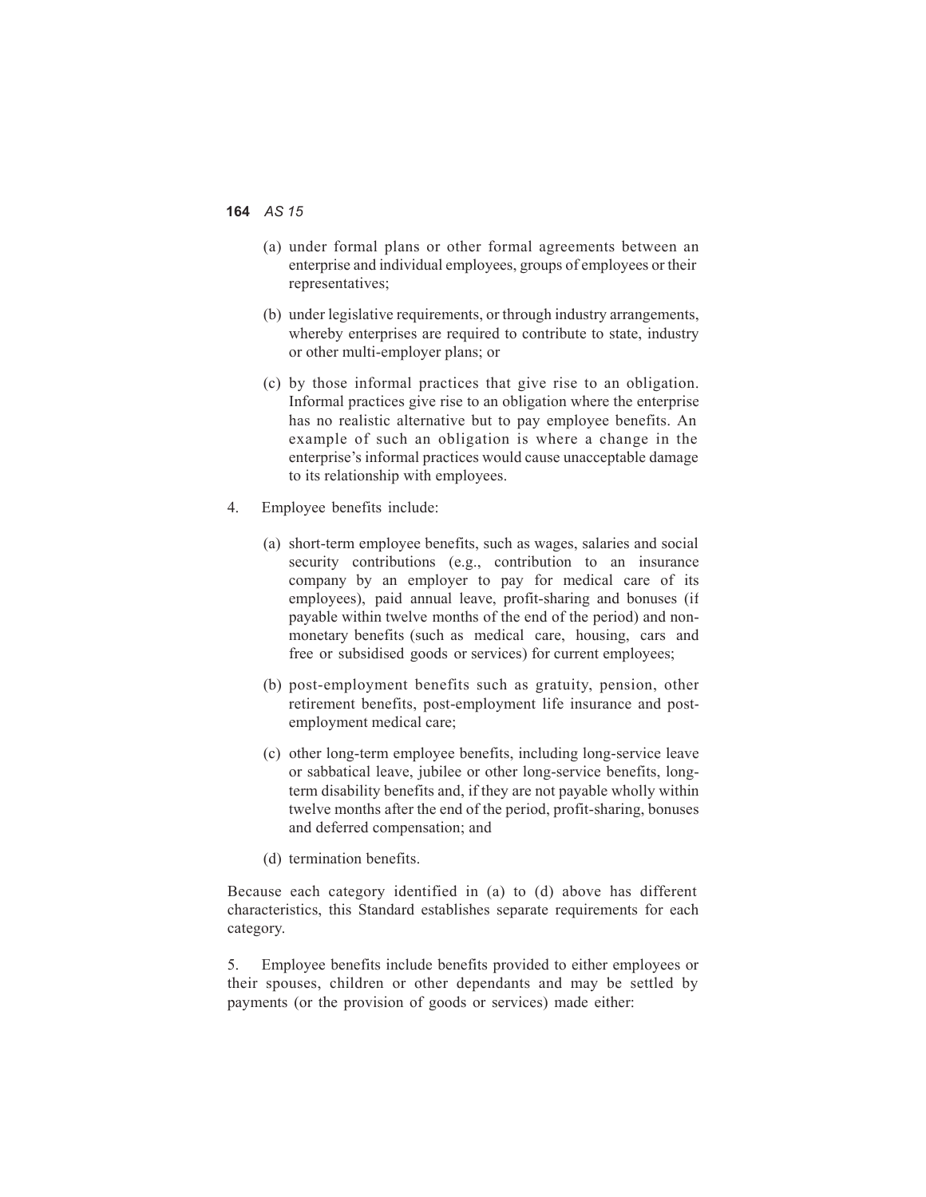(a) under formal plans or other formal agreements between an enterprise and individual employees, groups of employees or their representatives;

(b) under legislative requirements, or through industry arrangements, whereby enterprises are required to contribute to state, industry or other multi-employer plans; or

(c) by those informal practices that give rise to an obligation. Informal practices give rise to an obligation where the enterprise has no realistic alternative but to pay employee benefits. An example of such an obligation is where a change in the enterprise's informal practices would cause unacceptable damage to its relationship with employees.

4. Employee benefits include:

(a) short-term employee benefits, such as wages, salaries and social security contributions (e.g., contribution to an insurance company by an employer to pay for medical care of its employees), paid annual leave, profit-sharing and bonuses (if payable within twelve months of the end of the period) and non-monetary benefits (such as medical care, housing, cars and free or subsidised goods or services) for current employees;

(b) post-employment benefits such as gratuity, pension, other retirement benefits, post-employment life insurance and post-employment medical care;

(c) other long-term employee benefits, including long-service leave or sabbatical leave, jubilee or other long-service benefits, long-term disability benefits and, if they are not payable wholly within twelve months after the end of the period, profit-sharing, bonuses and deferred compensation; and

(d) termination benefits.

Because each category identified in (a) to (d) above has different characteristics, this Standard establishes separate requirements for each category.

5. Employee benefits include benefits provided to either employees or their spouses, children or other dependants and may be settled by payments (or the provision of goods or services) made either: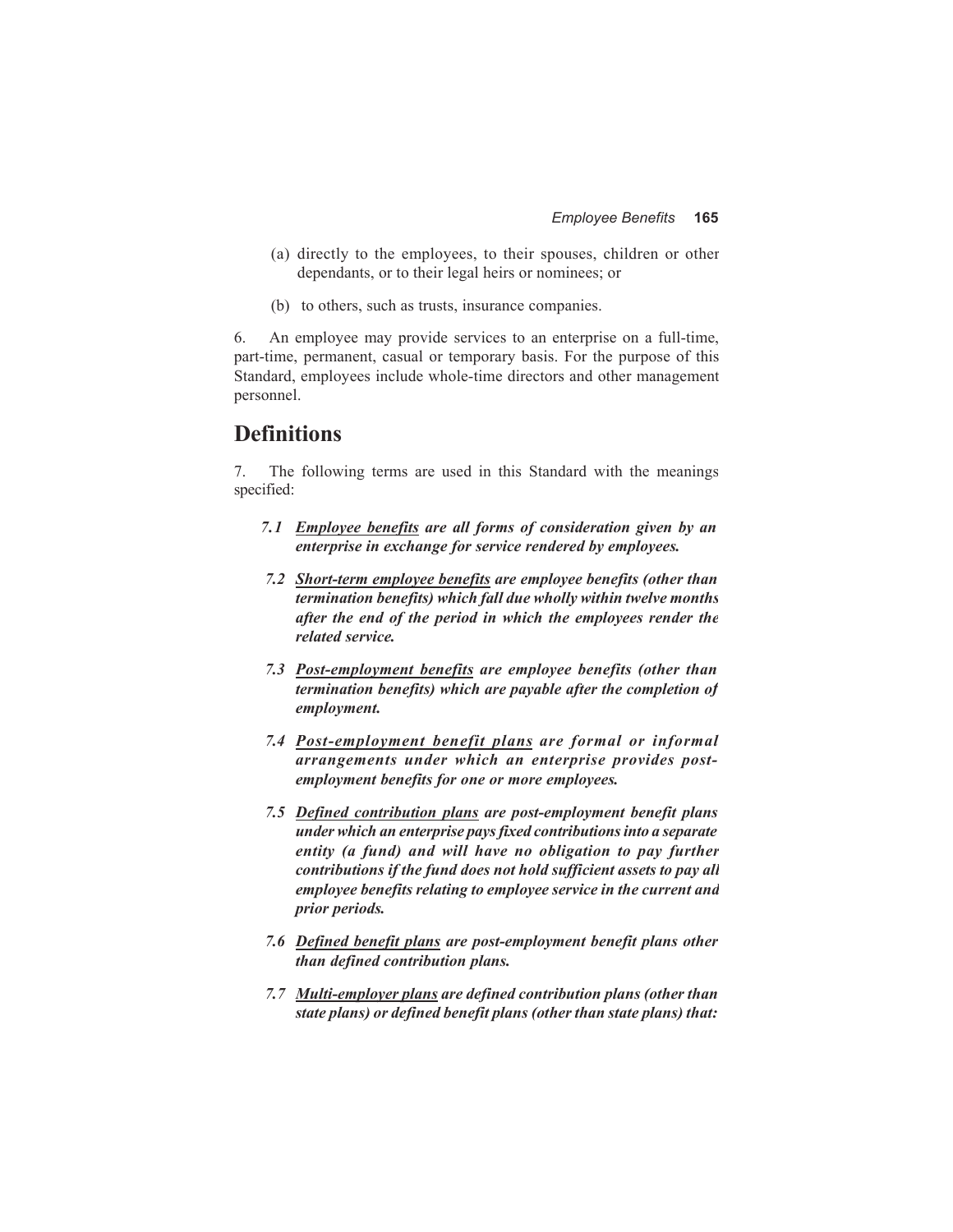(a) directly to the employees, to their spouses, children or other dependants, or to their legal heirs or nominees; or

(b) to others, such as trusts, insurance companies.

6. An employee may provide services to an enterprise on a full-time, part-time, permanent, casual or temporary basis. For the purpose of this Standard, employees include whole-time directors and other management personnel.

## Definitions

7. The following terms are used in this Standard with the meanings specified:

*7.1* ***Employee benefits** are all forms of consideration given by an enterprise in exchange for service rendered by employees.*

*7.2* ***Short-term employee benefits** are employee benefits (other than termination benefits) which fall due wholly within twelve months after the end of the period in which the employees render the related service.*

*7.3* ***Post-employment benefits** are employee benefits (other than termination benefits) which are payable after the completion of employment.*

*7.4* ***Post-employment benefit plans** are formal or informal arrangements under which an enterprise provides post-employment benefits for one or more employees.*

*7.5* ***Defined contribution plans** are post-employment benefit plans under which an enterprise pays fixed contributions into a separate entity (a fund) and will have no obligation to pay further contributions if the fund does not hold sufficient assets to pay all employee benefits relating to employee service in the current and prior periods.*

*7.6* ***Defined benefit plans** are post-employment benefit plans other than defined contribution plans.*

*7.7* ***Multi-employer plans** are defined contribution plans (other than state plans) or defined benefit plans (other than state plans) that:*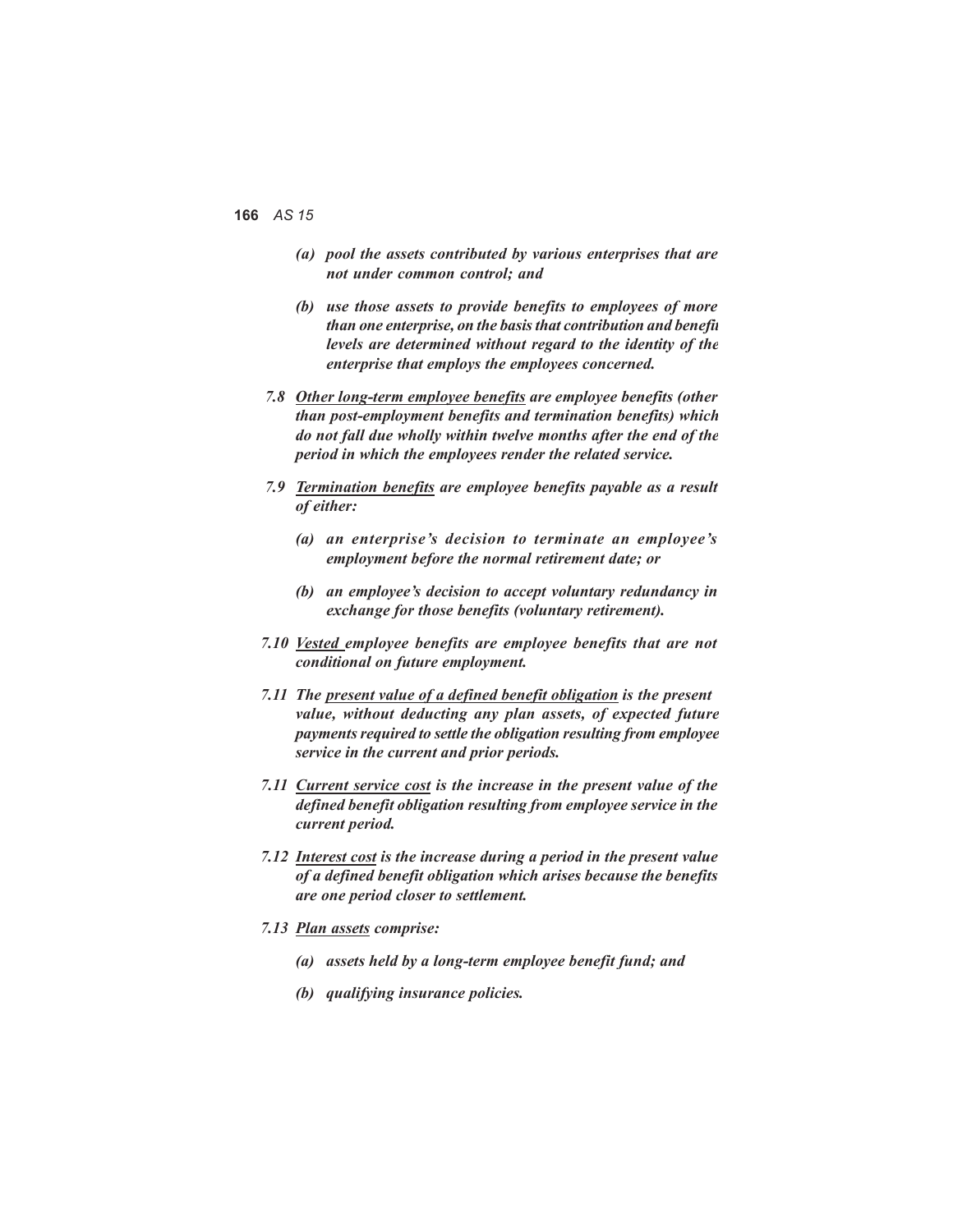***(a) pool the assets contributed by various enterprises that are not under common control; and***

***(b) use those assets to provide benefits to employees of more than one enterprise, on the basis that contribution and benefit levels are determined without regard to the identity of the enterprise that employs the employees concerned.***

***7.8 <u>Other long-term employee benefits</u> are employee benefits (other than post-employment benefits and termination benefits) which do not fall due wholly within twelve months after the end of the period in which the employees render the related service.***

***7.9 <u>Termination benefits</u> are employee benefits payable as a result of either:***

***(a) an enterprise's decision to terminate an employee's employment before the normal retirement date; or***

***(b) an employee's decision to accept voluntary redundancy in exchange for those benefits (voluntary retirement).***

***7.10 <u>Vested</u> employee benefits are employee benefits that are not conditional on future employment.***

***7.11 The <u>present value of a defined benefit obligation</u> is the present value, without deducting any plan assets, of expected future payments required to settle the obligation resulting from employee service in the current and prior periods.***

***7.11 <u>Current service cost</u> is the increase in the present value of the defined benefit obligation resulting from employee service in the current period.***

***7.12 <u>Interest cost</u> is the increase during a period in the present value of a defined benefit obligation which arises because the benefits are one period closer to settlement.***

***7.13 <u>Plan assets</u> comprise:***

***(a) assets held by a long-term employee benefit fund; and***

***(b) qualifying insurance policies.***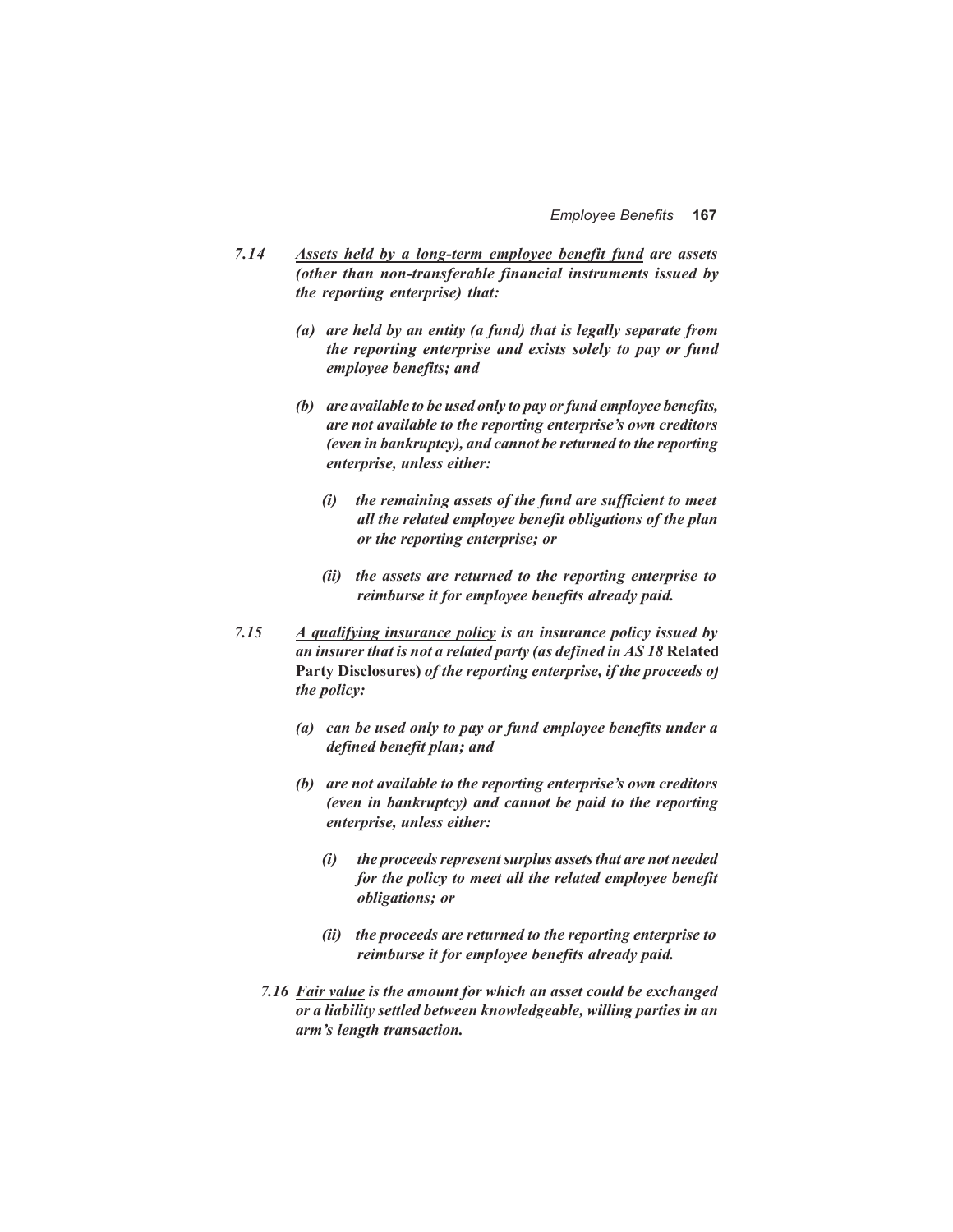7.14 ***<u>Assets held by a long-term employee benefit fund</u> are assets (other than non-transferable financial instruments issued by the reporting enterprise) that:***

- ***(a) are held by an entity (a fund) that is legally separate from the reporting enterprise and exists solely to pay or fund employee benefits; and***

- ***(b) are available to be used only to pay or fund employee benefits, are not available to the reporting enterprise's own creditors (even in bankruptcy), and cannot be returned to the reporting enterprise, unless either:***

  - ***(i) the remaining assets of the fund are sufficient to meet all the related employee benefit obligations of the plan or the reporting enterprise; or***

  - ***(ii) the assets are returned to the reporting enterprise to reimburse it for employee benefits already paid.***

7.15 ***<u>A qualifying insurance policy</u> is an insurance policy issued by an insurer that is not a related party (as defined in AS 18*** **Related Party Disclosures**) ***of the reporting enterprise, if the proceeds of the policy:***

- ***(a) can be used only to pay or fund employee benefits under a defined benefit plan; and***

- ***(b) are not available to the reporting enterprise's own creditors (even in bankruptcy) and cannot be paid to the reporting enterprise, unless either:***

  - ***(i) the proceeds represent surplus assets that are not needed for the policy to meet all the related employee benefit obligations; or***

  - ***(ii) the proceeds are returned to the reporting enterprise to reimburse it for employee benefits already paid.***

7.16 ***<u>Fair value</u> is the amount for which an asset could be exchanged or a liability settled between knowledgeable, willing parties in an arm's length transaction.***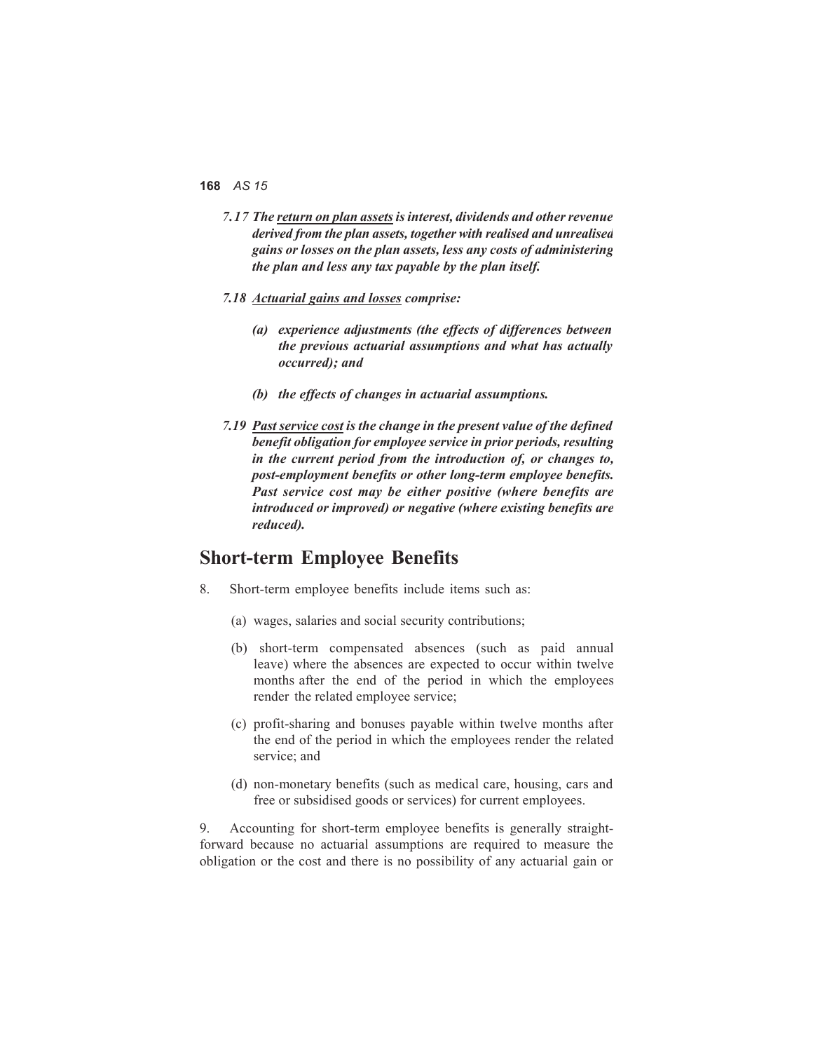***7.17 The <u>return on plan assets</u> is interest, dividends and other revenue derived from the plan assets, together with realised and unrealised gains or losses on the plan assets, less any costs of administering the plan and less any tax payable by the plan itself.***

***7.18 <u>Actuarial gains and losses</u> comprise:***

***(a) experience adjustments (the effects of differences between the previous actuarial assumptions and what has actually occurred); and***

***(b) the effects of changes in actuarial assumptions.***

***7.19 <u>Past service cost</u> is the change in the present value of the defined benefit obligation for employee service in prior periods, resulting in the current period from the introduction of, or changes to, post-employment benefits or other long-term employee benefits. Past service cost may be either positive (where benefits are introduced or improved) or negative (where existing benefits are reduced).***

## Short-term Employee Benefits

8. Short-term employee benefits include items such as:

   (a) wages, salaries and social security contributions;

   (b) short-term compensated absences (such as paid annual leave) where the absences are expected to occur within twelve months after the end of the period in which the employees render the related employee service;

   (c) profit-sharing and bonuses payable within twelve months after the end of the period in which the employees render the related service; and

   (d) non-monetary benefits (such as medical care, housing, cars and free or subsidised goods or services) for current employees.

9. Accounting for short-term employee benefits is generally straight-forward because no actuarial assumptions are required to measure the obligation or the cost and there is no possibility of any actuarial gain or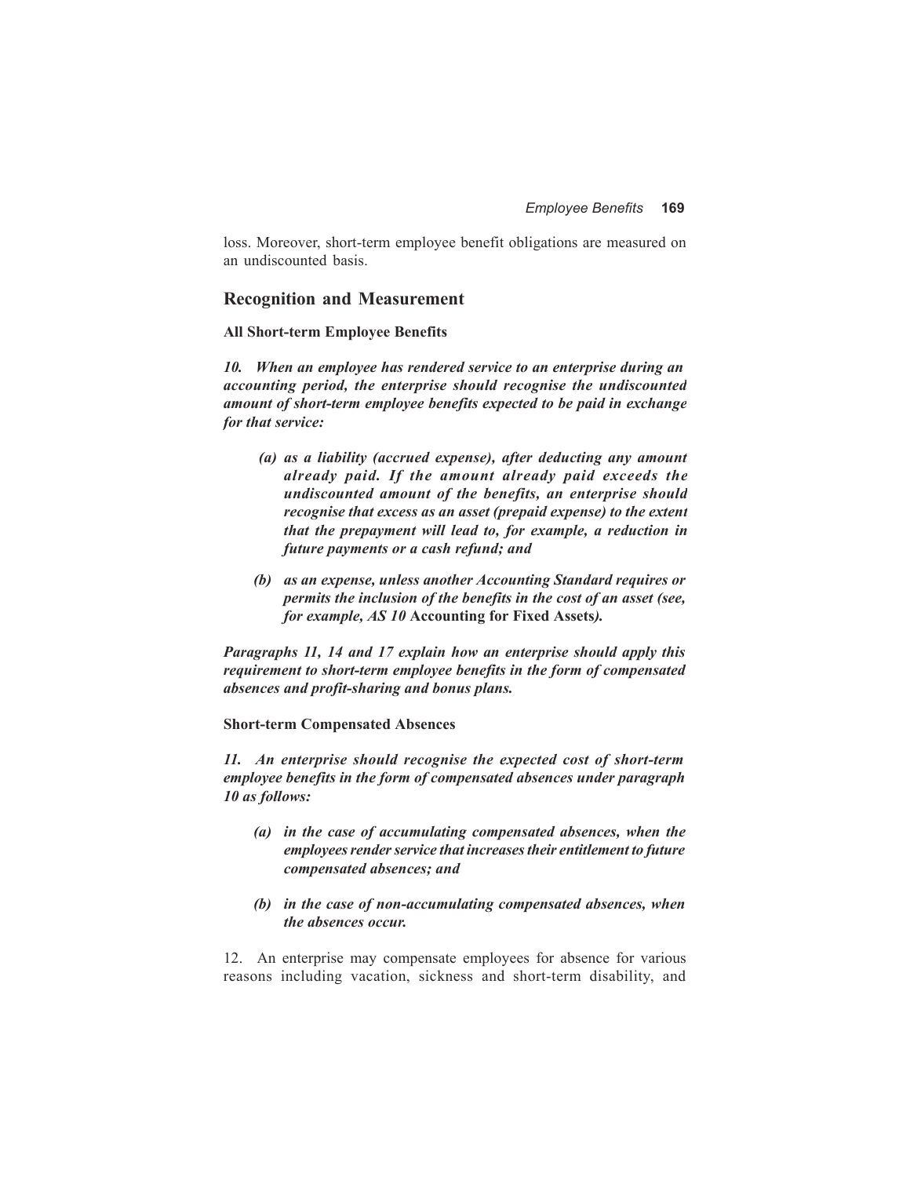loss. Moreover, short-term employee benefit obligations are measured on an undiscounted basis.

## Recognition and Measurement

### All Short-term Employee Benefits

***10. When an employee has rendered service to an enterprise during an accounting period, the enterprise should recognise the undiscounted amount of short-term employee benefits expected to be paid in exchange for that service:***

- ***(a) as a liability (accrued expense), after deducting any amount already paid. If the amount already paid exceeds the undiscounted amount of the benefits, an enterprise should recognise that excess as an asset (prepaid expense) to the extent that the prepayment will lead to, for example, a reduction in future payments or a cash refund; and***

- ***(b) as an expense, unless another Accounting Standard requires or permits the inclusion of the benefits in the cost of an asset (see, for example, AS 10*** **Accounting for Fixed Assets*****).***

***Paragraphs 11, 14 and 17 explain how an enterprise should apply this requirement to short-term employee benefits in the form of compensated absences and profit-sharing and bonus plans.***

### Short-term Compensated Absences

***11. An enterprise should recognise the expected cost of short-term employee benefits in the form of compensated absences under paragraph 10 as follows:***

- ***(a) in the case of accumulating compensated absences, when the employees render service that increases their entitlement to future compensated absences; and***

- ***(b) in the case of non-accumulating compensated absences, when the absences occur.***

12. An enterprise may compensate employees for absence for various reasons including vacation, sickness and short-term disability, and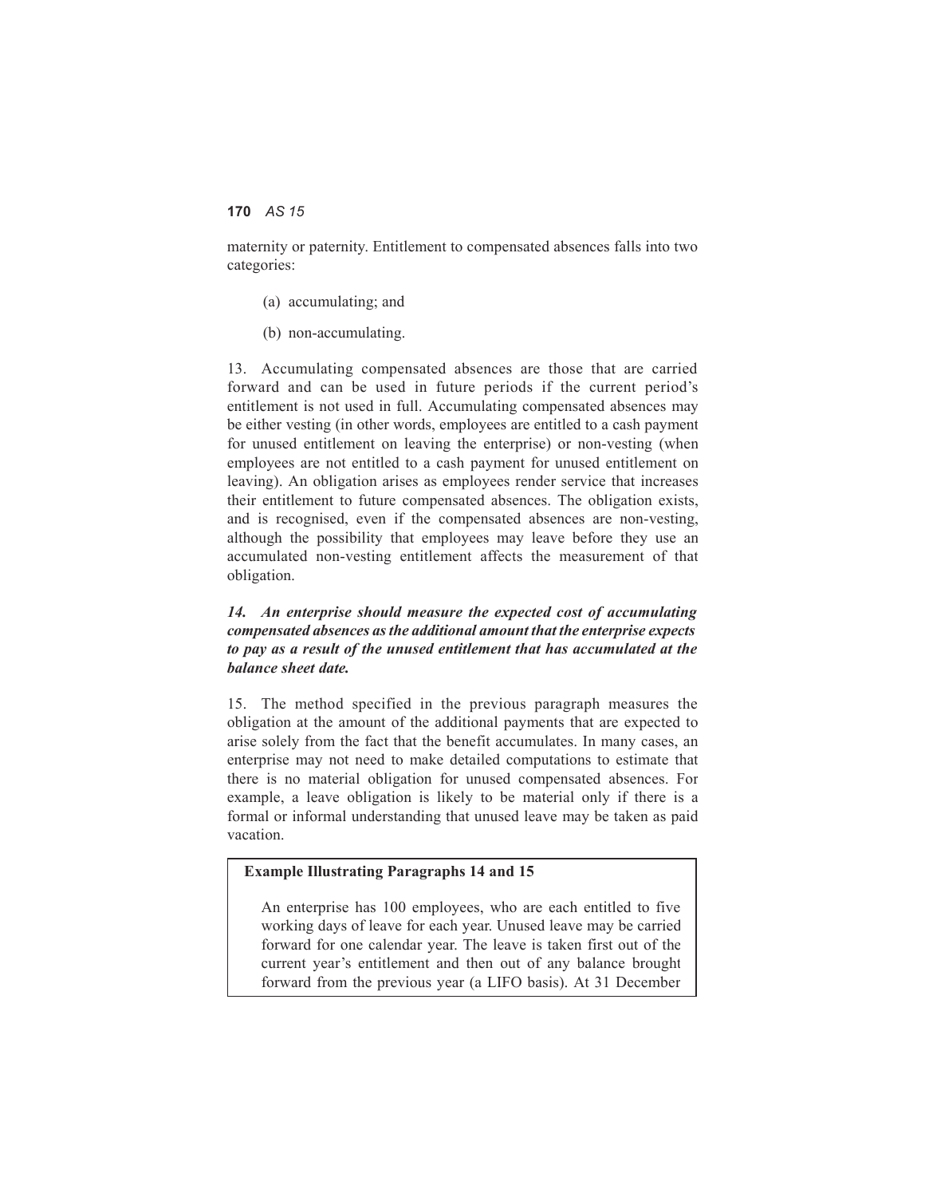maternity or paternity. Entitlement to compensated absences falls into two categories:

(a) accumulating; and

(b) non-accumulating.

13. Accumulating compensated absences are those that are carried forward and can be used in future periods if the current period's entitlement is not used in full. Accumulating compensated absences may be either vesting (in other words, employees are entitled to a cash payment for unused entitlement on leaving the enterprise) or non-vesting (when employees are not entitled to a cash payment for unused entitlement on leaving). An obligation arises as employees render service that increases their entitlement to future compensated absences. The obligation exists, and is recognised, even if the compensated absences are non-vesting, although the possibility that employees may leave before they use an accumulated non-vesting entitlement affects the measurement of that obligation.

***14. An enterprise should measure the expected cost of accumulating compensated absences as the additional amount that the enterprise expects to pay as a result of the unused entitlement that has accumulated at the balance sheet date.***

15. The method specified in the previous paragraph measures the obligation at the amount of the additional payments that are expected to arise solely from the fact that the benefit accumulates. In many cases, an enterprise may not need to make detailed computations to estimate that there is no material obligation for unused compensated absences. For example, a leave obligation is likely to be material only if there is a formal or informal understanding that unused leave may be taken as paid vacation.

**Example Illustrating Paragraphs 14 and 15**

An enterprise has 100 employees, who are each entitled to five working days of leave for each year. Unused leave may be carried forward for one calendar year. The leave is taken first out of the current year's entitlement and then out of any balance brought forward from the previous year (a LIFO basis). At 31 December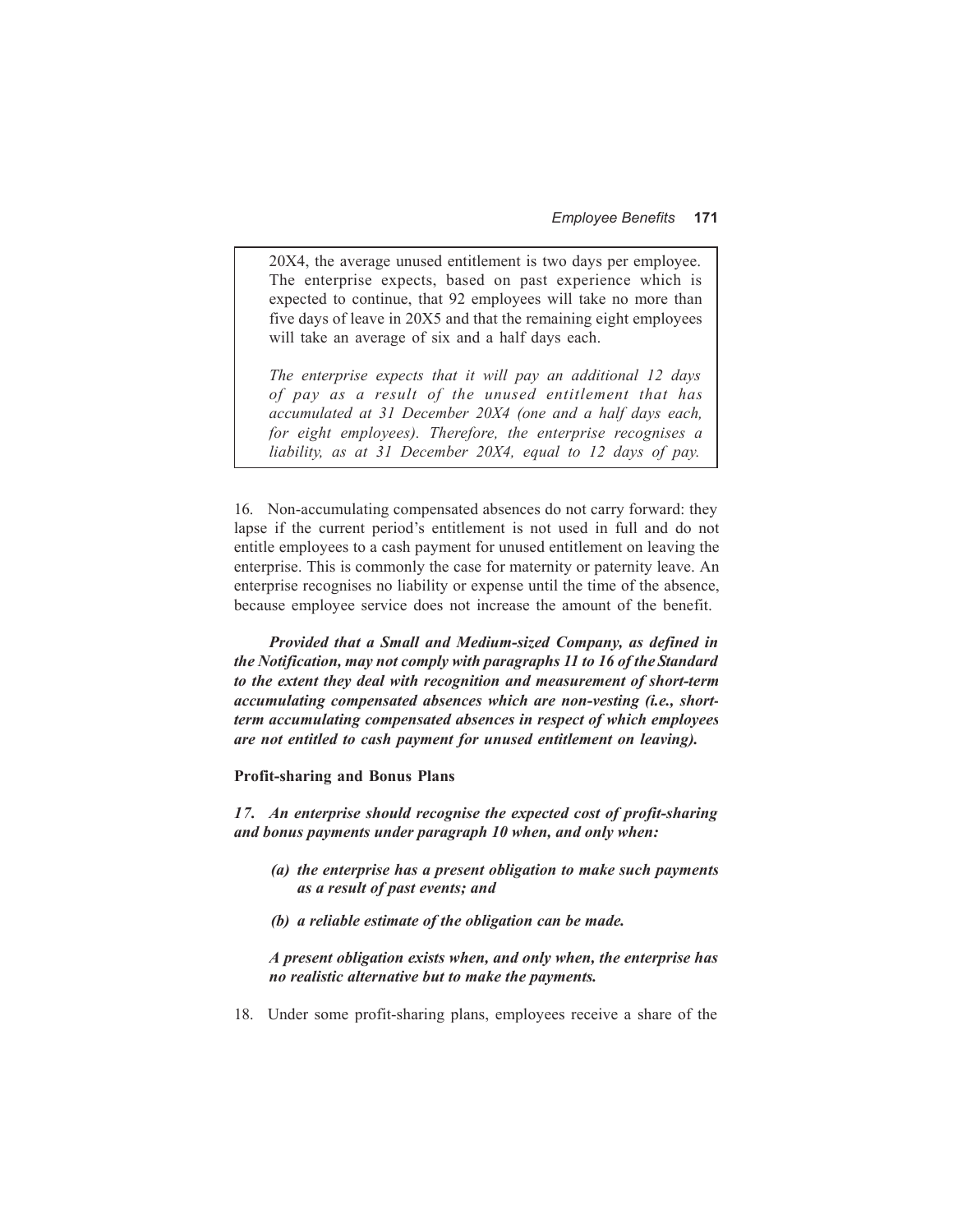> 20X4, the average unused entitlement is two days per employee. The enterprise expects, based on past experience which is expected to continue, that 92 employees will take no more than five days of leave in 20X5 and that the remaining eight employees will take an average of six and a half days each.
>
> *The enterprise expects that it will pay an additional 12 days of pay as a result of the unused entitlement that has accumulated at 31 December 20X4 (one and a half days each, for eight employees). Therefore, the enterprise recognises a liability, as at 31 December 20X4, equal to 12 days of pay.*

16. Non-accumulating compensated absences do not carry forward: they lapse if the current period's entitlement is not used in full and do not entitle employees to a cash payment for unused entitlement on leaving the enterprise. This is commonly the case for maternity or paternity leave. An enterprise recognises no liability or expense until the time of the absence, because employee service does not increase the amount of the benefit.

***Provided that a Small and Medium-sized Company, as defined in the Notification, may not comply with paragraphs 11 to 16 of the Standard to the extent they deal with recognition and measurement of short-term accumulating compensated absences which are non-vesting (i.e., short-term accumulating compensated absences in respect of which employees are not entitled to cash payment for unused entitlement on leaving).***

**Profit-sharing and Bonus Plans**

***17. An enterprise should recognise the expected cost of profit-sharing and bonus payments under paragraph 10 when, and only when:***

- ***(a) the enterprise has a present obligation to make such payments as a result of past events; and***
- ***(b) a reliable estimate of the obligation can be made.***

***A present obligation exists when, and only when, the enterprise has no realistic alternative but to make the payments.***

18. Under some profit-sharing plans, employees receive a share of the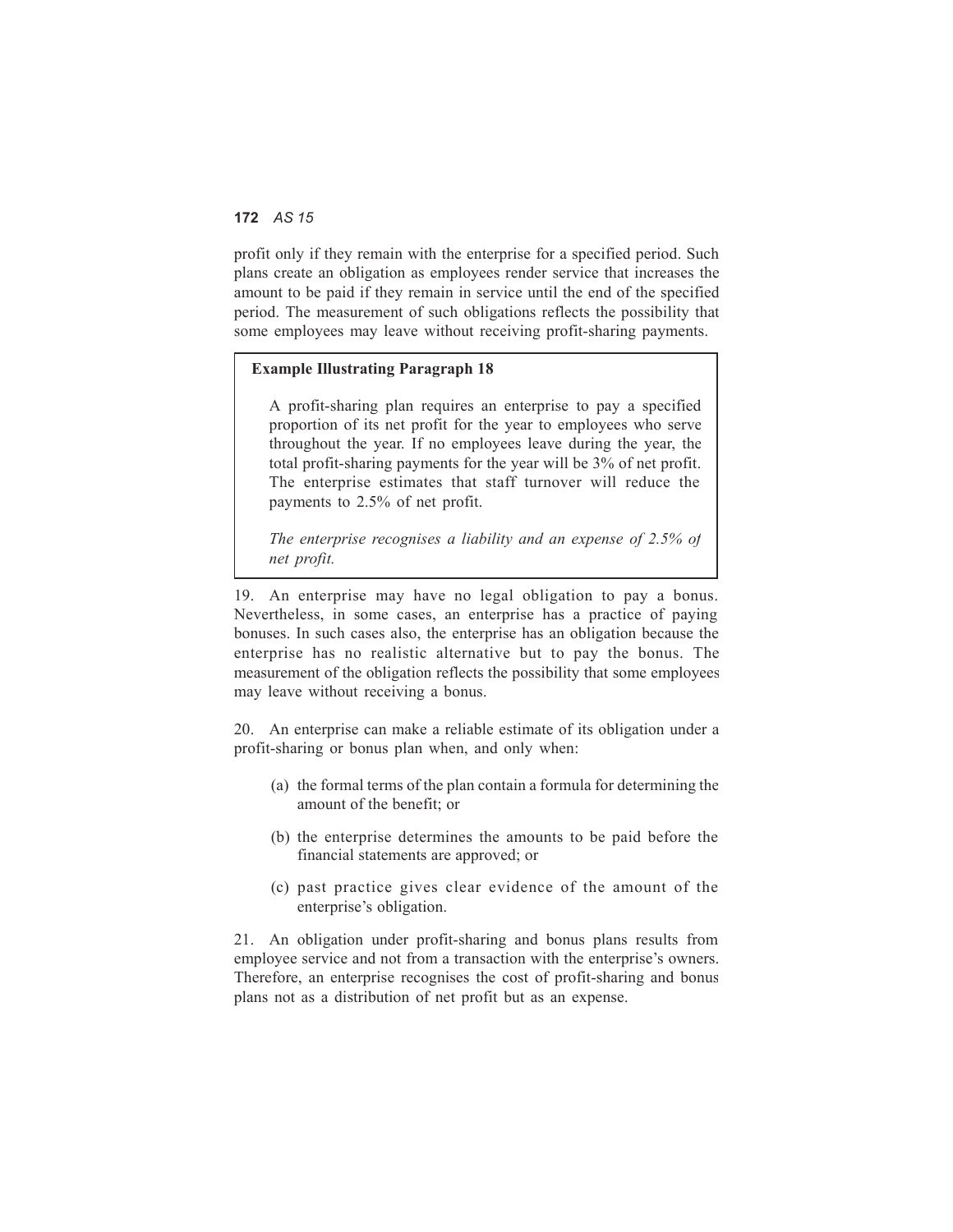profit only if they remain with the enterprise for a specified period. Such plans create an obligation as employees render service that increases the amount to be paid if they remain in service until the end of the specified period. The measurement of such obligations reflects the possibility that some employees may leave without receiving profit-sharing payments.

> **Example Illustrating Paragraph 18**
>
> A profit-sharing plan requires an enterprise to pay a specified proportion of its net profit for the year to employees who serve throughout the year. If no employees leave during the year, the total profit-sharing payments for the year will be 3% of net profit. The enterprise estimates that staff turnover will reduce the payments to 2.5% of net profit.
>
> *The enterprise recognises a liability and an expense of 2.5% of net profit.*

19. An enterprise may have no legal obligation to pay a bonus. Nevertheless, in some cases, an enterprise has a practice of paying bonuses. In such cases also, the enterprise has an obligation because the enterprise has no realistic alternative but to pay the bonus. The measurement of the obligation reflects the possibility that some employees may leave without receiving a bonus.

20. An enterprise can make a reliable estimate of its obligation under a profit-sharing or bonus plan when, and only when:

(a) the formal terms of the plan contain a formula for determining the amount of the benefit; or

(b) the enterprise determines the amounts to be paid before the financial statements are approved; or

(c) past practice gives clear evidence of the amount of the enterprise's obligation.

21. An obligation under profit-sharing and bonus plans results from employee service and not from a transaction with the enterprise's owners. Therefore, an enterprise recognises the cost of profit-sharing and bonus plans not as a distribution of net profit but as an expense.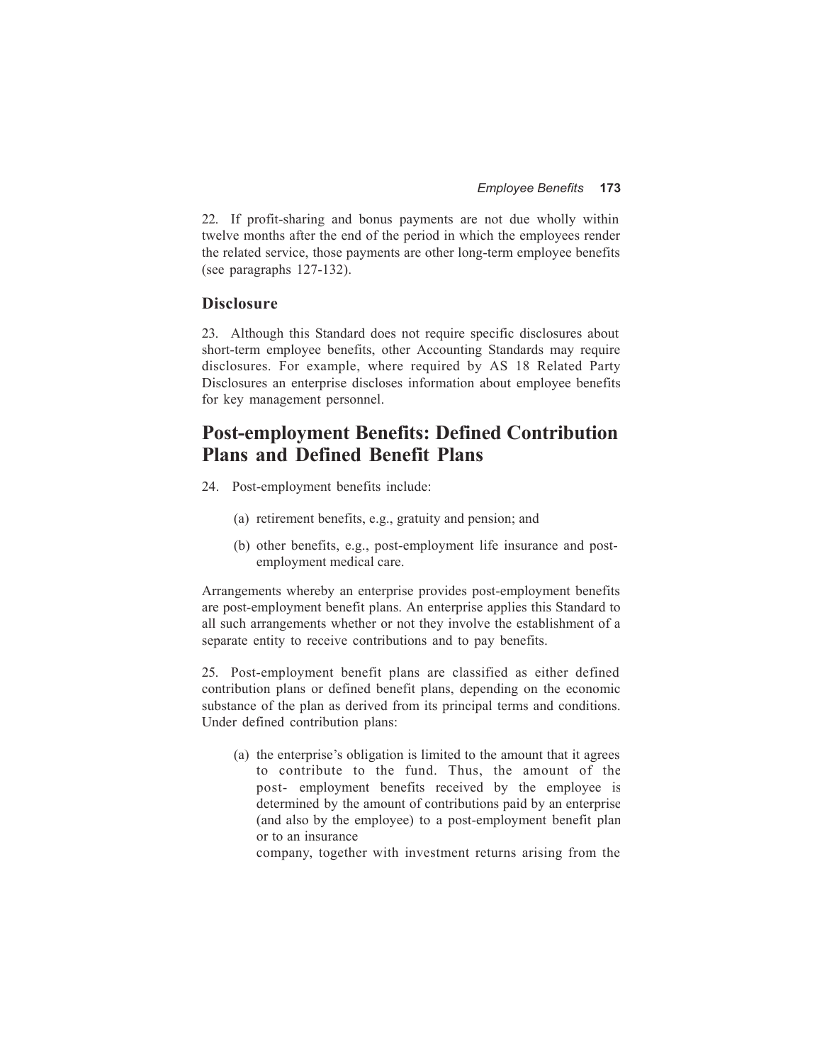22. If profit-sharing and bonus payments are not due wholly within twelve months after the end of the period in which the employees render the related service, those payments are other long-term employee benefits (see paragraphs 127-132).

### Disclosure

23. Although this Standard does not require specific disclosures about short-term employee benefits, other Accounting Standards may require disclosures. For example, where required by AS 18 Related Party Disclosures an enterprise discloses information about employee benefits for key management personnel.

## Post-employment Benefits: Defined Contribution Plans and Defined Benefit Plans

24. Post-employment benefits include:

(a) retirement benefits, e.g., gratuity and pension; and

(b) other benefits, e.g., post-employment life insurance and post-employment medical care.

Arrangements whereby an enterprise provides post-employment benefits are post-employment benefit plans. An enterprise applies this Standard to all such arrangements whether or not they involve the establishment of a separate entity to receive contributions and to pay benefits.

25. Post-employment benefit plans are classified as either defined contribution plans or defined benefit plans, depending on the economic substance of the plan as derived from its principal terms and conditions. Under defined contribution plans:

(a) the enterprise's obligation is limited to the amount that it agrees to contribute to the fund. Thus, the amount of the post- employment benefits received by the employee is determined by the amount of contributions paid by an enterprise (and also by the employee) to a post-employment benefit plan or to an insurance company, together with investment returns arising from the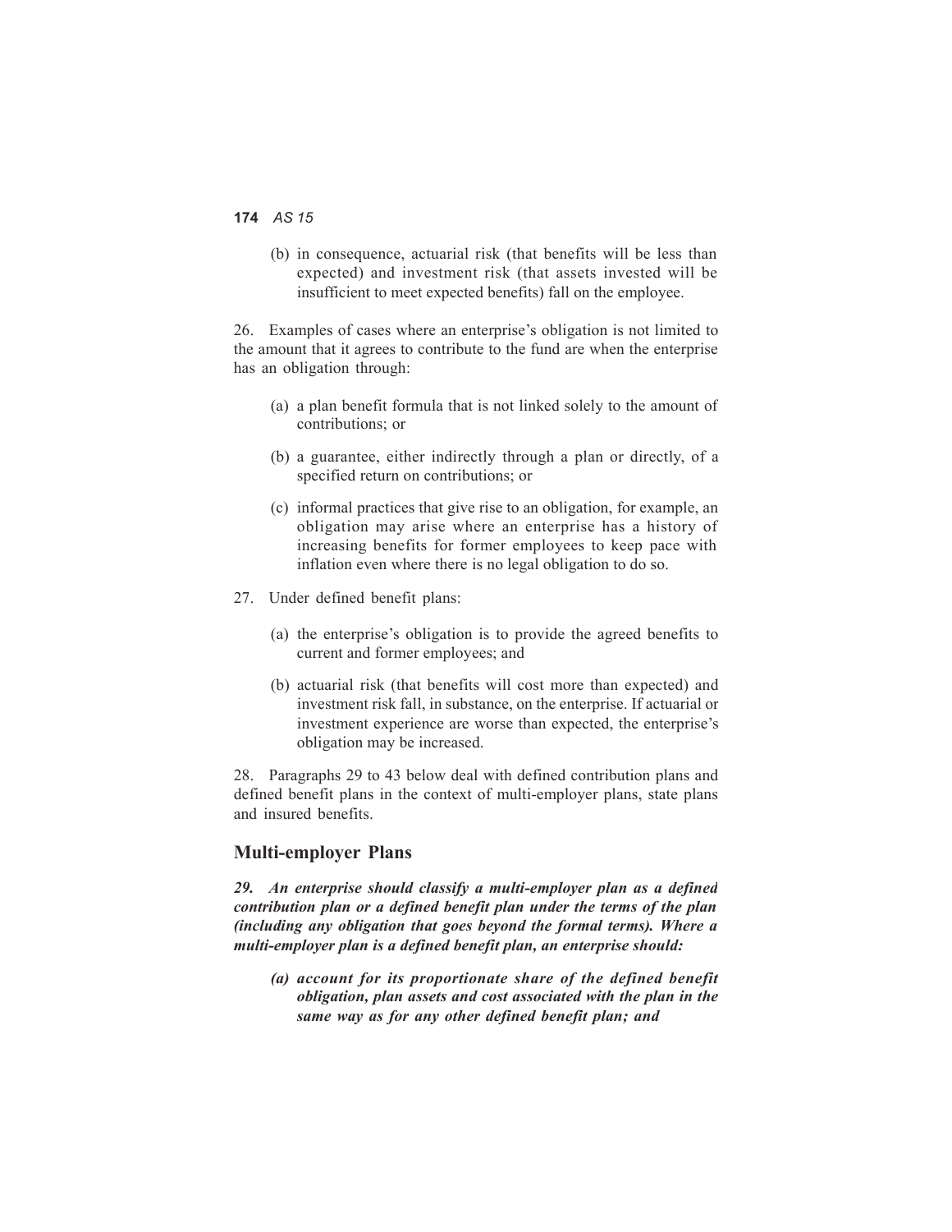(b) in consequence, actuarial risk (that benefits will be less than expected) and investment risk (that assets invested will be insufficient to meet expected benefits) fall on the employee.

26. Examples of cases where an enterprise's obligation is not limited to the amount that it agrees to contribute to the fund are when the enterprise has an obligation through:

(a) a plan benefit formula that is not linked solely to the amount of contributions; or

(b) a guarantee, either indirectly through a plan or directly, of a specified return on contributions; or

(c) informal practices that give rise to an obligation, for example, an obligation may arise where an enterprise has a history of increasing benefits for former employees to keep pace with inflation even where there is no legal obligation to do so.

27. Under defined benefit plans:

(a) the enterprise's obligation is to provide the agreed benefits to current and former employees; and

(b) actuarial risk (that benefits will cost more than expected) and investment risk fall, in substance, on the enterprise. If actuarial or investment experience are worse than expected, the enterprise's obligation may be increased.

28. Paragraphs 29 to 43 below deal with defined contribution plans and defined benefit plans in the context of multi-employer plans, state plans and insured benefits.

## Multi-employer Plans

***29. An enterprise should classify a multi-employer plan as a defined contribution plan or a defined benefit plan under the terms of the plan (including any obligation that goes beyond the formal terms). Where a multi-employer plan is a defined benefit plan, an enterprise should:***

***(a) account for its proportionate share of the defined benefit obligation, plan assets and cost associated with the plan in the same way as for any other defined benefit plan; and***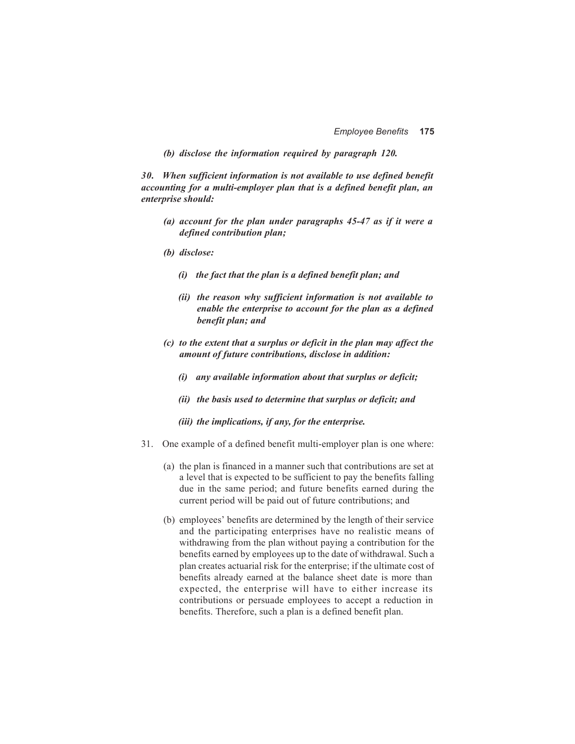***(b) disclose the information required by paragraph 120.***

***30. When sufficient information is not available to use defined benefit accounting for a multi-employer plan that is a defined benefit plan, an enterprise should:***

- ***(a) account for the plan under paragraphs 45-47 as if it were a defined contribution plan;***
- ***(b) disclose:***
  - ***(i) the fact that the plan is a defined benefit plan; and***
  - ***(ii) the reason why sufficient information is not available to enable the enterprise to account for the plan as a defined benefit plan; and***
- ***(c) to the extent that a surplus or deficit in the plan may affect the amount of future contributions, disclose in addition:***
  - ***(i) any available information about that surplus or deficit;***
  - ***(ii) the basis used to determine that surplus or deficit; and***
  - ***(iii) the implications, if any, for the enterprise.***

31. One example of a defined benefit multi-employer plan is one where:

- (a) the plan is financed in a manner such that contributions are set at a level that is expected to be sufficient to pay the benefits falling due in the same period; and future benefits earned during the current period will be paid out of future contributions; and
- (b) employees' benefits are determined by the length of their service and the participating enterprises have no realistic means of withdrawing from the plan without paying a contribution for the benefits earned by employees up to the date of withdrawal. Such a plan creates actuarial risk for the enterprise; if the ultimate cost of benefits already earned at the balance sheet date is more than expected, the enterprise will have to either increase its contributions or persuade employees to accept a reduction in benefits. Therefore, such a plan is a defined benefit plan.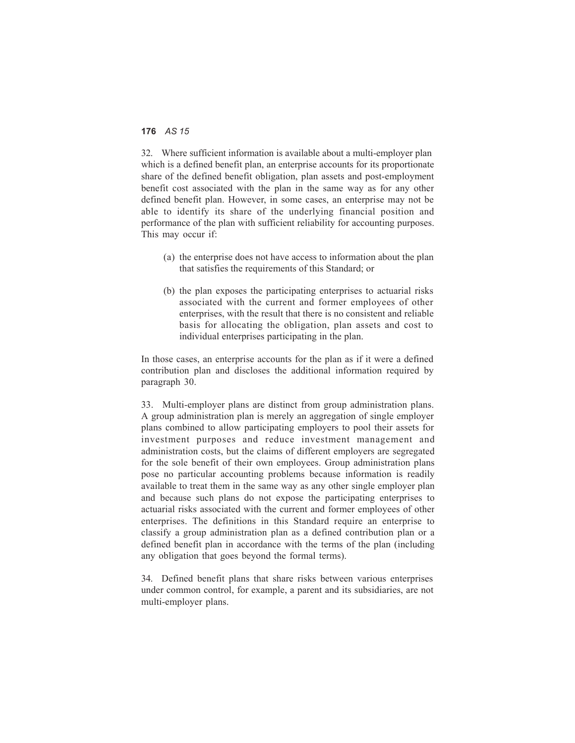32. Where sufficient information is available about a multi-employer plan which is a defined benefit plan, an enterprise accounts for its proportionate share of the defined benefit obligation, plan assets and post-employment benefit cost associated with the plan in the same way as for any other defined benefit plan. However, in some cases, an enterprise may not be able to identify its share of the underlying financial position and performance of the plan with sufficient reliability for accounting purposes. This may occur if:

(a) the enterprise does not have access to information about the plan that satisfies the requirements of this Standard; or

(b) the plan exposes the participating enterprises to actuarial risks associated with the current and former employees of other enterprises, with the result that there is no consistent and reliable basis for allocating the obligation, plan assets and cost to individual enterprises participating in the plan.

In those cases, an enterprise accounts for the plan as if it were a defined contribution plan and discloses the additional information required by paragraph 30.

33. Multi-employer plans are distinct from group administration plans. A group administration plan is merely an aggregation of single employer plans combined to allow participating employers to pool their assets for investment purposes and reduce investment management and administration costs, but the claims of different employers are segregated for the sole benefit of their own employees. Group administration plans pose no particular accounting problems because information is readily available to treat them in the same way as any other single employer plan and because such plans do not expose the participating enterprises to actuarial risks associated with the current and former employees of other enterprises. The definitions in this Standard require an enterprise to classify a group administration plan as a defined contribution plan or a defined benefit plan in accordance with the terms of the plan (including any obligation that goes beyond the formal terms).

34. Defined benefit plans that share risks between various enterprises under common control, for example, a parent and its subsidiaries, are not multi-employer plans.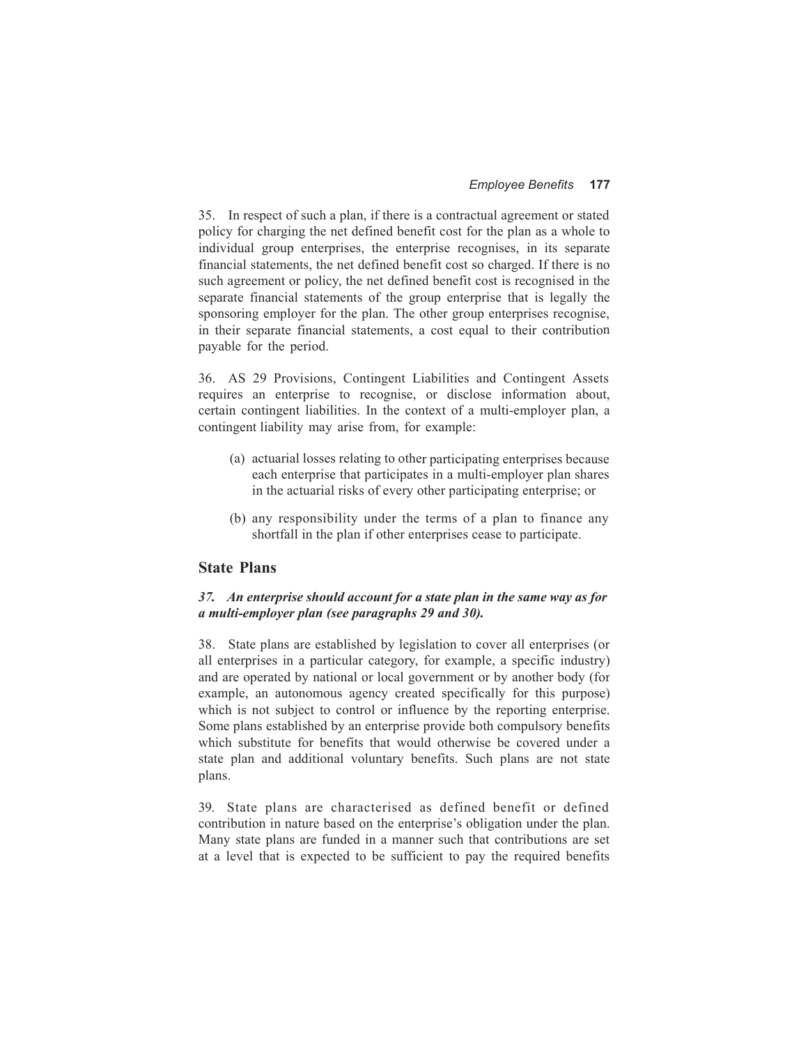35. In respect of such a plan, if there is a contractual agreement or stated policy for charging the net defined benefit cost for the plan as a whole to individual group enterprises, the enterprise recognises, in its separate financial statements, the net defined benefit cost so charged. If there is no such agreement or policy, the net defined benefit cost is recognised in the separate financial statements of the group enterprise that is legally the sponsoring employer for the plan. The other group enterprises recognise, in their separate financial statements, a cost equal to their contribution payable for the period.

36. AS 29 Provisions, Contingent Liabilities and Contingent Assets requires an enterprise to recognise, or disclose information about, certain contingent liabilities. In the context of a multi-employer plan, a contingent liability may arise from, for example:

(a) actuarial losses relating to other participating enterprises because each enterprise that participates in a multi-employer plan shares in the actuarial risks of every other participating enterprise; or

(b) any responsibility under the terms of a plan to finance any shortfall in the plan if other enterprises cease to participate.

## State Plans

***37. An enterprise should account for a state plan in the same way as for a multi-employer plan (see paragraphs 29 and 30).***

38. State plans are established by legislation to cover all enterprises (or all enterprises in a particular category, for example, a specific industry) and are operated by national or local government or by another body (for example, an autonomous agency created specifically for this purpose) which is not subject to control or influence by the reporting enterprise. Some plans established by an enterprise provide both compulsory benefits which substitute for benefits that would otherwise be covered under a state plan and additional voluntary benefits. Such plans are not state plans.

39. State plans are characterised as defined benefit or defined contribution in nature based on the enterprise's obligation under the plan. Many state plans are funded in a manner such that contributions are set at a level that is expected to be sufficient to pay the required benefits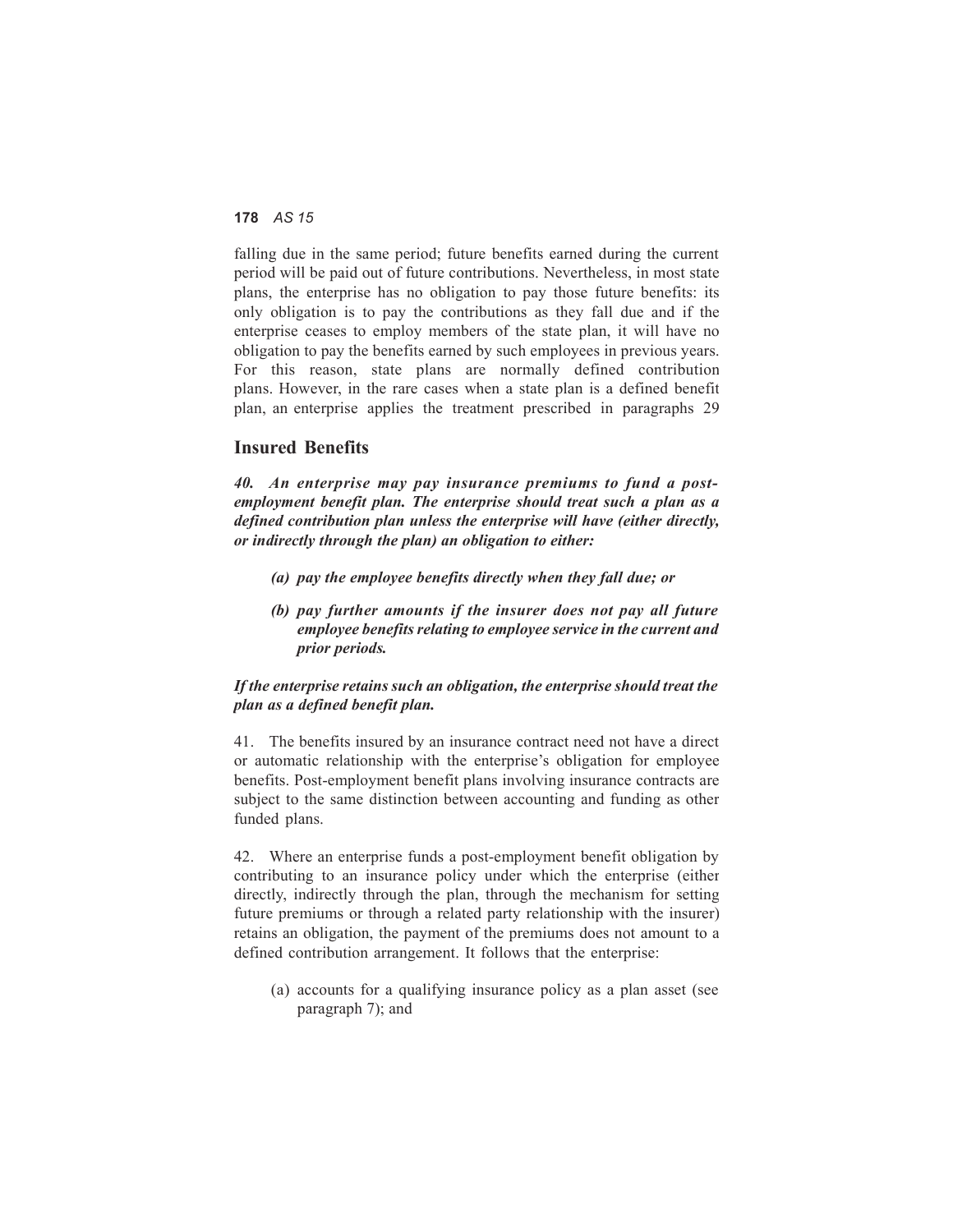falling due in the same period; future benefits earned during the current period will be paid out of future contributions. Nevertheless, in most state plans, the enterprise has no obligation to pay those future benefits: its only obligation is to pay the contributions as they fall due and if the enterprise ceases to employ members of the state plan, it will have no obligation to pay the benefits earned by such employees in previous years. For this reason, state plans are normally defined contribution plans. However, in the rare cases when a state plan is a defined benefit plan, an enterprise applies the treatment prescribed in paragraphs 29

## Insured Benefits

***40. An enterprise may pay insurance premiums to fund a post-employment benefit plan. The enterprise should treat such a plan as a defined contribution plan unless the enterprise will have (either directly, or indirectly through the plan) an obligation to either:***

- ***(a) pay the employee benefits directly when they fall due; or***
- ***(b) pay further amounts if the insurer does not pay all future employee benefits relating to employee service in the current and prior periods.***

***If the enterprise retains such an obligation, the enterprise should treat the plan as a defined benefit plan.***

41. The benefits insured by an insurance contract need not have a direct or automatic relationship with the enterprise's obligation for employee benefits. Post-employment benefit plans involving insurance contracts are subject to the same distinction between accounting and funding as other funded plans.

42. Where an enterprise funds a post-employment benefit obligation by contributing to an insurance policy under which the enterprise (either directly, indirectly through the plan, through the mechanism for setting future premiums or through a related party relationship with the insurer) retains an obligation, the payment of the premiums does not amount to a defined contribution arrangement. It follows that the enterprise:

- (a) accounts for a qualifying insurance policy as a plan asset (see paragraph 7); and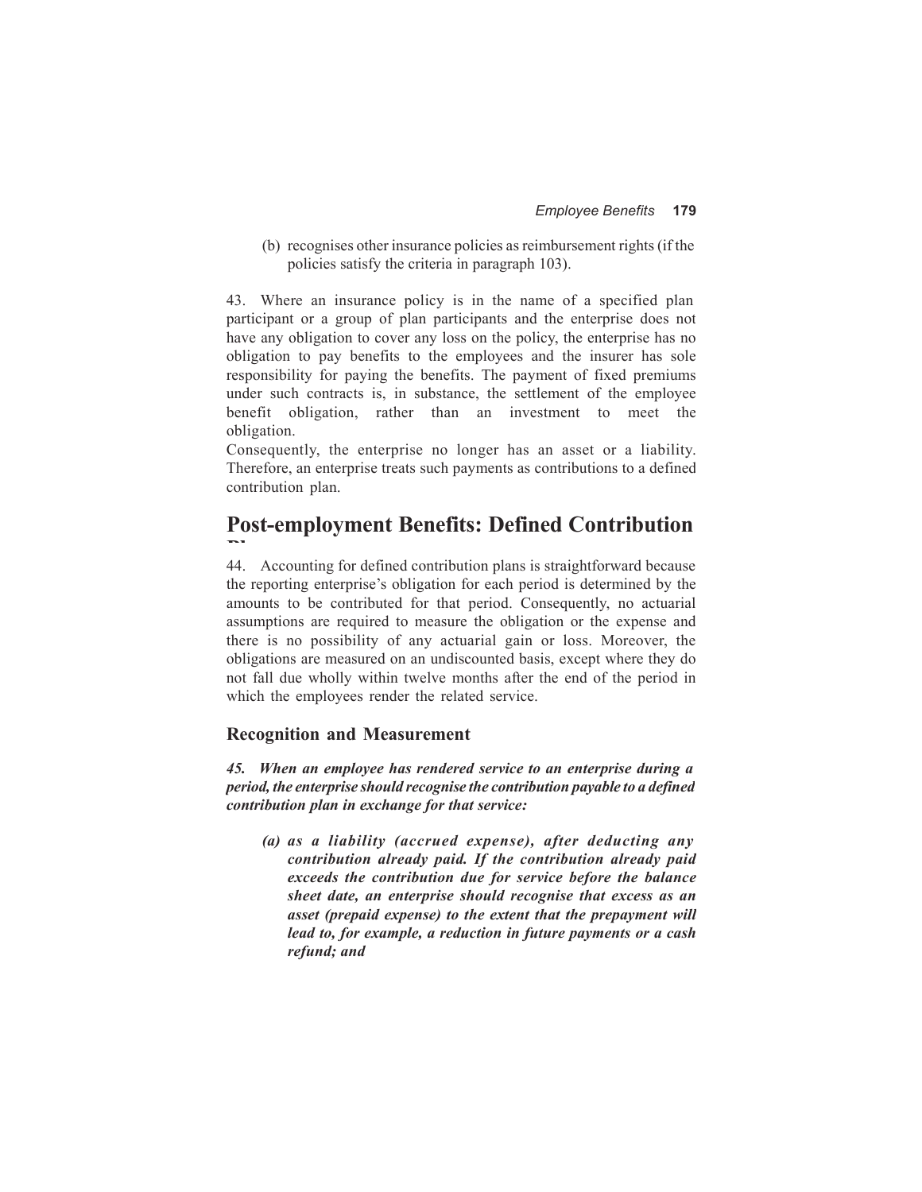(b) recognises other insurance policies as reimbursement rights (if the policies satisfy the criteria in paragraph 103).

43. Where an insurance policy is in the name of a specified plan participant or a group of plan participants and the enterprise does not have any obligation to cover any loss on the policy, the enterprise has no obligation to pay benefits to the employees and the insurer has sole responsibility for paying the benefits. The payment of fixed premiums under such contracts is, in substance, the settlement of the employee benefit obligation, rather than an investment to meet the obligation.

Consequently, the enterprise no longer has an asset or a liability. Therefore, an enterprise treats such payments as contributions to a defined contribution plan.

## Post-employment Benefits: Defined Contribution Plans

44. Accounting for defined contribution plans is straightforward because the reporting enterprise's obligation for each period is determined by the amounts to be contributed for that period. Consequently, no actuarial assumptions are required to measure the obligation or the expense and there is no possibility of any actuarial gain or loss. Moreover, the obligations are measured on an undiscounted basis, except where they do not fall due wholly within twelve months after the end of the period in which the employees render the related service.

### Recognition and Measurement

***45. When an employee has rendered service to an enterprise during a period, the enterprise should recognise the contribution payable to a defined contribution plan in exchange for that service:***

***(a) as a liability (accrued expense), after deducting any contribution already paid. If the contribution already paid exceeds the contribution due for service before the balance sheet date, an enterprise should recognise that excess as an asset (prepaid expense) to the extent that the prepayment will lead to, for example, a reduction in future payments or a cash refund; and***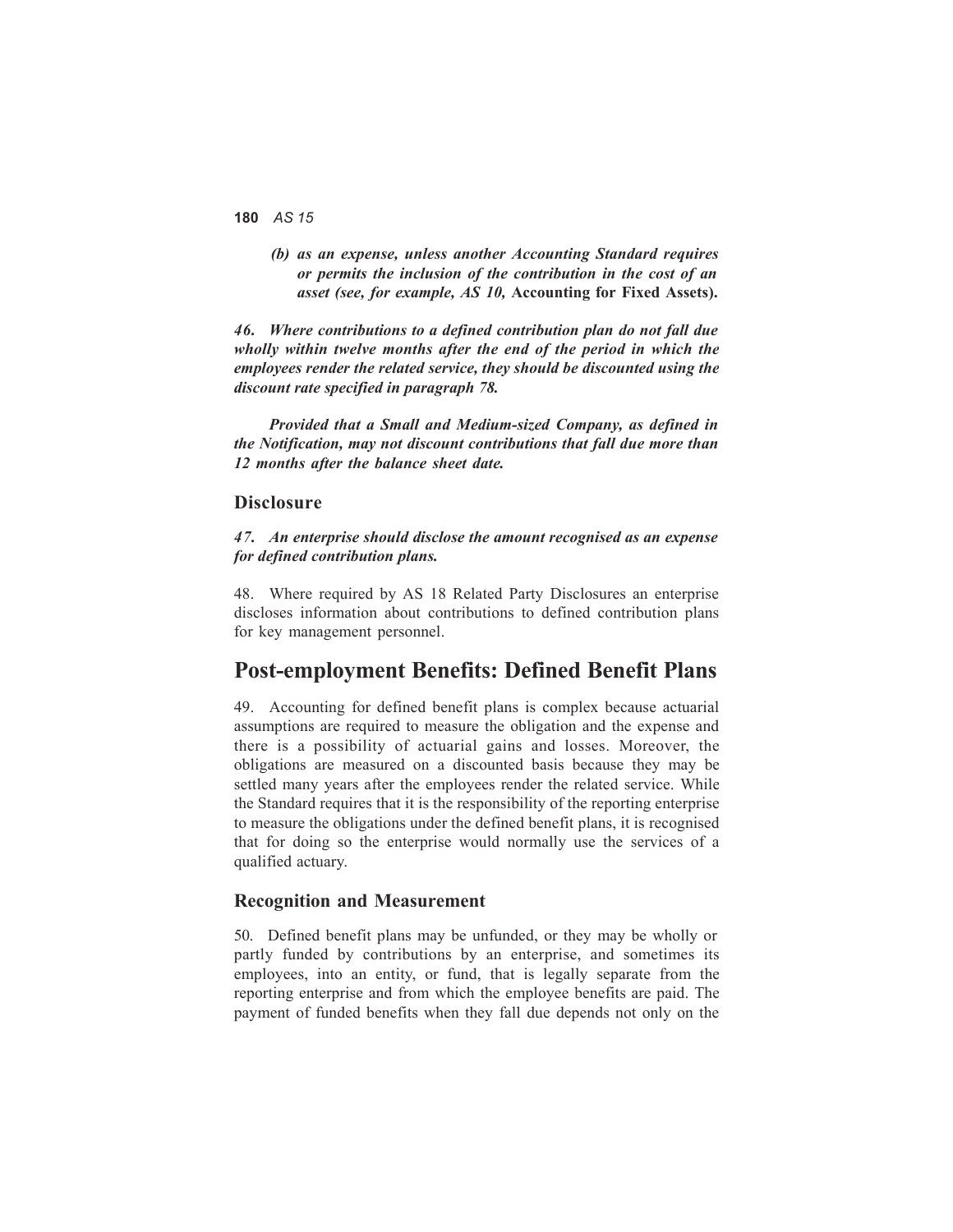*(b) as an expense, unless another Accounting Standard requires or permits the inclusion of the contribution in the cost of an asset (see, for example, AS 10,* **Accounting for Fixed Assets).**

***46. Where contributions to a defined contribution plan do not fall due wholly within twelve months after the end of the period in which the employees render the related service, they should be discounted using the discount rate specified in paragraph 78.***

***Provided that a Small and Medium-sized Company, as defined in the Notification, may not discount contributions that fall due more than 12 months after the balance sheet date.***

### Disclosure

***47. An enterprise should disclose the amount recognised as an expense for defined contribution plans.***

48. Where required by AS 18 Related Party Disclosures an enterprise discloses information about contributions to defined contribution plans for key management personnel.

## Post-employment Benefits: Defined Benefit Plans

49. Accounting for defined benefit plans is complex because actuarial assumptions are required to measure the obligation and the expense and there is a possibility of actuarial gains and losses. Moreover, the obligations are measured on a discounted basis because they may be settled many years after the employees render the related service. While the Standard requires that it is the responsibility of the reporting enterprise to measure the obligations under the defined benefit plans, it is recognised that for doing so the enterprise would normally use the services of a qualified actuary.

### Recognition and Measurement

50. Defined benefit plans may be unfunded, or they may be wholly or partly funded by contributions by an enterprise, and sometimes its employees, into an entity, or fund, that is legally separate from the reporting enterprise and from which the employee benefits are paid. The payment of funded benefits when they fall due depends not only on the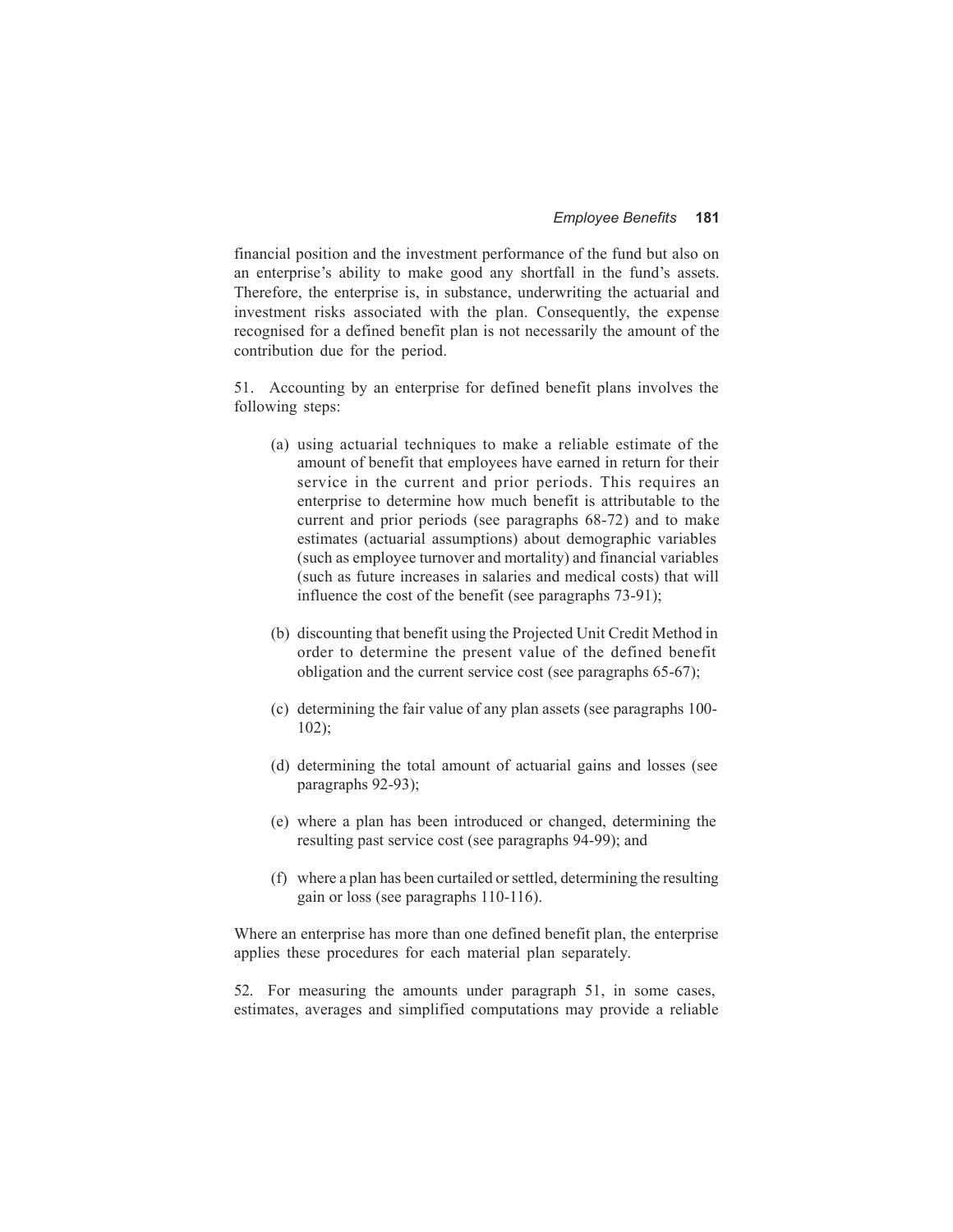financial position and the investment performance of the fund but also on an enterprise's ability to make good any shortfall in the fund's assets. Therefore, the enterprise is, in substance, underwriting the actuarial and investment risks associated with the plan. Consequently, the expense recognised for a defined benefit plan is not necessarily the amount of the contribution due for the period.

51. Accounting by an enterprise for defined benefit plans involves the following steps:

(a) using actuarial techniques to make a reliable estimate of the amount of benefit that employees have earned in return for their service in the current and prior periods. This requires an enterprise to determine how much benefit is attributable to the current and prior periods (see paragraphs 68-72) and to make estimates (actuarial assumptions) about demographic variables (such as employee turnover and mortality) and financial variables (such as future increases in salaries and medical costs) that will influence the cost of the benefit (see paragraphs 73-91);

(b) discounting that benefit using the Projected Unit Credit Method in order to determine the present value of the defined benefit obligation and the current service cost (see paragraphs 65-67);

(c) determining the fair value of any plan assets (see paragraphs 100-102);

(d) determining the total amount of actuarial gains and losses (see paragraphs 92-93);

(e) where a plan has been introduced or changed, determining the resulting past service cost (see paragraphs 94-99); and

(f) where a plan has been curtailed or settled, determining the resulting gain or loss (see paragraphs 110-116).

Where an enterprise has more than one defined benefit plan, the enterprise applies these procedures for each material plan separately.

52. For measuring the amounts under paragraph 51, in some cases, estimates, averages and simplified computations may provide a reliable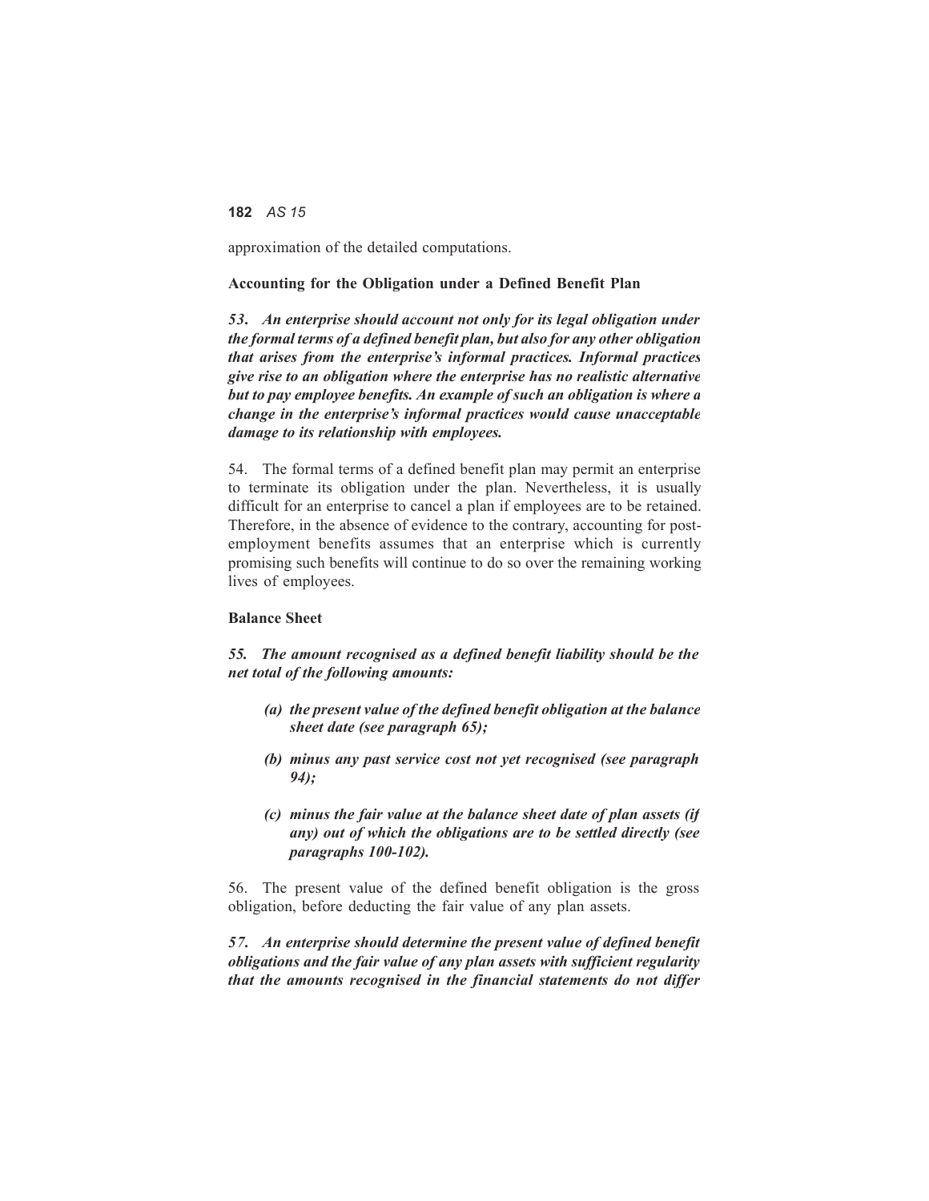approximation of the detailed computations.

### Accounting for the Obligation under a Defined Benefit Plan

***53. An enterprise should account not only for its legal obligation under the formal terms of a defined benefit plan, but also for any other obligation that arises from the enterprise's informal practices. Informal practices give rise to an obligation where the enterprise has no realistic alternative but to pay employee benefits. An example of such an obligation is where a change in the enterprise's informal practices would cause unacceptable damage to its relationship with employees.***

54. The formal terms of a defined benefit plan may permit an enterprise to terminate its obligation under the plan. Nevertheless, it is usually difficult for an enterprise to cancel a plan if employees are to be retained. Therefore, in the absence of evidence to the contrary, accounting for post-employment benefits assumes that an enterprise which is currently promising such benefits will continue to do so over the remaining working lives of employees.

### Balance Sheet

***55. The amount recognised as a defined benefit liability should be the net total of the following amounts:***

- ***(a) the present value of the defined benefit obligation at the balance sheet date (see paragraph 65);***
- ***(b) minus any past service cost not yet recognised (see paragraph 94);***
- ***(c) minus the fair value at the balance sheet date of plan assets (if any) out of which the obligations are to be settled directly (see paragraphs 100-102).***

56. The present value of the defined benefit obligation is the gross obligation, before deducting the fair value of any plan assets.

***57. An enterprise should determine the present value of defined benefit obligations and the fair value of any plan assets with sufficient regularity that the amounts recognised in the financial statements do not differ***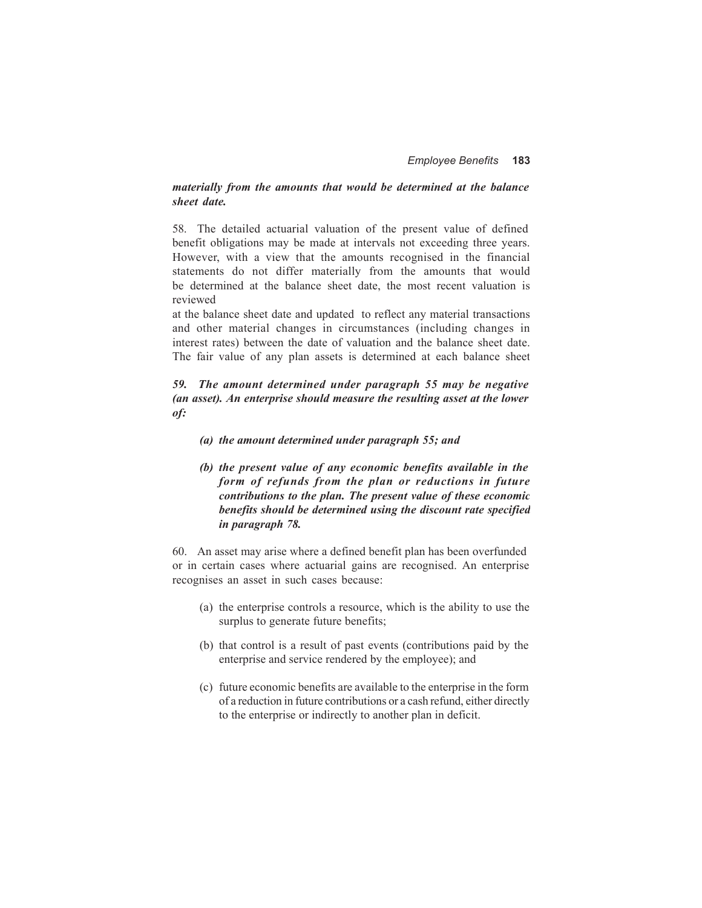***materially from the amounts that would be determined at the balance sheet date.***

58. The detailed actuarial valuation of the present value of defined benefit obligations may be made at intervals not exceeding three years. However, with a view that the amounts recognised in the financial statements do not differ materially from the amounts that would be determined at the balance sheet date, the most recent valuation is reviewed

at the balance sheet date and updated to reflect any material transactions and other material changes in circumstances (including changes in interest rates) between the date of valuation and the balance sheet date. The fair value of any plan assets is determined at each balance sheet

***59. The amount determined under paragraph 55 may be negative (an asset). An enterprise should measure the resulting asset at the lower of:***

- ***(a) the amount determined under paragraph 55; and***
- ***(b) the present value of any economic benefits available in the form of refunds from the plan or reductions in future contributions to the plan. The present value of these economic benefits should be determined using the discount rate specified in paragraph 78.***

60. An asset may arise where a defined benefit plan has been overfunded or in certain cases where actuarial gains are recognised. An enterprise recognises an asset in such cases because:

- (a) the enterprise controls a resource, which is the ability to use the surplus to generate future benefits;
- (b) that control is a result of past events (contributions paid by the enterprise and service rendered by the employee); and
- (c) future economic benefits are available to the enterprise in the form of a reduction in future contributions or a cash refund, either directly to the enterprise or indirectly to another plan in deficit.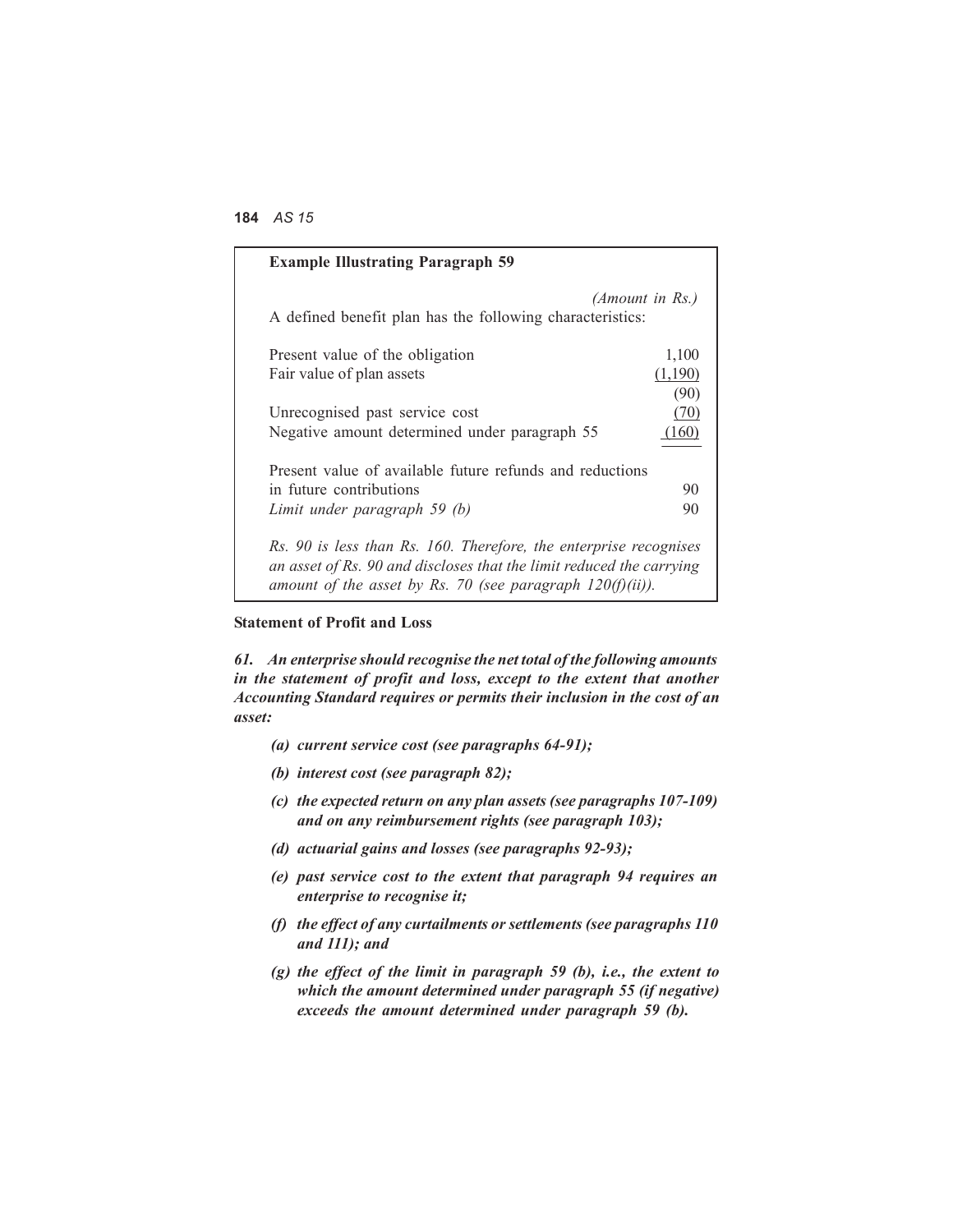**Example Illustrating Paragraph 59**

*(Amount in Rs.)*

A defined benefit plan has the following characteristics:

| | |
|---|---:|
| Present value of the obligation | 1,100 |
| Fair value of plan assets | (1,190) |
| | (90) |
| Unrecognised past service cost | (70) |
| Negative amount determined under paragraph 55 | (160) |
| Present value of available future refunds and reductions in future contributions | 90 |
| *Limit under paragraph 59 (b)* | 90 |

*Rs. 90 is less than Rs. 160. Therefore, the enterprise recognises an asset of Rs. 90 and discloses that the limit reduced the carrying amount of the asset by Rs. 70 (see paragraph 120(f)(ii)).*

### Statement of Profit and Loss

***61. An enterprise should recognise the net total of the following amounts in the statement of profit and loss, except to the extent that another Accounting Standard requires or permits their inclusion in the cost of an asset:***

- ***(a) current service cost (see paragraphs 64-91);***
- ***(b) interest cost (see paragraph 82);***
- ***(c) the expected return on any plan assets (see paragraphs 107-109) and on any reimbursement rights (see paragraph 103);***
- ***(d) actuarial gains and losses (see paragraphs 92-93);***
- ***(e) past service cost to the extent that paragraph 94 requires an enterprise to recognise it;***
- ***(f) the effect of any curtailments or settlements (see paragraphs 110 and 111); and***
- ***(g) the effect of the limit in paragraph 59 (b), i.e., the extent to which the amount determined under paragraph 55 (if negative) exceeds the amount determined under paragraph 59 (b).***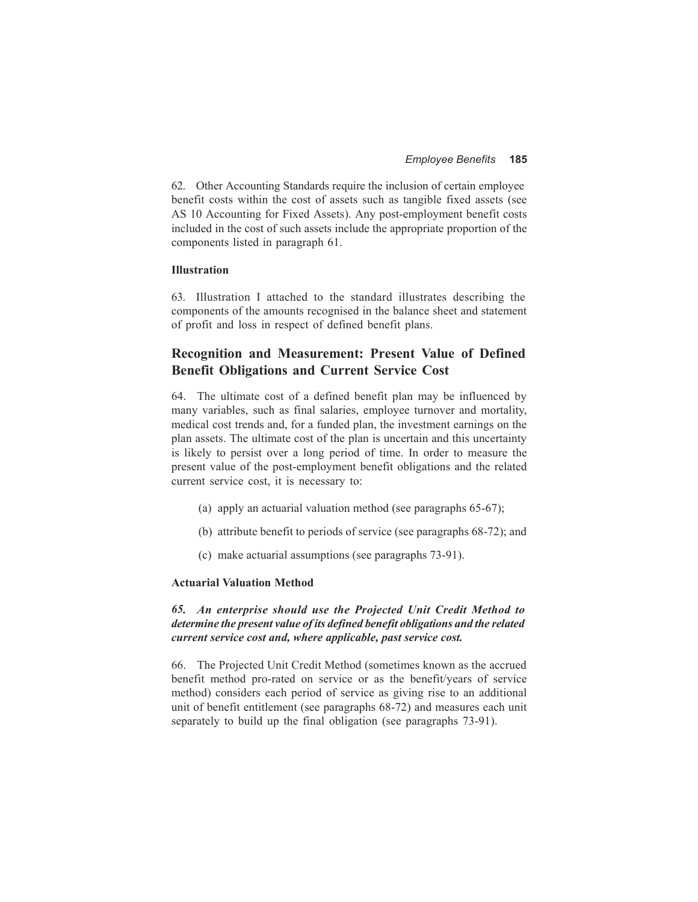62. Other Accounting Standards require the inclusion of certain employee benefit costs within the cost of assets such as tangible fixed assets (see AS 10 Accounting for Fixed Assets). Any post-employment benefit costs included in the cost of such assets include the appropriate proportion of the components listed in paragraph 61.

### Illustration

63. Illustration I attached to the standard illustrates describing the components of the amounts recognised in the balance sheet and statement of profit and loss in respect of defined benefit plans.

## Recognition and Measurement: Present Value of Defined Benefit Obligations and Current Service Cost

64. The ultimate cost of a defined benefit plan may be influenced by many variables, such as final salaries, employee turnover and mortality, medical cost trends and, for a funded plan, the investment earnings on the plan assets. The ultimate cost of the plan is uncertain and this uncertainty is likely to persist over a long period of time. In order to measure the present value of the post-employment benefit obligations and the related current service cost, it is necessary to:

(a) apply an actuarial valuation method (see paragraphs 65-67);

(b) attribute benefit to periods of service (see paragraphs 68-72); and

(c) make actuarial assumptions (see paragraphs 73-91).

### Actuarial Valuation Method

***65. An enterprise should use the Projected Unit Credit Method to determine the present value of its defined benefit obligations and the related current service cost and, where applicable, past service cost.***

66. The Projected Unit Credit Method (sometimes known as the accrued benefit method pro-rated on service or as the benefit/years of service method) considers each period of service as giving rise to an additional unit of benefit entitlement (see paragraphs 68-72) and measures each unit separately to build up the final obligation (see paragraphs 73-91).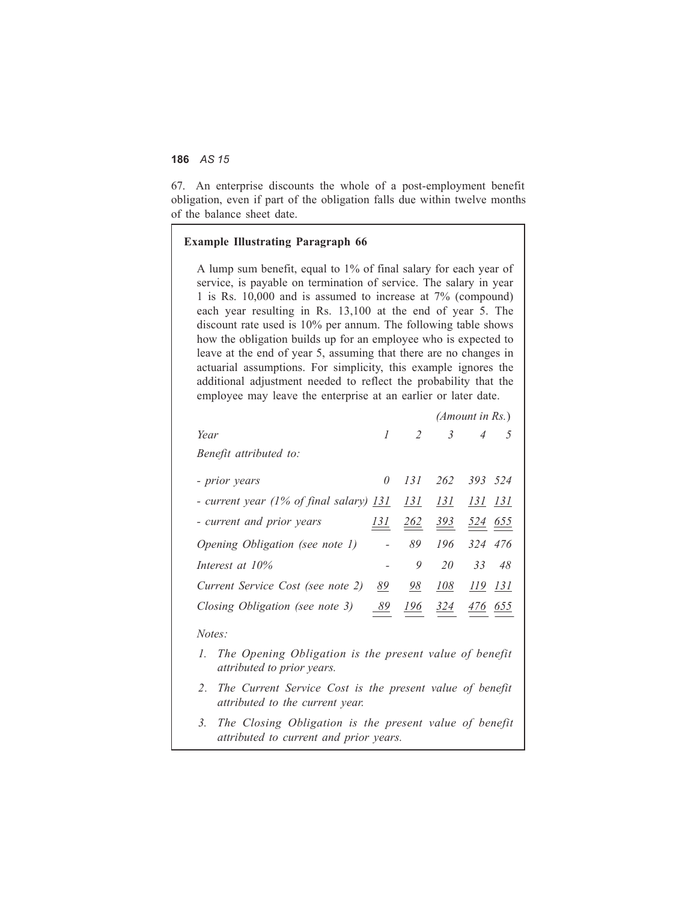67. An enterprise discounts the whole of a post-employment benefit obligation, even if part of the obligation falls due within twelve months of the balance sheet date.

**Example Illustrating Paragraph 66**

A lump sum benefit, equal to 1% of final salary for each year of service, is payable on termination of service. The salary in year 1 is Rs. 10,000 and is assumed to increase at 7% (compound) each year resulting in Rs. 13,100 at the end of year 5. The discount rate used is 10% per annum. The following table shows how the obligation builds up for an employee who is expected to leave at the end of year 5, assuming that there are no changes in actuarial assumptions. For simplicity, this example ignores the additional adjustment needed to reflect the probability that the employee may leave the enterprise at an earlier or later date.

*(Amount in Rs.)*

| *Year* | *1* | *2* | *3* | *4* | *5* |
|---|---|---|---|---|---|
| *Benefit attributed to:* | | | | | |
| *- prior years* | *0* | *131* | *262* | *393* | *524* |
| *- current year (1% of final salary)* | *131* | *131* | *131* | *131* | *131* |
| *- current and prior years* | *131* | *262* | *393* | *524* | *655* |
| *Opening Obligation (see note 1)* | *-* | *89* | *196* | *324* | *476* |
| *Interest at 10%* | *-* | *9* | *20* | *33* | *48* |
| *Current Service Cost (see note 2)* | *89* | *98* | *108* | *119* | *131* |
| *Closing Obligation (see note 3)* | *89* | *196* | *324* | *476* | *655* |

*Notes:*

1. *The Opening Obligation is the present value of benefit attributed to prior years.*
2. *The Current Service Cost is the present value of benefit attributed to the current year.*
3. *The Closing Obligation is the present value of benefit attributed to current and prior years.*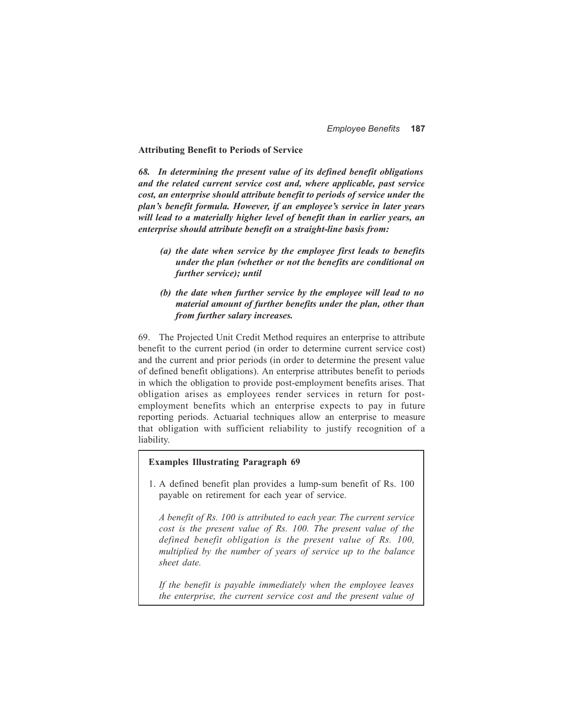**Attributing Benefit to Periods of Service**

***68. In determining the present value of its defined benefit obligations and the related current service cost and, where applicable, past service cost, an enterprise should attribute benefit to periods of service under the plan's benefit formula. However, if an employee's service in later years will lead to a materially higher level of benefit than in earlier years, an enterprise should attribute benefit on a straight-line basis from:***

> ***(a) the date when service by the employee first leads to benefits under the plan (whether or not the benefits are conditional on further service); until***
>
> ***(b) the date when further service by the employee will lead to no material amount of further benefits under the plan, other than from further salary increases.***

69. The Projected Unit Credit Method requires an enterprise to attribute benefit to the current period (in order to determine current service cost) and the current and prior periods (in order to determine the present value of defined benefit obligations). An enterprise attributes benefit to periods in which the obligation to provide post-employment benefits arises. That obligation arises as employees render services in return for post-employment benefits which an enterprise expects to pay in future reporting periods. Actuarial techniques allow an enterprise to measure that obligation with sufficient reliability to justify recognition of a liability.

**Examples Illustrating Paragraph 69**

1. A defined benefit plan provides a lump-sum benefit of Rs. 100 payable on retirement for each year of service.

   *A benefit of Rs. 100 is attributed to each year. The current service cost is the present value of Rs. 100. The present value of the defined benefit obligation is the present value of Rs. 100, multiplied by the number of years of service up to the balance sheet date.*

   *If the benefit is payable immediately when the employee leaves the enterprise, the current service cost and the present value of*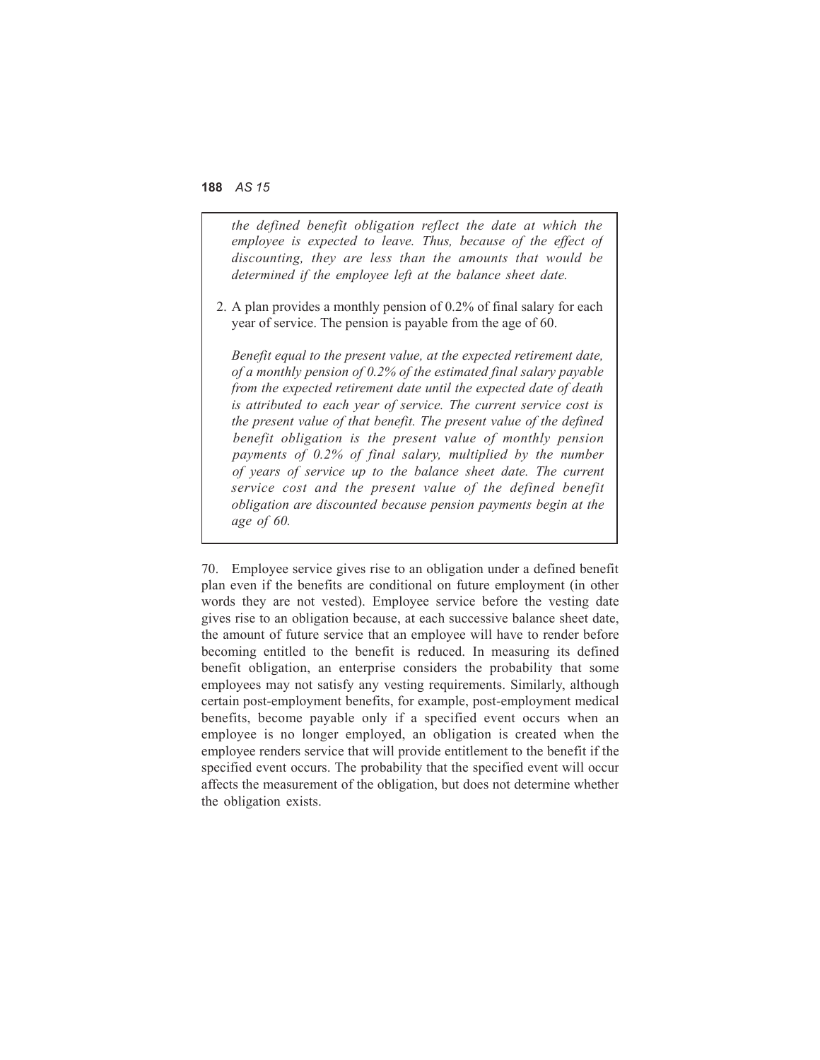*the defined benefit obligation reflect the date at which the employee is expected to leave. Thus, because of the effect of discounting, they are less than the amounts that would be determined if the employee left at the balance sheet date.*

2. A plan provides a monthly pension of 0.2% of final salary for each year of service. The pension is payable from the age of 60.

   *Benefit equal to the present value, at the expected retirement date, of a monthly pension of 0.2% of the estimated final salary payable from the expected retirement date until the expected date of death is attributed to each year of service. The current service cost is the present value of that benefit. The present value of the defined benefit obligation is the present value of monthly pension payments of 0.2% of final salary, multiplied by the number of years of service up to the balance sheet date. The current service cost and the present value of the defined benefit obligation are discounted because pension payments begin at the age of 60.*

70. Employee service gives rise to an obligation under a defined benefit plan even if the benefits are conditional on future employment (in other words they are not vested). Employee service before the vesting date gives rise to an obligation because, at each successive balance sheet date, the amount of future service that an employee will have to render before becoming entitled to the benefit is reduced. In measuring its defined benefit obligation, an enterprise considers the probability that some employees may not satisfy any vesting requirements. Similarly, although certain post-employment benefits, for example, post-employment medical benefits, become payable only if a specified event occurs when an employee is no longer employed, an obligation is created when the employee renders service that will provide entitlement to the benefit if the specified event occurs. The probability that the specified event will occur affects the measurement of the obligation, but does not determine whether the obligation exists.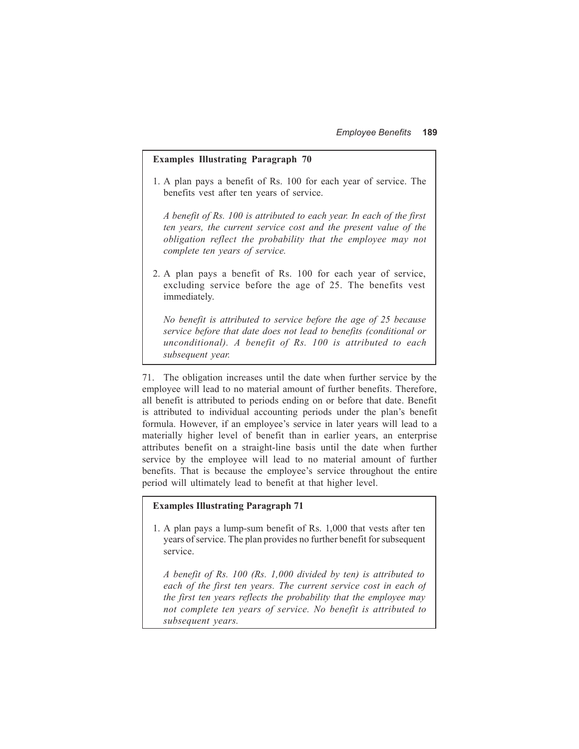**Examples Illustrating Paragraph 70**

1. A plan pays a benefit of Rs. 100 for each year of service. The benefits vest after ten years of service.

   *A benefit of Rs. 100 is attributed to each year. In each of the first ten years, the current service cost and the present value of the obligation reflect the probability that the employee may not complete ten years of service.*

2. A plan pays a benefit of Rs. 100 for each year of service, excluding service before the age of 25. The benefits vest immediately.

   *No benefit is attributed to service before the age of 25 because service before that date does not lead to benefits (conditional or unconditional). A benefit of Rs. 100 is attributed to each subsequent year.*

71. The obligation increases until the date when further service by the employee will lead to no material amount of further benefits. Therefore, all benefit is attributed to periods ending on or before that date. Benefit is attributed to individual accounting periods under the plan's benefit formula. However, if an employee's service in later years will lead to a materially higher level of benefit than in earlier years, an enterprise attributes benefit on a straight-line basis until the date when further service by the employee will lead to no material amount of further benefits. That is because the employee's service throughout the entire period will ultimately lead to benefit at that higher level.

**Examples Illustrating Paragraph 71**

1. A plan pays a lump-sum benefit of Rs. 1,000 that vests after ten years of service. The plan provides no further benefit for subsequent service.

   *A benefit of Rs. 100 (Rs. 1,000 divided by ten) is attributed to each of the first ten years. The current service cost in each of the first ten years reflects the probability that the employee may not complete ten years of service. No benefit is attributed to subsequent years.*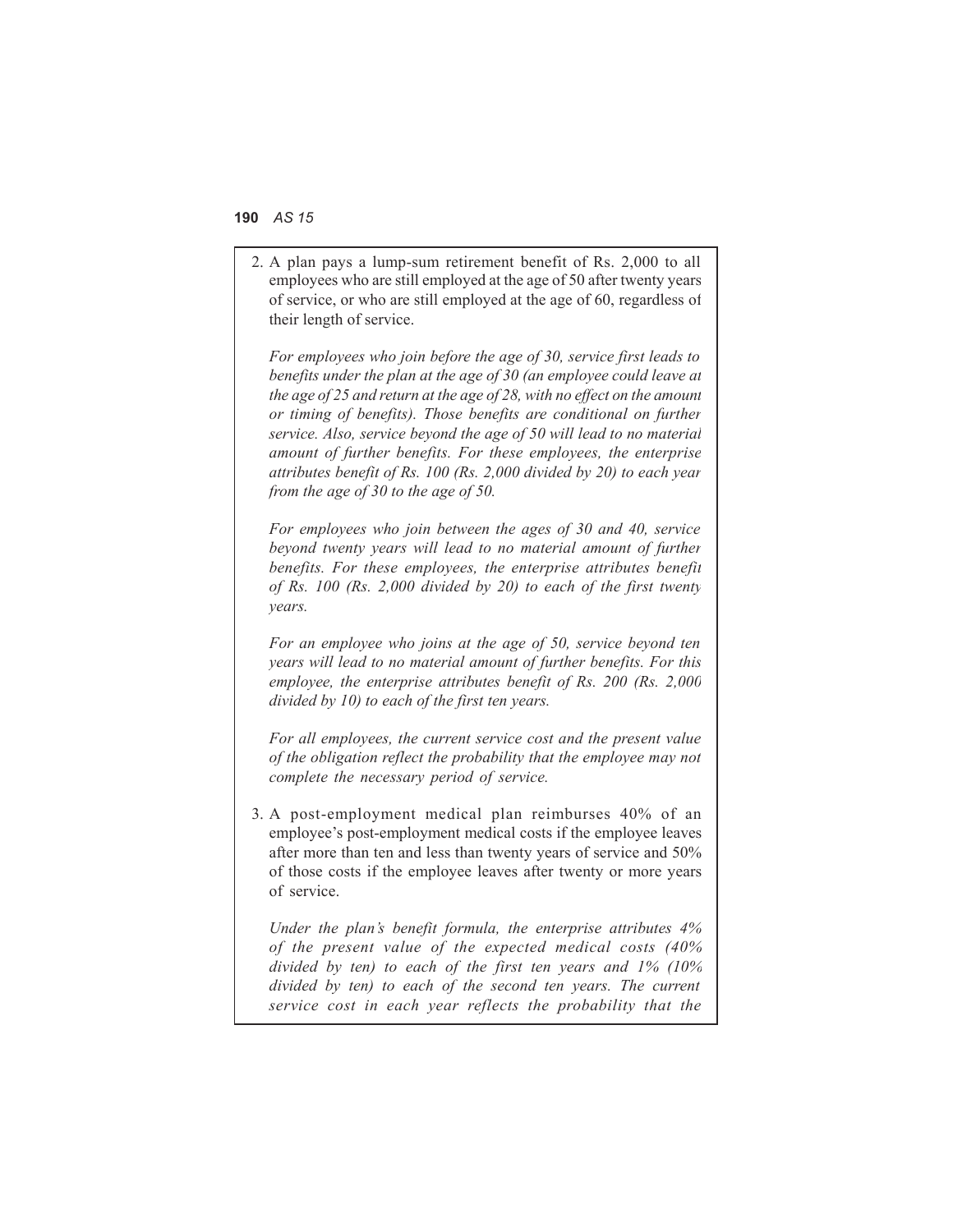2. A plan pays a lump-sum retirement benefit of Rs. 2,000 to all employees who are still employed at the age of 50 after twenty years of service, or who are still employed at the age of 60, regardless of their length of service.

   *For employees who join before the age of 30, service first leads to benefits under the plan at the age of 30 (an employee could leave at the age of 25 and return at the age of 28, with no effect on the amount or timing of benefits). Those benefits are conditional on further service. Also, service beyond the age of 50 will lead to no material amount of further benefits. For these employees, the enterprise attributes benefit of Rs. 100 (Rs. 2,000 divided by 20) to each year from the age of 30 to the age of 50.*

   *For employees who join between the ages of 30 and 40, service beyond twenty years will lead to no material amount of further benefits. For these employees, the enterprise attributes benefit of Rs. 100 (Rs. 2,000 divided by 20) to each of the first twenty years.*

   *For an employee who joins at the age of 50, service beyond ten years will lead to no material amount of further benefits. For this employee, the enterprise attributes benefit of Rs. 200 (Rs. 2,000 divided by 10) to each of the first ten years.*

   *For all employees, the current service cost and the present value of the obligation reflect the probability that the employee may not complete the necessary period of service.*

3. A post-employment medical plan reimburses 40% of an employee's post-employment medical costs if the employee leaves after more than ten and less than twenty years of service and 50% of those costs if the employee leaves after twenty or more years of service.

   *Under the plan's benefit formula, the enterprise attributes 4% of the present value of the expected medical costs (40% divided by ten) to each of the first ten years and 1% (10% divided by ten) to each of the second ten years. The current service cost in each year reflects the probability that the*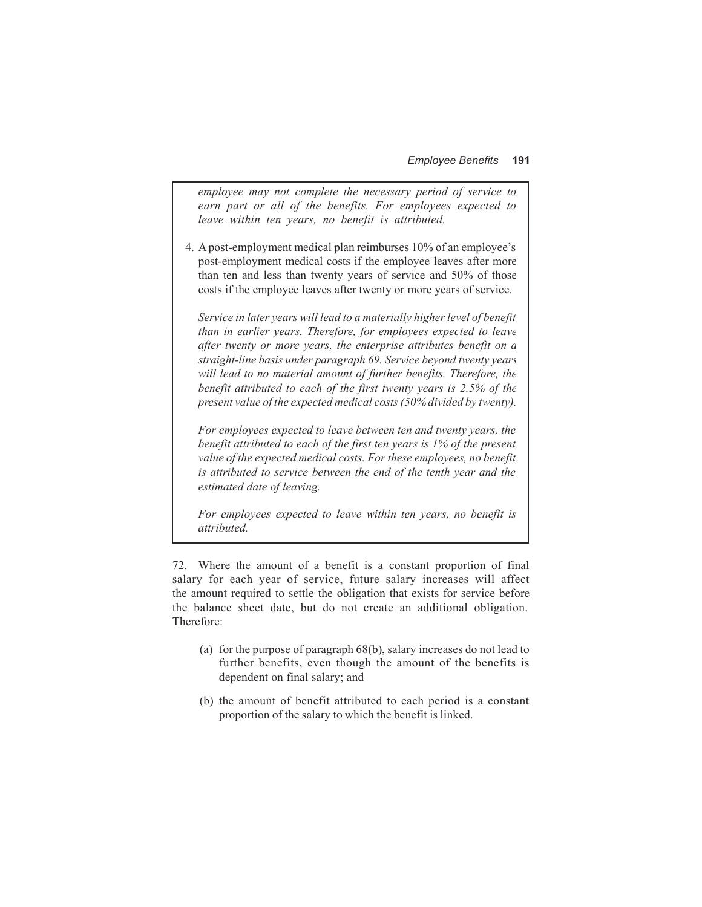*employee may not complete the necessary period of service to earn part or all of the benefits. For employees expected to leave within ten years, no benefit is attributed.*

4. A post-employment medical plan reimburses 10% of an employee's post-employment medical costs if the employee leaves after more than ten and less than twenty years of service and 50% of those costs if the employee leaves after twenty or more years of service.

   *Service in later years will lead to a materially higher level of benefit than in earlier years. Therefore, for employees expected to leave after twenty or more years, the enterprise attributes benefit on a straight-line basis under paragraph 69. Service beyond twenty years will lead to no material amount of further benefits. Therefore, the benefit attributed to each of the first twenty years is 2.5% of the present value of the expected medical costs (50% divided by twenty).*

   *For employees expected to leave between ten and twenty years, the benefit attributed to each of the first ten years is 1% of the present value of the expected medical costs. For these employees, no benefit is attributed to service between the end of the tenth year and the estimated date of leaving.*

   *For employees expected to leave within ten years, no benefit is attributed.*

72. Where the amount of a benefit is a constant proportion of final salary for each year of service, future salary increases will affect the amount required to settle the obligation that exists for service before the balance sheet date, but do not create an additional obligation. Therefore:

   (a) for the purpose of paragraph 68(b), salary increases do not lead to further benefits, even though the amount of the benefits is dependent on final salary; and

   (b) the amount of benefit attributed to each period is a constant proportion of the salary to which the benefit is linked.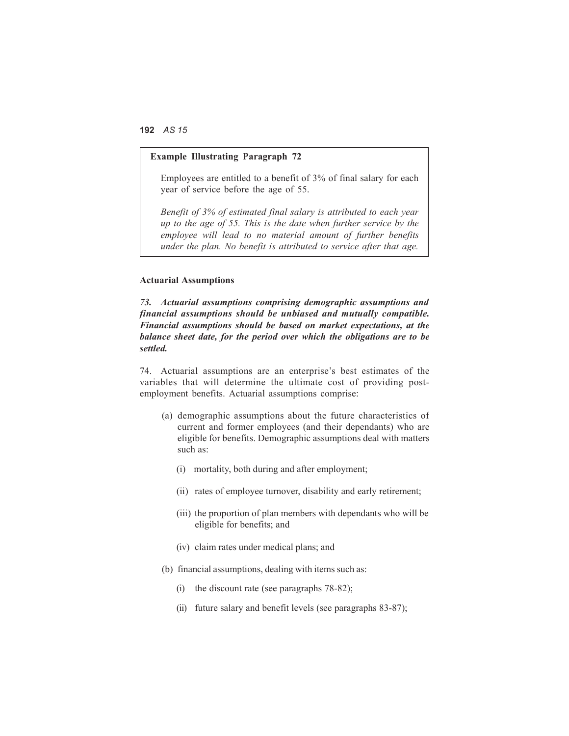**Example Illustrating Paragraph 72**

Employees are entitled to a benefit of 3% of final salary for each year of service before the age of 55.

*Benefit of 3% of estimated final salary is attributed to each year up to the age of 55. This is the date when further service by the employee will lead to no material amount of further benefits under the plan. No benefit is attributed to service after that age.*

**Actuarial Assumptions**

***73. Actuarial assumptions comprising demographic assumptions and financial assumptions should be unbiased and mutually compatible. Financial assumptions should be based on market expectations, at the balance sheet date, for the period over which the obligations are to be settled.***

74. Actuarial assumptions are an enterprise's best estimates of the variables that will determine the ultimate cost of providing post-employment benefits. Actuarial assumptions comprise:

(a) demographic assumptions about the future characteristics of current and former employees (and their dependants) who are eligible for benefits. Demographic assumptions deal with matters such as:

   (i) mortality, both during and after employment;

   (ii) rates of employee turnover, disability and early retirement;

   (iii) the proportion of plan members with dependants who will be eligible for benefits; and

   (iv) claim rates under medical plans; and

(b) financial assumptions, dealing with items such as:

   (i) the discount rate (see paragraphs 78-82);

   (ii) future salary and benefit levels (see paragraphs 83-87);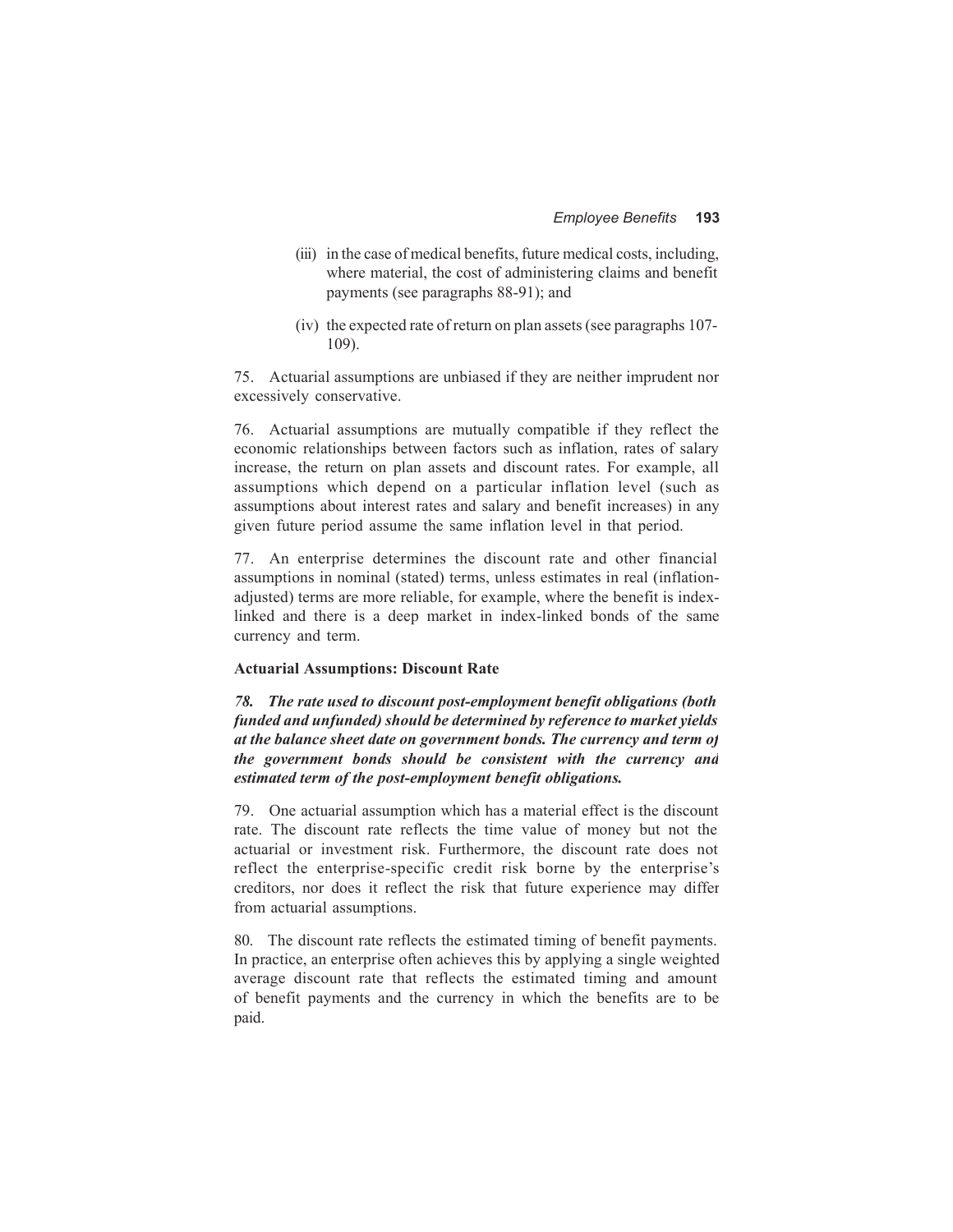(iii) in the case of medical benefits, future medical costs, including, where material, the cost of administering claims and benefit payments (see paragraphs 88-91); and

(iv) the expected rate of return on plan assets (see paragraphs 107-109).

75. Actuarial assumptions are unbiased if they are neither imprudent nor excessively conservative.

76. Actuarial assumptions are mutually compatible if they reflect the economic relationships between factors such as inflation, rates of salary increase, the return on plan assets and discount rates. For example, all assumptions which depend on a particular inflation level (such as assumptions about interest rates and salary and benefit increases) in any given future period assume the same inflation level in that period.

77. An enterprise determines the discount rate and other financial assumptions in nominal (stated) terms, unless estimates in real (inflation-adjusted) terms are more reliable, for example, where the benefit is index-linked and there is a deep market in index-linked bonds of the same currency and term.

**Actuarial Assumptions: Discount Rate**

***78. The rate used to discount post-employment benefit obligations (both funded and unfunded) should be determined by reference to market yields at the balance sheet date on government bonds. The currency and term of the government bonds should be consistent with the currency and estimated term of the post-employment benefit obligations.***

79. One actuarial assumption which has a material effect is the discount rate. The discount rate reflects the time value of money but not the actuarial or investment risk. Furthermore, the discount rate does not reflect the enterprise-specific credit risk borne by the enterprise's creditors, nor does it reflect the risk that future experience may differ from actuarial assumptions.

80. The discount rate reflects the estimated timing of benefit payments. In practice, an enterprise often achieves this by applying a single weighted average discount rate that reflects the estimated timing and amount of benefit payments and the currency in which the benefits are to be paid.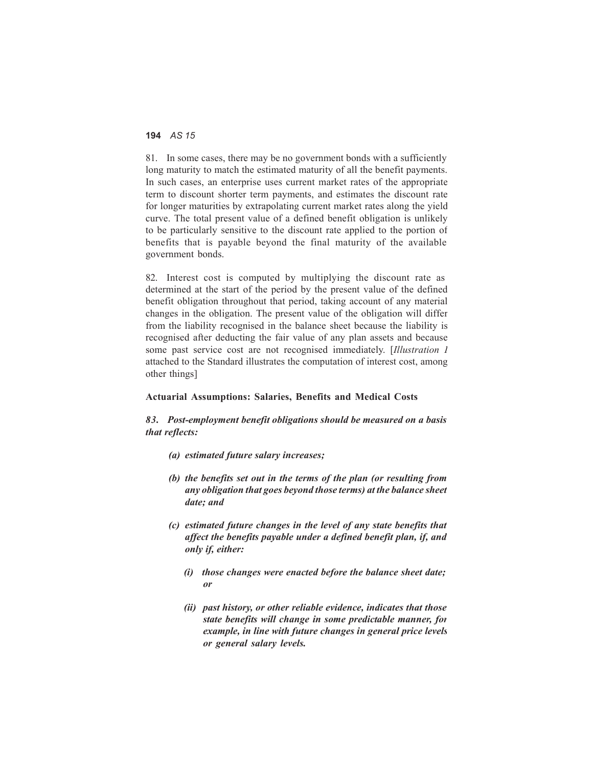81. In some cases, there may be no government bonds with a sufficiently long maturity to match the estimated maturity of all the benefit payments. In such cases, an enterprise uses current market rates of the appropriate term to discount shorter term payments, and estimates the discount rate for longer maturities by extrapolating current market rates along the yield curve. The total present value of a defined benefit obligation is unlikely to be particularly sensitive to the discount rate applied to the portion of benefits that is payable beyond the final maturity of the available government bonds.

82. Interest cost is computed by multiplying the discount rate as determined at the start of the period by the present value of the defined benefit obligation throughout that period, taking account of any material changes in the obligation. The present value of the obligation will differ from the liability recognised in the balance sheet because the liability is recognised after deducting the fair value of any plan assets and because some past service cost are not recognised immediately. [*Illustration 1* attached to the Standard illustrates the computation of interest cost, among other things]

**Actuarial Assumptions: Salaries, Benefits and Medical Costs**

***83. Post-employment benefit obligations should be measured on a basis that reflects:***

- ***(a) estimated future salary increases;***
- ***(b) the benefits set out in the terms of the plan (or resulting from any obligation that goes beyond those terms) at the balance sheet date; and***
- ***(c) estimated future changes in the level of any state benefits that affect the benefits payable under a defined benefit plan, if, and only if, either:***
  - ***(i) those changes were enacted before the balance sheet date; or***
  - ***(ii) past history, or other reliable evidence, indicates that those state benefits will change in some predictable manner, for example, in line with future changes in general price levels or general salary levels.***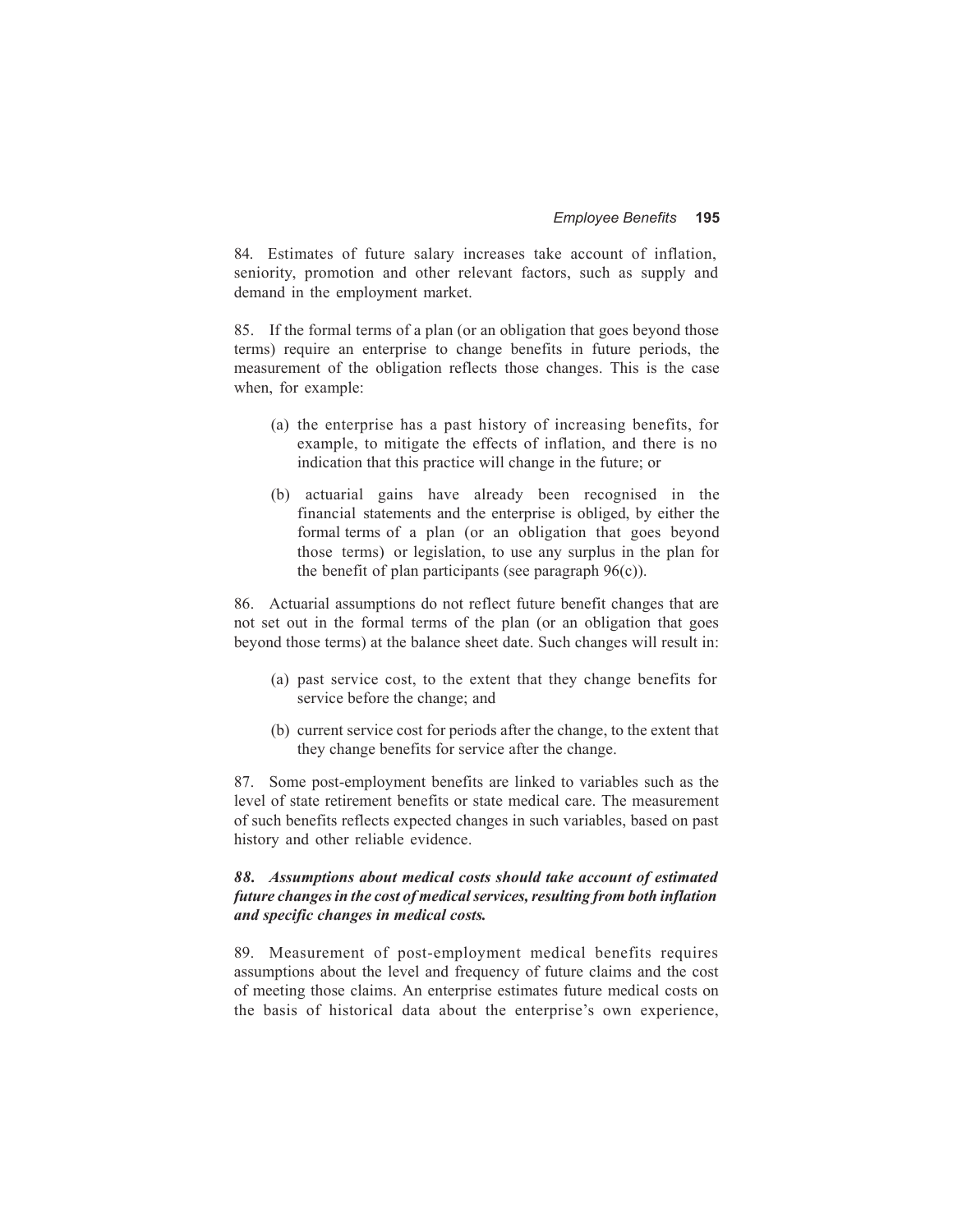84. Estimates of future salary increases take account of inflation, seniority, promotion and other relevant factors, such as supply and demand in the employment market.

85. If the formal terms of a plan (or an obligation that goes beyond those terms) require an enterprise to change benefits in future periods, the measurement of the obligation reflects those changes. This is the case when, for example:

(a) the enterprise has a past history of increasing benefits, for example, to mitigate the effects of inflation, and there is no indication that this practice will change in the future; or

(b) actuarial gains have already been recognised in the financial statements and the enterprise is obliged, by either the formal terms of a plan (or an obligation that goes beyond those terms) or legislation, to use any surplus in the plan for the benefit of plan participants (see paragraph 96(c)).

86. Actuarial assumptions do not reflect future benefit changes that are not set out in the formal terms of the plan (or an obligation that goes beyond those terms) at the balance sheet date. Such changes will result in:

(a) past service cost, to the extent that they change benefits for service before the change; and

(b) current service cost for periods after the change, to the extent that they change benefits for service after the change.

87. Some post-employment benefits are linked to variables such as the level of state retirement benefits or state medical care. The measurement of such benefits reflects expected changes in such variables, based on past history and other reliable evidence.

***88. Assumptions about medical costs should take account of estimated future changes in the cost of medical services, resulting from both inflation and specific changes in medical costs.***

89. Measurement of post-employment medical benefits requires assumptions about the level and frequency of future claims and the cost of meeting those claims. An enterprise estimates future medical costs on the basis of historical data about the enterprise's own experience,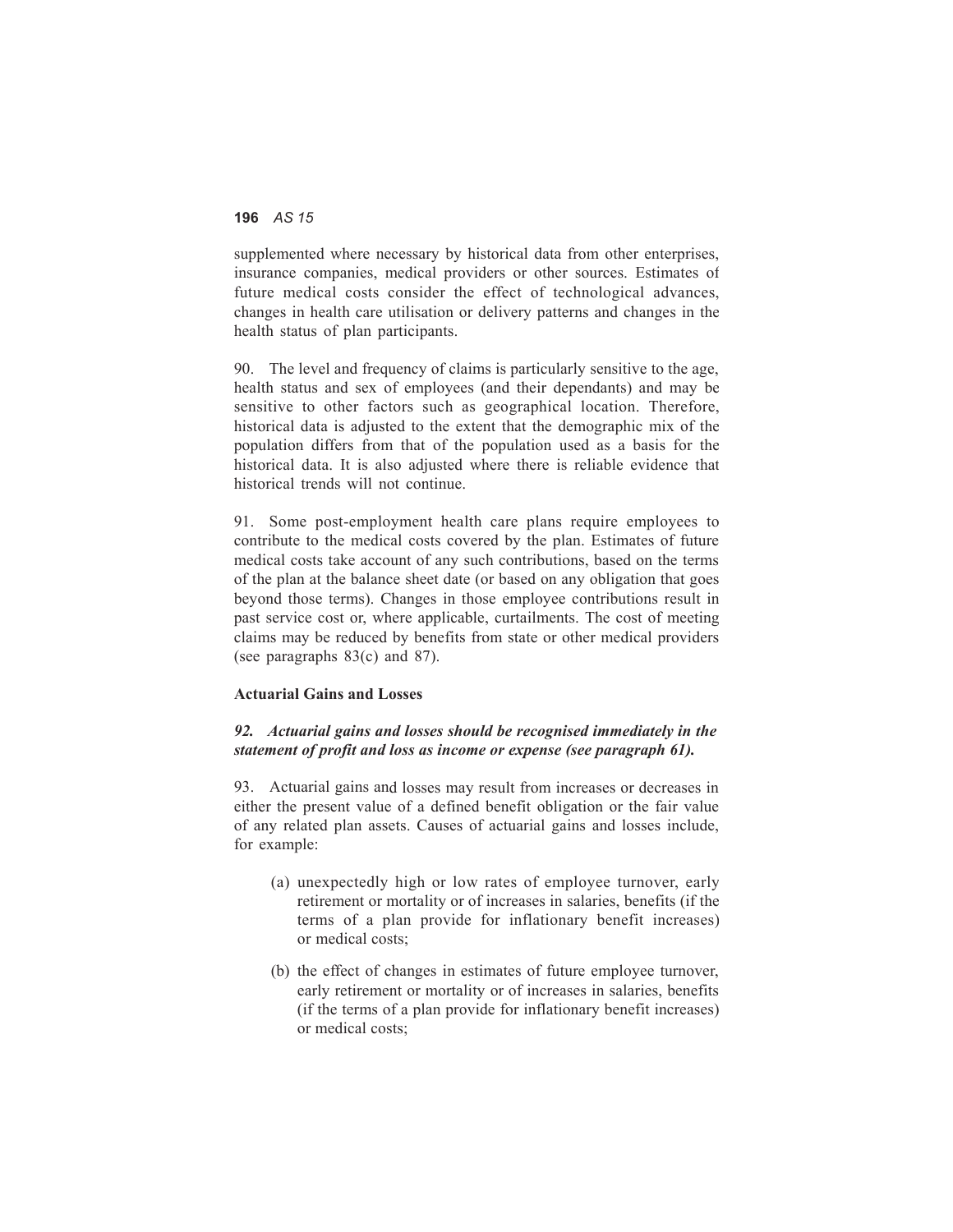supplemented where necessary by historical data from other enterprises, insurance companies, medical providers or other sources. Estimates of future medical costs consider the effect of technological advances, changes in health care utilisation or delivery patterns and changes in the health status of plan participants.

90. The level and frequency of claims is particularly sensitive to the age, health status and sex of employees (and their dependants) and may be sensitive to other factors such as geographical location. Therefore, historical data is adjusted to the extent that the demographic mix of the population differs from that of the population used as a basis for the historical data. It is also adjusted where there is reliable evidence that historical trends will not continue.

91. Some post-employment health care plans require employees to contribute to the medical costs covered by the plan. Estimates of future medical costs take account of any such contributions, based on the terms of the plan at the balance sheet date (or based on any obligation that goes beyond those terms). Changes in those employee contributions result in past service cost or, where applicable, curtailments. The cost of meeting claims may be reduced by benefits from state or other medical providers (see paragraphs 83(c) and 87).

**Actuarial Gains and Losses**

***92. Actuarial gains and losses should be recognised immediately in the statement of profit and loss as income or expense (see paragraph 61).***

93. Actuarial gains and losses may result from increases or decreases in either the present value of a defined benefit obligation or the fair value of any related plan assets. Causes of actuarial gains and losses include, for example:

(a) unexpectedly high or low rates of employee turnover, early retirement or mortality or of increases in salaries, benefits (if the terms of a plan provide for inflationary benefit increases) or medical costs;

(b) the effect of changes in estimates of future employee turnover, early retirement or mortality or of increases in salaries, benefits (if the terms of a plan provide for inflationary benefit increases) or medical costs;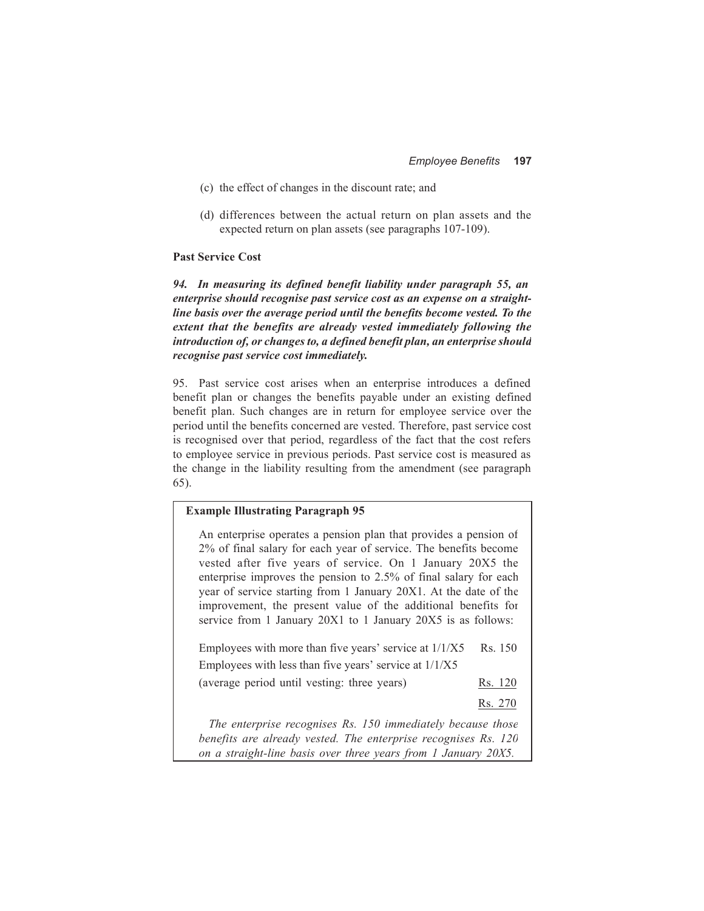(c) the effect of changes in the discount rate; and

(d) differences between the actual return on plan assets and the expected return on plan assets (see paragraphs 107-109).

**Past Service Cost**

***94. In measuring its defined benefit liability under paragraph 55, an enterprise should recognise past service cost as an expense on a straight-line basis over the average period until the benefits become vested. To the extent that the benefits are already vested immediately following the introduction of, or changes to, a defined benefit plan, an enterprise should recognise past service cost immediately.***

95. Past service cost arises when an enterprise introduces a defined benefit plan or changes the benefits payable under an existing defined benefit plan. Such changes are in return for employee service over the period until the benefits concerned are vested. Therefore, past service cost is recognised over that period, regardless of the fact that the cost refers to employee service in previous periods. Past service cost is measured as the change in the liability resulting from the amendment (see paragraph 65).

**Example Illustrating Paragraph 95**

An enterprise operates a pension plan that provides a pension of 2% of final salary for each year of service. The benefits become vested after five years of service. On 1 January 20X5 the enterprise improves the pension to 2.5% of final salary for each year of service starting from 1 January 20X1. At the date of the improvement, the present value of the additional benefits for service from 1 January 20X1 to 1 January 20X5 is as follows:

| | |
|---|---|
| Employees with more than five years' service at 1/1/X5 | Rs. 150 |
| Employees with less than five years' service at 1/1/X5 (average period until vesting: three years) | Rs. 120 |
| | Rs. 270 |

*The enterprise recognises Rs. 150 immediately because those benefits are already vested. The enterprise recognises Rs. 120 on a straight-line basis over three years from 1 January 20X5.*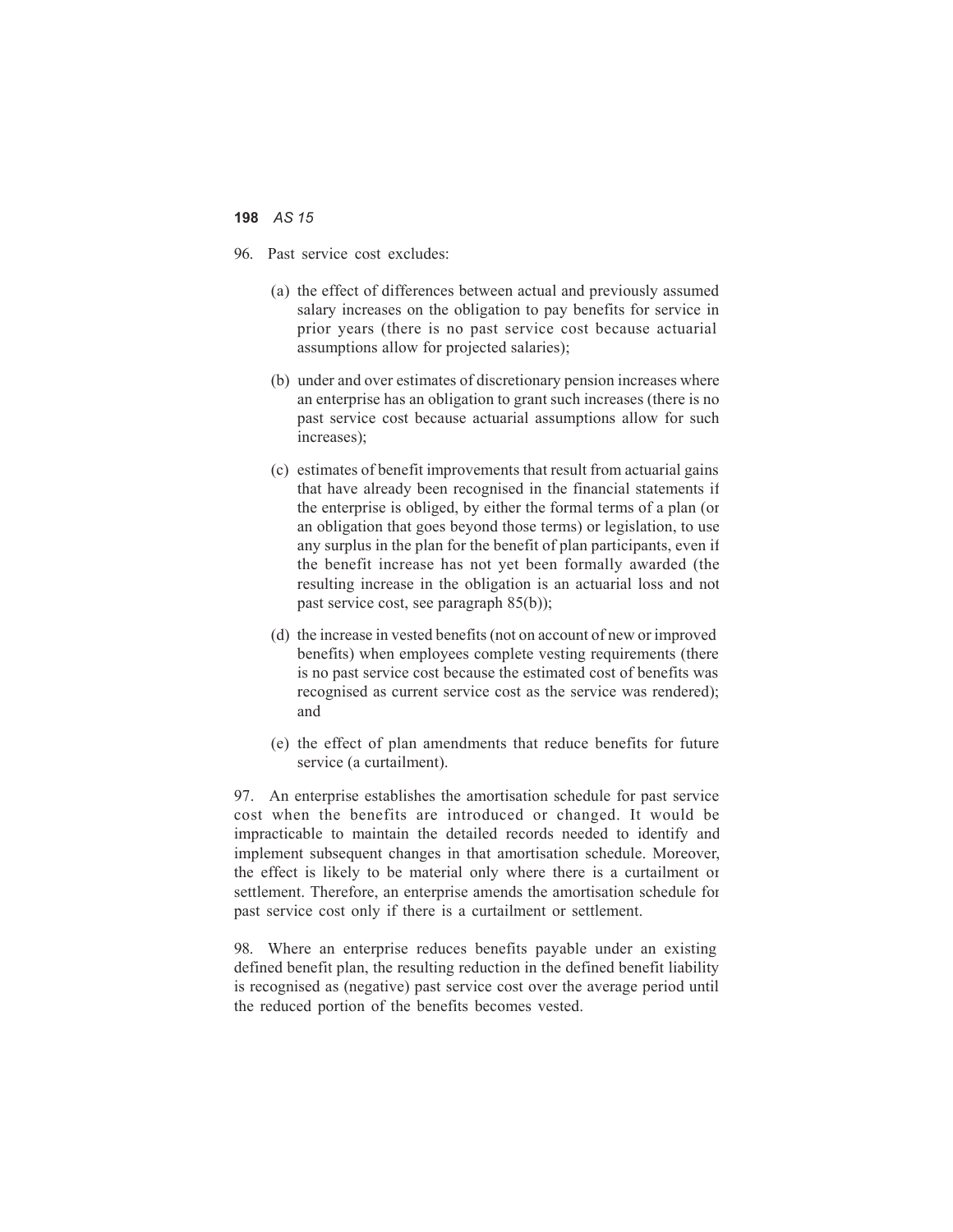96. Past service cost excludes:

(a) the effect of differences between actual and previously assumed salary increases on the obligation to pay benefits for service in prior years (there is no past service cost because actuarial assumptions allow for projected salaries);

(b) under and over estimates of discretionary pension increases where an enterprise has an obligation to grant such increases (there is no past service cost because actuarial assumptions allow for such increases);

(c) estimates of benefit improvements that result from actuarial gains that have already been recognised in the financial statements if the enterprise is obliged, by either the formal terms of a plan (or an obligation that goes beyond those terms) or legislation, to use any surplus in the plan for the benefit of plan participants, even if the benefit increase has not yet been formally awarded (the resulting increase in the obligation is an actuarial loss and not past service cost, see paragraph 85(b));

(d) the increase in vested benefits (not on account of new or improved benefits) when employees complete vesting requirements (there is no past service cost because the estimated cost of benefits was recognised as current service cost as the service was rendered); and

(e) the effect of plan amendments that reduce benefits for future service (a curtailment).

97. An enterprise establishes the amortisation schedule for past service cost when the benefits are introduced or changed. It would be impracticable to maintain the detailed records needed to identify and implement subsequent changes in that amortisation schedule. Moreover, the effect is likely to be material only where there is a curtailment or settlement. Therefore, an enterprise amends the amortisation schedule for past service cost only if there is a curtailment or settlement.

98. Where an enterprise reduces benefits payable under an existing defined benefit plan, the resulting reduction in the defined benefit liability is recognised as (negative) past service cost over the average period until the reduced portion of the benefits becomes vested.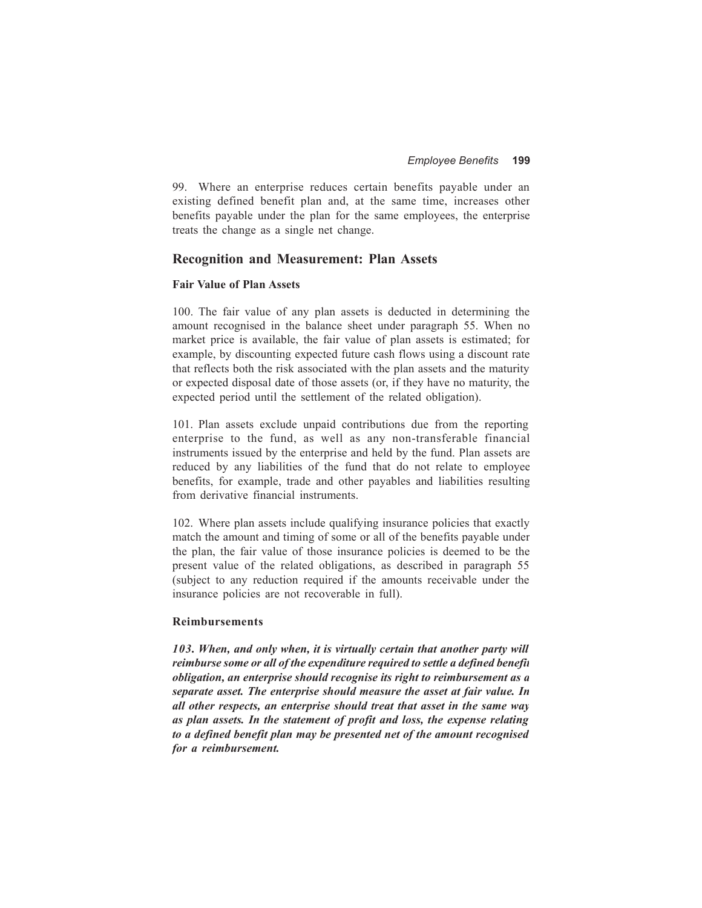99. Where an enterprise reduces certain benefits payable under an existing defined benefit plan and, at the same time, increases other benefits payable under the plan for the same employees, the enterprise treats the change as a single net change.

## Recognition and Measurement: Plan Assets

### Fair Value of Plan Assets

100. The fair value of any plan assets is deducted in determining the amount recognised in the balance sheet under paragraph 55. When no market price is available, the fair value of plan assets is estimated; for example, by discounting expected future cash flows using a discount rate that reflects both the risk associated with the plan assets and the maturity or expected disposal date of those assets (or, if they have no maturity, the expected period until the settlement of the related obligation).

101. Plan assets exclude unpaid contributions due from the reporting enterprise to the fund, as well as any non-transferable financial instruments issued by the enterprise and held by the fund. Plan assets are reduced by any liabilities of the fund that do not relate to employee benefits, for example, trade and other payables and liabilities resulting from derivative financial instruments.

102. Where plan assets include qualifying insurance policies that exactly match the amount and timing of some or all of the benefits payable under the plan, the fair value of those insurance policies is deemed to be the present value of the related obligations, as described in paragraph 55 (subject to any reduction required if the amounts receivable under the insurance policies are not recoverable in full).

### Reimbursements

***103. When, and only when, it is virtually certain that another party will reimburse some or all of the expenditure required to settle a defined benefit obligation, an enterprise should recognise its right to reimbursement as a separate asset. The enterprise should measure the asset at fair value. In all other respects, an enterprise should treat that asset in the same way as plan assets. In the statement of profit and loss, the expense relating to a defined benefit plan may be presented net of the amount recognised for a reimbursement.***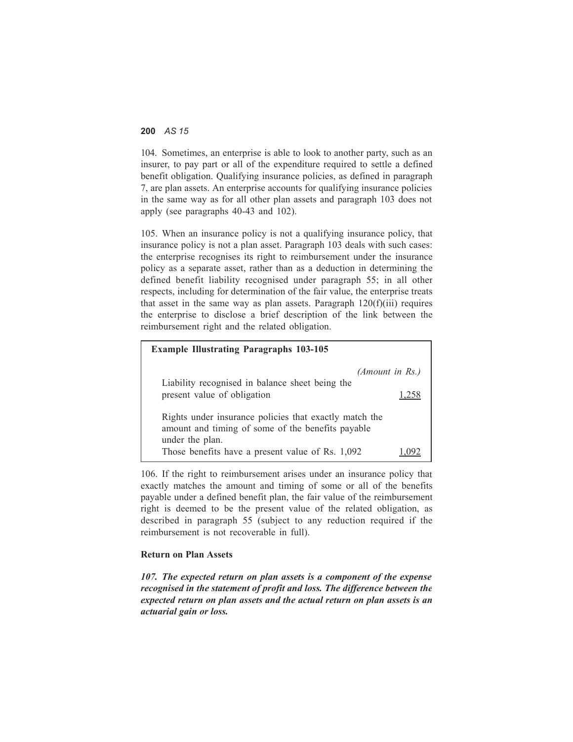104. Sometimes, an enterprise is able to look to another party, such as an insurer, to pay part or all of the expenditure required to settle a defined benefit obligation. Qualifying insurance policies, as defined in paragraph 7, are plan assets. An enterprise accounts for qualifying insurance policies in the same way as for all other plan assets and paragraph 103 does not apply (see paragraphs 40-43 and 102).

105. When an insurance policy is not a qualifying insurance policy, that insurance policy is not a plan asset. Paragraph 103 deals with such cases: the enterprise recognises its right to reimbursement under the insurance policy as a separate asset, rather than as a deduction in determining the defined benefit liability recognised under paragraph 55; in all other respects, including for determination of the fair value, the enterprise treats that asset in the same way as plan assets. Paragraph 120(f)(iii) requires the enterprise to disclose a brief description of the link between the reimbursement right and the related obligation.

**Example Illustrating Paragraphs 103-105**

| | *(Amount in Rs.)* |
|---|---|
| Liability recognised in balance sheet being the present value of obligation | 1,258 |
| Rights under insurance policies that exactly match the amount and timing of some of the benefits payable under the plan. Those benefits have a present value of Rs. 1,092 | 1,092 |

106. If the right to reimbursement arises under an insurance policy that exactly matches the amount and timing of some or all of the benefits payable under a defined benefit plan, the fair value of the reimbursement right is deemed to be the present value of the related obligation, as described in paragraph 55 (subject to any reduction required if the reimbursement is not recoverable in full).

**Return on Plan Assets**

***107. The expected return on plan assets is a component of the expense recognised in the statement of profit and loss. The difference between the expected return on plan assets and the actual return on plan assets is an actuarial gain or loss.***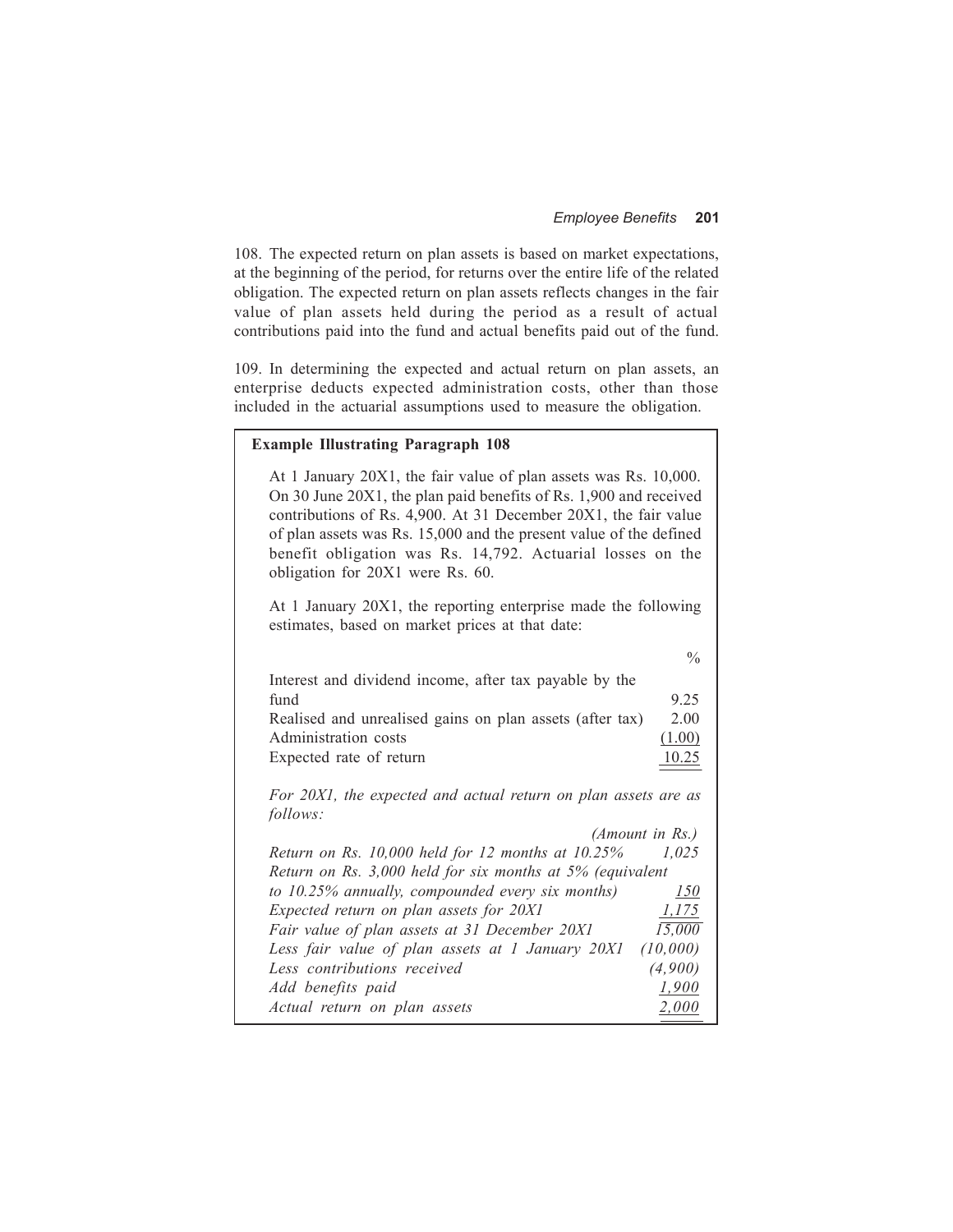108. The expected return on plan assets is based on market expectations, at the beginning of the period, for returns over the entire life of the related obligation. The expected return on plan assets reflects changes in the fair value of plan assets held during the period as a result of actual contributions paid into the fund and actual benefits paid out of the fund.

109. In determining the expected and actual return on plan assets, an enterprise deducts expected administration costs, other than those included in the actuarial assumptions used to measure the obligation.

**Example Illustrating Paragraph 108**

At 1 January 20X1, the fair value of plan assets was Rs. 10,000. On 30 June 20X1, the plan paid benefits of Rs. 1,900 and received contributions of Rs. 4,900. At 31 December 20X1, the fair value of plan assets was Rs. 15,000 and the present value of the defined benefit obligation was Rs. 14,792. Actuarial losses on the obligation for 20X1 were Rs. 60.

At 1 January 20X1, the reporting enterprise made the following estimates, based on market prices at that date:

| | % |
|---|---|
| Interest and dividend income, after tax payable by the fund | 9.25 |
| Realised and unrealised gains on plan assets (after tax) | 2.00 |
| Administration costs | (1.00) |
| Expected rate of return | 10.25 |

*For 20X1, the expected and actual return on plan assets are as follows:*

| | *(Amount in Rs.)* |
|---|---|
| *Return on Rs. 10,000 held for 12 months at 10.25%* | *1,025* |
| *Return on Rs. 3,000 held for six months at 5% (equivalent to 10.25% annually, compounded every six months)* | *150* |
| *Expected return on plan assets for 20X1* | *1,175* |
| *Fair value of plan assets at 31 December 20X1* | *15,000* |
| *Less fair value of plan assets at 1 January 20X1* | *(10,000)* |
| *Less contributions received* | *(4,900)* |
| *Add benefits paid* | *1,900* |
| *Actual return on plan assets* | *2,000* |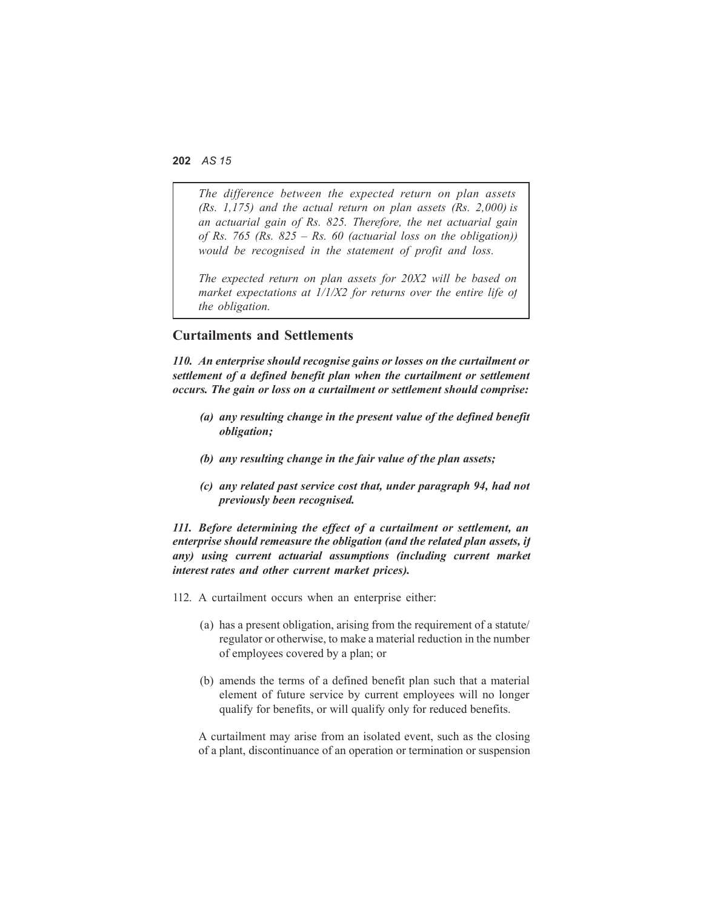*The difference between the expected return on plan assets (Rs. 1,175) and the actual return on plan assets (Rs. 2,000) is an actuarial gain of Rs. 825. Therefore, the net actuarial gain of Rs. 765 (Rs. 825 – Rs. 60 (actuarial loss on the obligation)) would be recognised in the statement of profit and loss.*

*The expected return on plan assets for 20X2 will be based on market expectations at 1/1/X2 for returns over the entire life of the obligation.*

## Curtailments and Settlements

***110. An enterprise should recognise gains or losses on the curtailment or settlement of a defined benefit plan when the curtailment or settlement occurs. The gain or loss on a curtailment or settlement should comprise:***

- ***(a) any resulting change in the present value of the defined benefit obligation;***
- ***(b) any resulting change in the fair value of the plan assets;***
- ***(c) any related past service cost that, under paragraph 94, had not previously been recognised.***

***111. Before determining the effect of a curtailment or settlement, an enterprise should remeasure the obligation (and the related plan assets, if any) using current actuarial assumptions (including current market interest rates and other current market prices).***

112. A curtailment occurs when an enterprise either:

- (a) has a present obligation, arising from the requirement of a statute/ regulator or otherwise, to make a material reduction in the number of employees covered by a plan; or
- (b) amends the terms of a defined benefit plan such that a material element of future service by current employees will no longer qualify for benefits, or will qualify only for reduced benefits.

A curtailment may arise from an isolated event, such as the closing of a plant, discontinuance of an operation or termination or suspension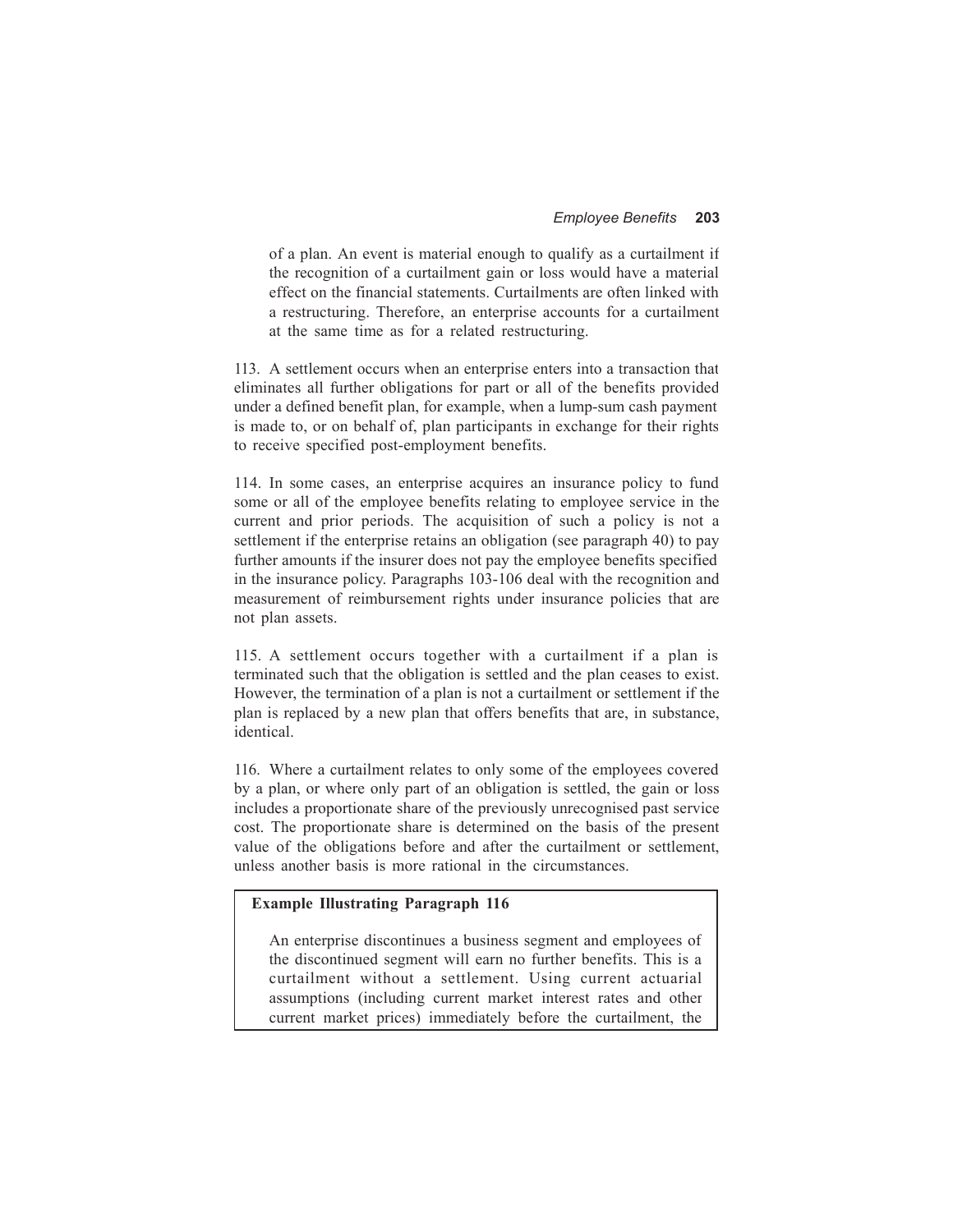of a plan. An event is material enough to qualify as a curtailment if the recognition of a curtailment gain or loss would have a material effect on the financial statements. Curtailments are often linked with a restructuring. Therefore, an enterprise accounts for a curtailment at the same time as for a related restructuring.

113. A settlement occurs when an enterprise enters into a transaction that eliminates all further obligations for part or all of the benefits provided under a defined benefit plan, for example, when a lump-sum cash payment is made to, or on behalf of, plan participants in exchange for their rights to receive specified post-employment benefits.

114. In some cases, an enterprise acquires an insurance policy to fund some or all of the employee benefits relating to employee service in the current and prior periods. The acquisition of such a policy is not a settlement if the enterprise retains an obligation (see paragraph 40) to pay further amounts if the insurer does not pay the employee benefits specified in the insurance policy. Paragraphs 103-106 deal with the recognition and measurement of reimbursement rights under insurance policies that are not plan assets.

115. A settlement occurs together with a curtailment if a plan is terminated such that the obligation is settled and the plan ceases to exist. However, the termination of a plan is not a curtailment or settlement if the plan is replaced by a new plan that offers benefits that are, in substance, identical.

116. Where a curtailment relates to only some of the employees covered by a plan, or where only part of an obligation is settled, the gain or loss includes a proportionate share of the previously unrecognised past service cost. The proportionate share is determined on the basis of the present value of the obligations before and after the curtailment or settlement, unless another basis is more rational in the circumstances.

**Example Illustrating Paragraph 116**

An enterprise discontinues a business segment and employees of the discontinued segment will earn no further benefits. This is a curtailment without a settlement. Using current actuarial assumptions (including current market interest rates and other current market prices) immediately before the curtailment, the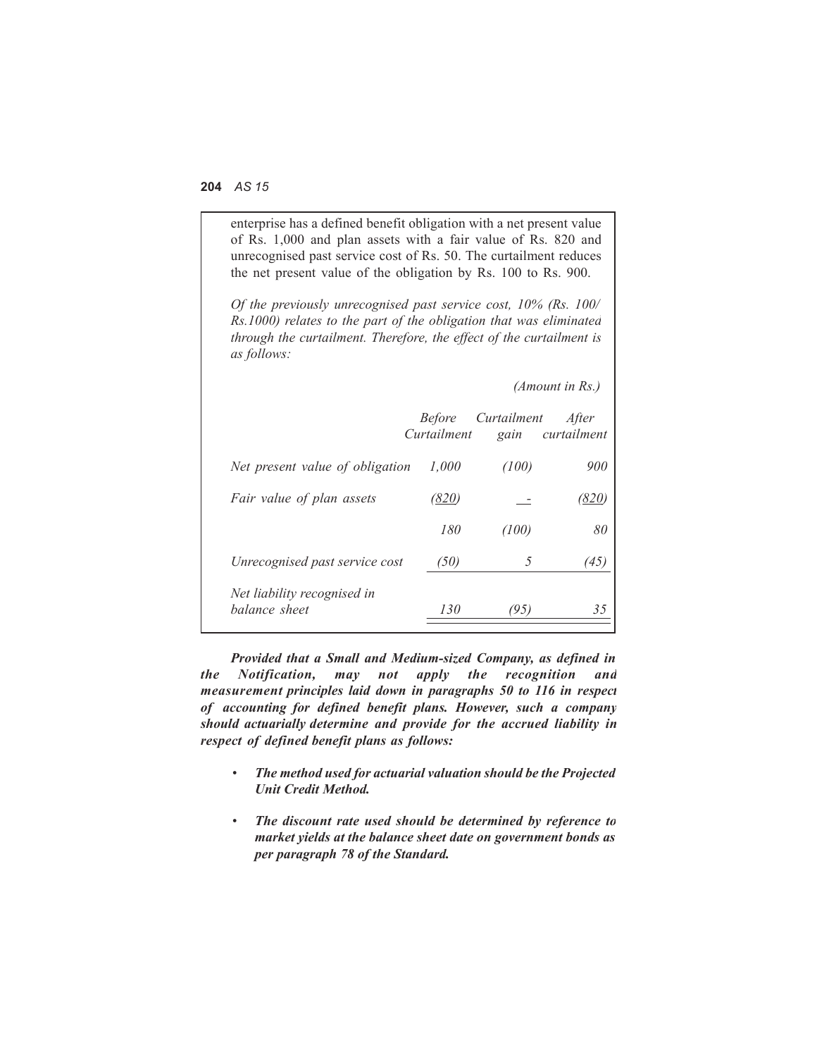enterprise has a defined benefit obligation with a net present value of Rs. 1,000 and plan assets with a fair value of Rs. 820 and unrecognised past service cost of Rs. 50. The curtailment reduces the net present value of the obligation by Rs. 100 to Rs. 900.

*Of the previously unrecognised past service cost, 10% (Rs. 100/ Rs.1000) relates to the part of the obligation that was eliminated through the curtailment. Therefore, the effect of the curtailment is as follows:*

*(Amount in Rs.)*

| | *Before Curtailment* | *Curtailment gain* | *After curtailment* |
|---|---|---|---|
| *Net present value of obligation* | *1,000* | *(100)* | *900* |
| *Fair value of plan assets* | *(820)* | *-* | *(820)* |
| | *180* | *(100)* | *80* |
| *Unrecognised past service cost* | *(50)* | *5* | *(45)* |
| *Net liability recognised in balance sheet* | *130* | *(95)* | *35* |

***Provided that a Small and Medium-sized Company, as defined in the Notification, may not apply the recognition and measurement principles laid down in paragraphs 50 to 116 in respect of accounting for defined benefit plans. However, such a company should actuarially determine and provide for the accrued liability in respect of defined benefit plans as follows:***

- ***The method used for actuarial valuation should be the Projected Unit Credit Method.***
- ***The discount rate used should be determined by reference to market yields at the balance sheet date on government bonds as per paragraph 78 of the Standard.***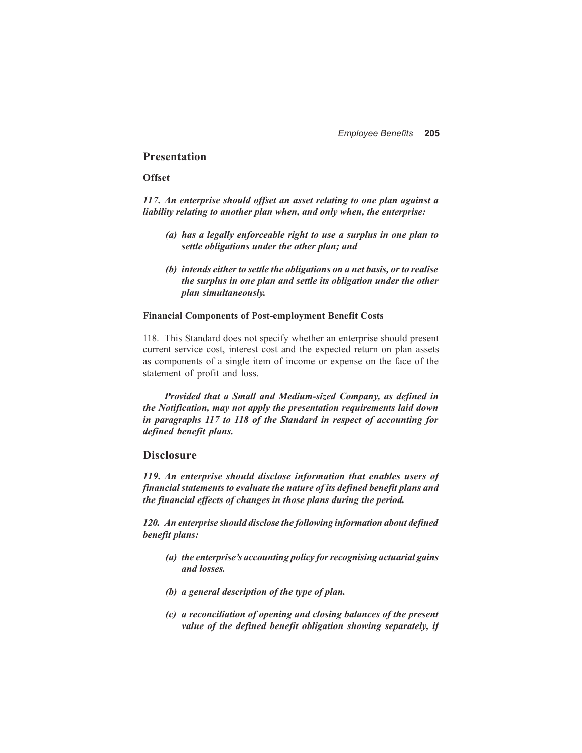## Presentation

### Offset

***117. An enterprise should offset an asset relating to one plan against a liability relating to another plan when, and only when, the enterprise:***

- ***(a) has a legally enforceable right to use a surplus in one plan to settle obligations under the other plan; and***
- ***(b) intends either to settle the obligations on a net basis, or to realise the surplus in one plan and settle its obligation under the other plan simultaneously.***

### Financial Components of Post-employment Benefit Costs

118. This Standard does not specify whether an enterprise should present current service cost, interest cost and the expected return on plan assets as components of a single item of income or expense on the face of the statement of profit and loss.

***Provided that a Small and Medium-sized Company, as defined in the Notification, may not apply the presentation requirements laid down in paragraphs 117 to 118 of the Standard in respect of accounting for defined benefit plans.***

## Disclosure

***119. An enterprise should disclose information that enables users of financial statements to evaluate the nature of its defined benefit plans and the financial effects of changes in those plans during the period.***

***120. An enterprise should disclose the following information about defined benefit plans:***

- ***(a) the enterprise's accounting policy for recognising actuarial gains and losses.***
- ***(b) a general description of the type of plan.***
- ***(c) a reconciliation of opening and closing balances of the present value of the defined benefit obligation showing separately, if***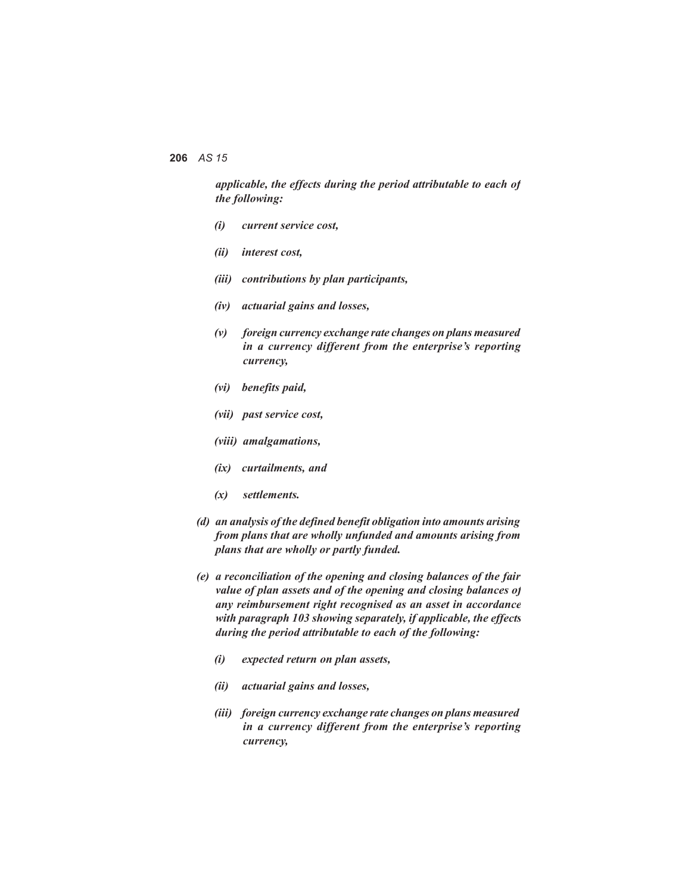***applicable, the effects during the period attributable to each of the following:***

- ***(i) current service cost,***
- ***(ii) interest cost,***
- ***(iii) contributions by plan participants,***
- ***(iv) actuarial gains and losses,***
- ***(v) foreign currency exchange rate changes on plans measured in a currency different from the enterprise's reporting currency,***
- ***(vi) benefits paid,***
- ***(vii) past service cost,***
- ***(viii) amalgamations,***
- ***(ix) curtailments, and***
- ***(x) settlements.***

***(d) an analysis of the defined benefit obligation into amounts arising from plans that are wholly unfunded and amounts arising from plans that are wholly or partly funded.***

***(e) a reconciliation of the opening and closing balances of the fair value of plan assets and of the opening and closing balances of any reimbursement right recognised as an asset in accordance with paragraph 103 showing separately, if applicable, the effects during the period attributable to each of the following:***

- ***(i) expected return on plan assets,***
- ***(ii) actuarial gains and losses,***
- ***(iii) foreign currency exchange rate changes on plans measured in a currency different from the enterprise's reporting currency,***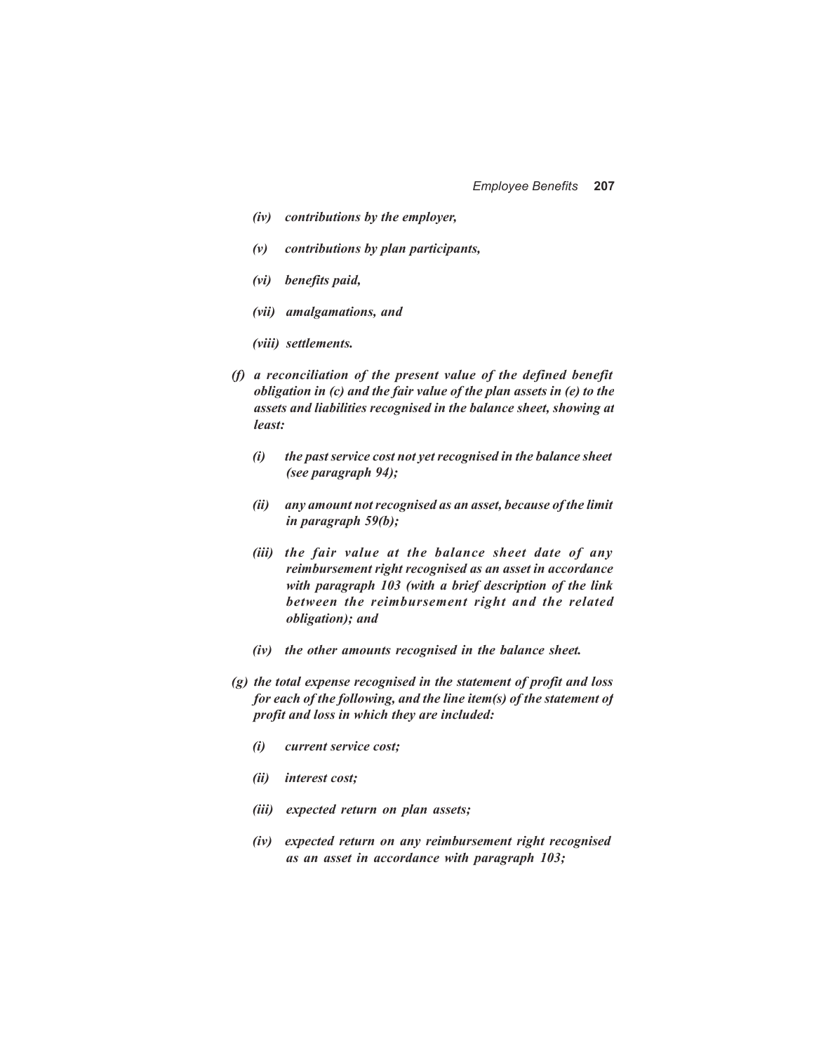*(iv) contributions by the employer,*

*(v) contributions by plan participants,*

*(vi) benefits paid,*

*(vii) amalgamations, and*

*(viii) settlements.*

*(f) a reconciliation of the present value of the defined benefit obligation in (c) and the fair value of the plan assets in (e) to the assets and liabilities recognised in the balance sheet, showing at least:*

*(i) the past service cost not yet recognised in the balance sheet (see paragraph 94);*

*(ii) any amount not recognised as an asset, because of the limit in paragraph 59(b);*

*(iii) the fair value at the balance sheet date of any reimbursement right recognised as an asset in accordance with paragraph 103 (with a brief description of the link between the reimbursement right and the related obligation); and*

*(iv) the other amounts recognised in the balance sheet.*

*(g) the total expense recognised in the statement of profit and loss for each of the following, and the line item(s) of the statement of profit and loss in which they are included:*

*(i) current service cost;*

*(ii) interest cost;*

*(iii) expected return on plan assets;*

*(iv) expected return on any reimbursement right recognised as an asset in accordance with paragraph 103;*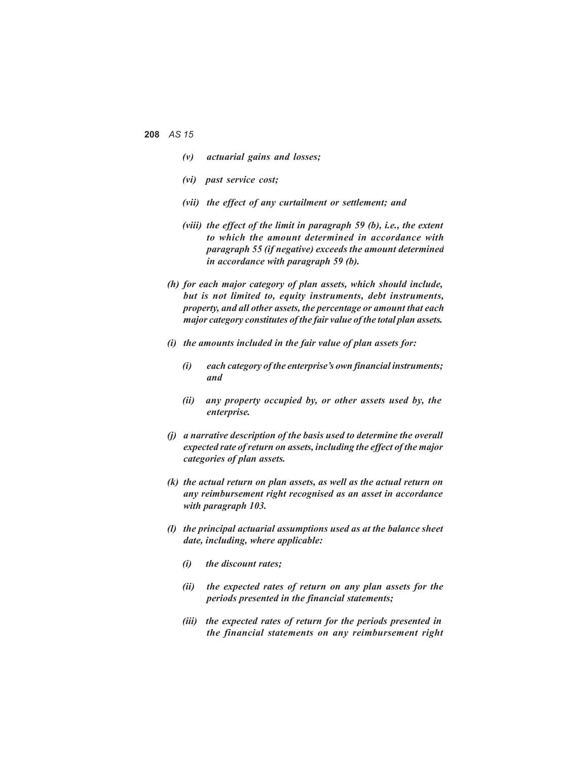*(v) actuarial gains and losses;*

*(vi) past service cost;*

*(vii) the effect of any curtailment or settlement; and*

*(viii) the effect of the limit in paragraph 59 (b), i.e., the extent to which the amount determined in accordance with paragraph 55 (if negative) exceeds the amount determined in accordance with paragraph 59 (b).*

***(h) for each major category of plan assets, which should include, but is not limited to, equity instruments, debt instruments, property, and all other assets, the percentage or amount that each major category constitutes of the fair value of the total plan assets.***

***(i) the amounts included in the fair value of plan assets for:***

*(i) each category of the enterprise's own financial instruments; and*

*(ii) any property occupied by, or other assets used by, the enterprise.*

***(j) a narrative description of the basis used to determine the overall expected rate of return on assets, including the effect of the major categories of plan assets.***

***(k) the actual return on plan assets, as well as the actual return on any reimbursement right recognised as an asset in accordance with paragraph 103.***

***(l) the principal actuarial assumptions used as at the balance sheet date, including, where applicable:***

*(i) the discount rates;*

*(ii) the expected rates of return on any plan assets for the periods presented in the financial statements;*

*(iii) the expected rates of return for the periods presented in the financial statements on any reimbursement right*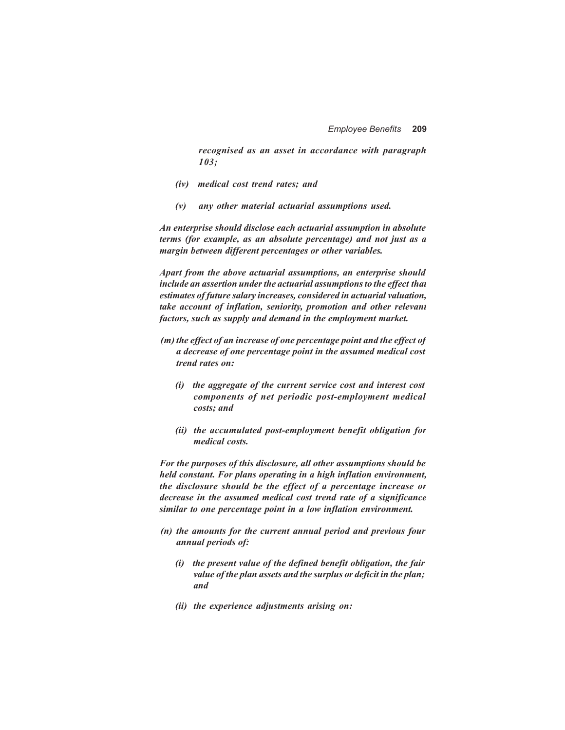*recognised as an asset in accordance with paragraph 103;*

- *(iv) medical cost trend rates; and*
- *(v) any other material actuarial assumptions used.*

***An enterprise should disclose each actuarial assumption in absolute terms (for example, as an absolute percentage) and not just as a margin between different percentages or other variables.***

***Apart from the above actuarial assumptions, an enterprise should include an assertion under the actuarial assumptions to the effect that estimates of future salary increases, considered in actuarial valuation, take account of inflation, seniority, promotion and other relevant factors, such as supply and demand in the employment market.***

***(m) the effect of an increase of one percentage point and the effect of a decrease of one percentage point in the assumed medical cost trend rates on:***

- ***(i) the aggregate of the current service cost and interest cost components of net periodic post-employment medical costs; and***
- ***(ii) the accumulated post-employment benefit obligation for medical costs.***

***For the purposes of this disclosure, all other assumptions should be held constant. For plans operating in a high inflation environment, the disclosure should be the effect of a percentage increase or decrease in the assumed medical cost trend rate of a significance similar to one percentage point in a low inflation environment.***

***(n) the amounts for the current annual period and previous four annual periods of:***

- ***(i) the present value of the defined benefit obligation, the fair value of the plan assets and the surplus or deficit in the plan; and***
- ***(ii) the experience adjustments arising on:***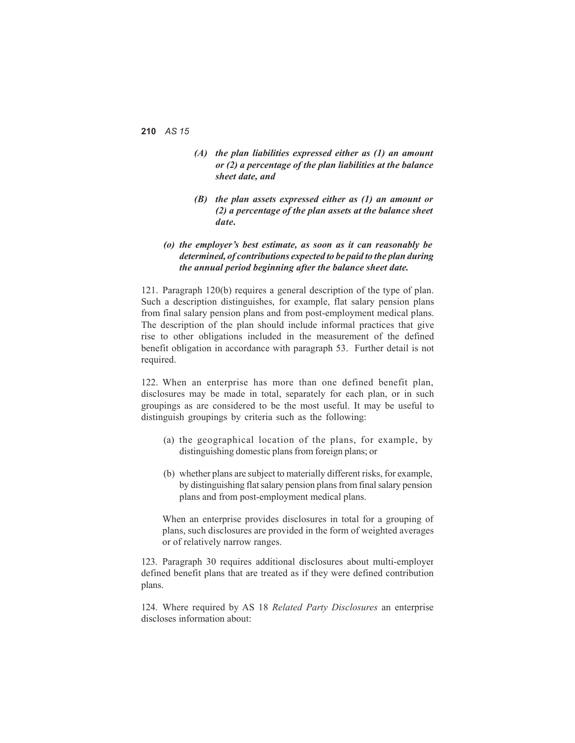*(A) the plan liabilities expressed either as (1) an amount or (2) a percentage of the plan liabilities at the balance sheet date, and*

*(B) the plan assets expressed either as (1) an amount or (2) a percentage of the plan assets at the balance sheet date.*

***(o) the employer's best estimate, as soon as it can reasonably be determined, of contributions expected to be paid to the plan during the annual period beginning after the balance sheet date.***

121. Paragraph 120(b) requires a general description of the type of plan. Such a description distinguishes, for example, flat salary pension plans from final salary pension plans and from post-employment medical plans. The description of the plan should include informal practices that give rise to other obligations included in the measurement of the defined benefit obligation in accordance with paragraph 53. Further detail is not required.

122. When an enterprise has more than one defined benefit plan, disclosures may be made in total, separately for each plan, or in such groupings as are considered to be the most useful. It may be useful to distinguish groupings by criteria such as the following:

(a) the geographical location of the plans, for example, by distinguishing domestic plans from foreign plans; or

(b) whether plans are subject to materially different risks, for example, by distinguishing flat salary pension plans from final salary pension plans and from post-employment medical plans.

When an enterprise provides disclosures in total for a grouping of plans, such disclosures are provided in the form of weighted averages or of relatively narrow ranges.

123. Paragraph 30 requires additional disclosures about multi-employer defined benefit plans that are treated as if they were defined contribution plans.

124. Where required by AS 18 *Related Party Disclosures* an enterprise discloses information about: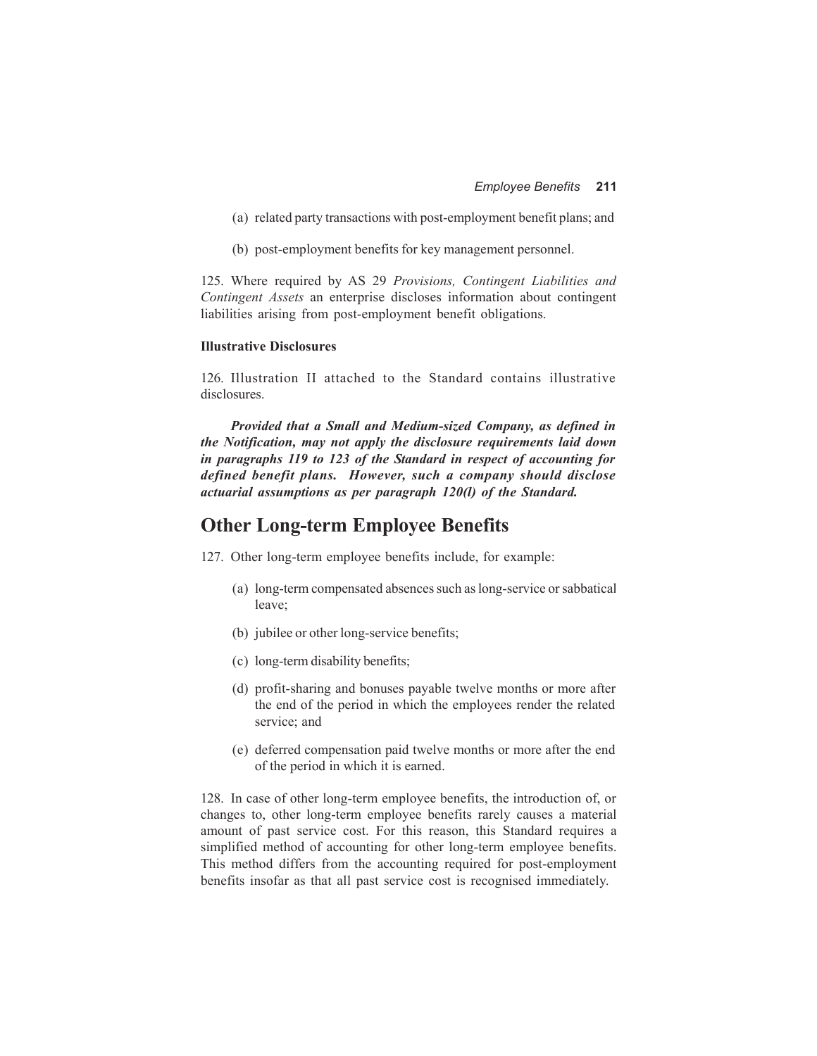(a) related party transactions with post-employment benefit plans; and

(b) post-employment benefits for key management personnel.

125. Where required by AS 29 *Provisions, Contingent Liabilities and Contingent Assets* an enterprise discloses information about contingent liabilities arising from post-employment benefit obligations.

**Illustrative Disclosures**

126. Illustration II attached to the Standard contains illustrative disclosures.

***Provided that a Small and Medium-sized Company, as defined in the Notification, may not apply the disclosure requirements laid down in paragraphs 119 to 123 of the Standard in respect of accounting for defined benefit plans. However, such a company should disclose actuarial assumptions as per paragraph 120(l) of the Standard.***

## Other Long-term Employee Benefits

127. Other long-term employee benefits include, for example:

(a) long-term compensated absences such as long-service or sabbatical leave;

(b) jubilee or other long-service benefits;

(c) long-term disability benefits;

(d) profit-sharing and bonuses payable twelve months or more after the end of the period in which the employees render the related service; and

(e) deferred compensation paid twelve months or more after the end of the period in which it is earned.

128. In case of other long-term employee benefits, the introduction of, or changes to, other long-term employee benefits rarely causes a material amount of past service cost. For this reason, this Standard requires a simplified method of accounting for other long-term employee benefits. This method differs from the accounting required for post-employment benefits insofar as that all past service cost is recognised immediately.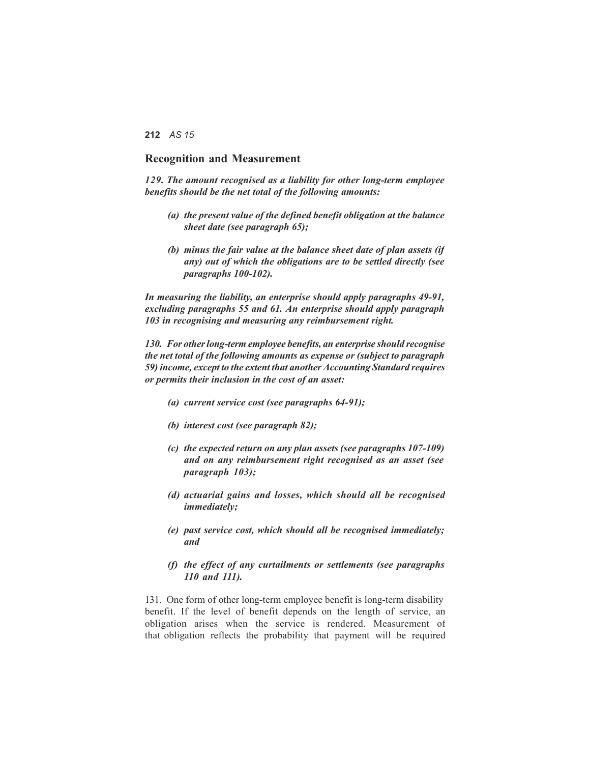## Recognition and Measurement

***129. The amount recognised as a liability for other long-term employee benefits should be the net total of the following amounts:***

- ***(a) the present value of the defined benefit obligation at the balance sheet date (see paragraph 65);***

- ***(b) minus the fair value at the balance sheet date of plan assets (if any) out of which the obligations are to be settled directly (see paragraphs 100-102).***

***In measuring the liability, an enterprise should apply paragraphs 49-91, excluding paragraphs 55 and 61. An enterprise should apply paragraph 103 in recognising and measuring any reimbursement right.***

***130. For other long-term employee benefits, an enterprise should recognise the net total of the following amounts as expense or (subject to paragraph 59) income, except to the extent that another Accounting Standard requires or permits their inclusion in the cost of an asset:***

- ***(a) current service cost (see paragraphs 64-91);***

- ***(b) interest cost (see paragraph 82);***

- ***(c) the expected return on any plan assets (see paragraphs 107-109) and on any reimbursement right recognised as an asset (see paragraph 103);***

- ***(d) actuarial gains and losses, which should all be recognised immediately;***

- ***(e) past service cost, which should all be recognised immediately; and***

- ***(f) the effect of any curtailments or settlements (see paragraphs 110 and 111).***

131. One form of other long-term employee benefit is long-term disability benefit. If the level of benefit depends on the length of service, an obligation arises when the service is rendered. Measurement of that obligation reflects the probability that payment will be required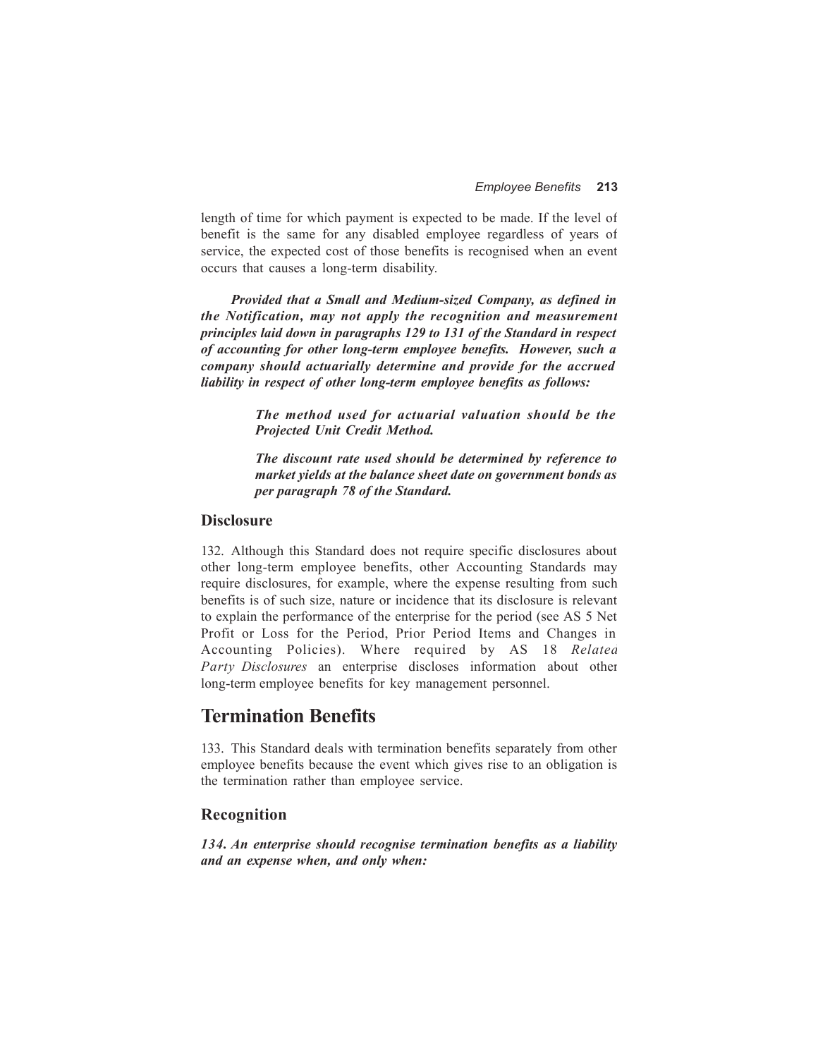length of time for which payment is expected to be made. If the level of benefit is the same for any disabled employee regardless of years of service, the expected cost of those benefits is recognised when an event occurs that causes a long-term disability.

***Provided that a Small and Medium-sized Company, as defined in the Notification, may not apply the recognition and measurement principles laid down in paragraphs 129 to 131 of the Standard in respect of accounting for other long-term employee benefits. However, such a company should actuarially determine and provide for the accrued liability in respect of other long-term employee benefits as follows:***

> ***The method used for actuarial valuation should be the Projected Unit Credit Method.***
>
> ***The discount rate used should be determined by reference to market yields at the balance sheet date on government bonds as per paragraph 78 of the Standard.***

## Disclosure

132. Although this Standard does not require specific disclosures about other long-term employee benefits, other Accounting Standards may require disclosures, for example, where the expense resulting from such benefits is of such size, nature or incidence that its disclosure is relevant to explain the performance of the enterprise for the period (see AS 5 Net Profit or Loss for the Period, Prior Period Items and Changes in Accounting Policies). Where required by AS 18 *Related Party Disclosures* an enterprise discloses information about other long-term employee benefits for key management personnel.

# Termination Benefits

133. This Standard deals with termination benefits separately from other employee benefits because the event which gives rise to an obligation is the termination rather than employee service.

## Recognition

***134. An enterprise should recognise termination benefits as a liability and an expense when, and only when:***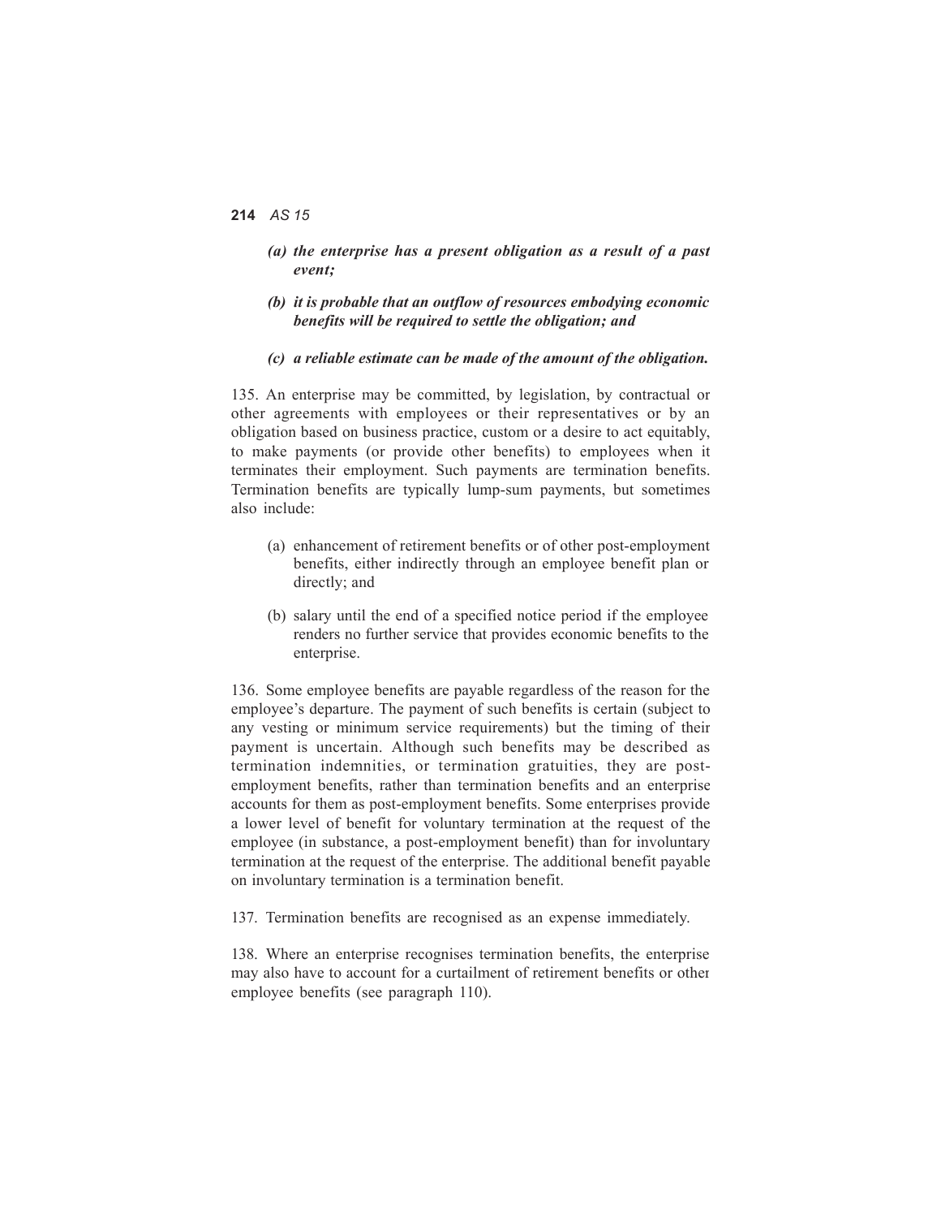***(a) the enterprise has a present obligation as a result of a past event;***

***(b) it is probable that an outflow of resources embodying economic benefits will be required to settle the obligation; and***

***(c) a reliable estimate can be made of the amount of the obligation.***

135. An enterprise may be committed, by legislation, by contractual or other agreements with employees or their representatives or by an obligation based on business practice, custom or a desire to act equitably, to make payments (or provide other benefits) to employees when it terminates their employment. Such payments are termination benefits. Termination benefits are typically lump-sum payments, but sometimes also include:

(a) enhancement of retirement benefits or of other post-employment benefits, either indirectly through an employee benefit plan or directly; and

(b) salary until the end of a specified notice period if the employee renders no further service that provides economic benefits to the enterprise.

136. Some employee benefits are payable regardless of the reason for the employee's departure. The payment of such benefits is certain (subject to any vesting or minimum service requirements) but the timing of their payment is uncertain. Although such benefits may be described as termination indemnities, or termination gratuities, they are post-employment benefits, rather than termination benefits and an enterprise accounts for them as post-employment benefits. Some enterprises provide a lower level of benefit for voluntary termination at the request of the employee (in substance, a post-employment benefit) than for involuntary termination at the request of the enterprise. The additional benefit payable on involuntary termination is a termination benefit.

137. Termination benefits are recognised as an expense immediately.

138. Where an enterprise recognises termination benefits, the enterprise may also have to account for a curtailment of retirement benefits or other employee benefits (see paragraph 110).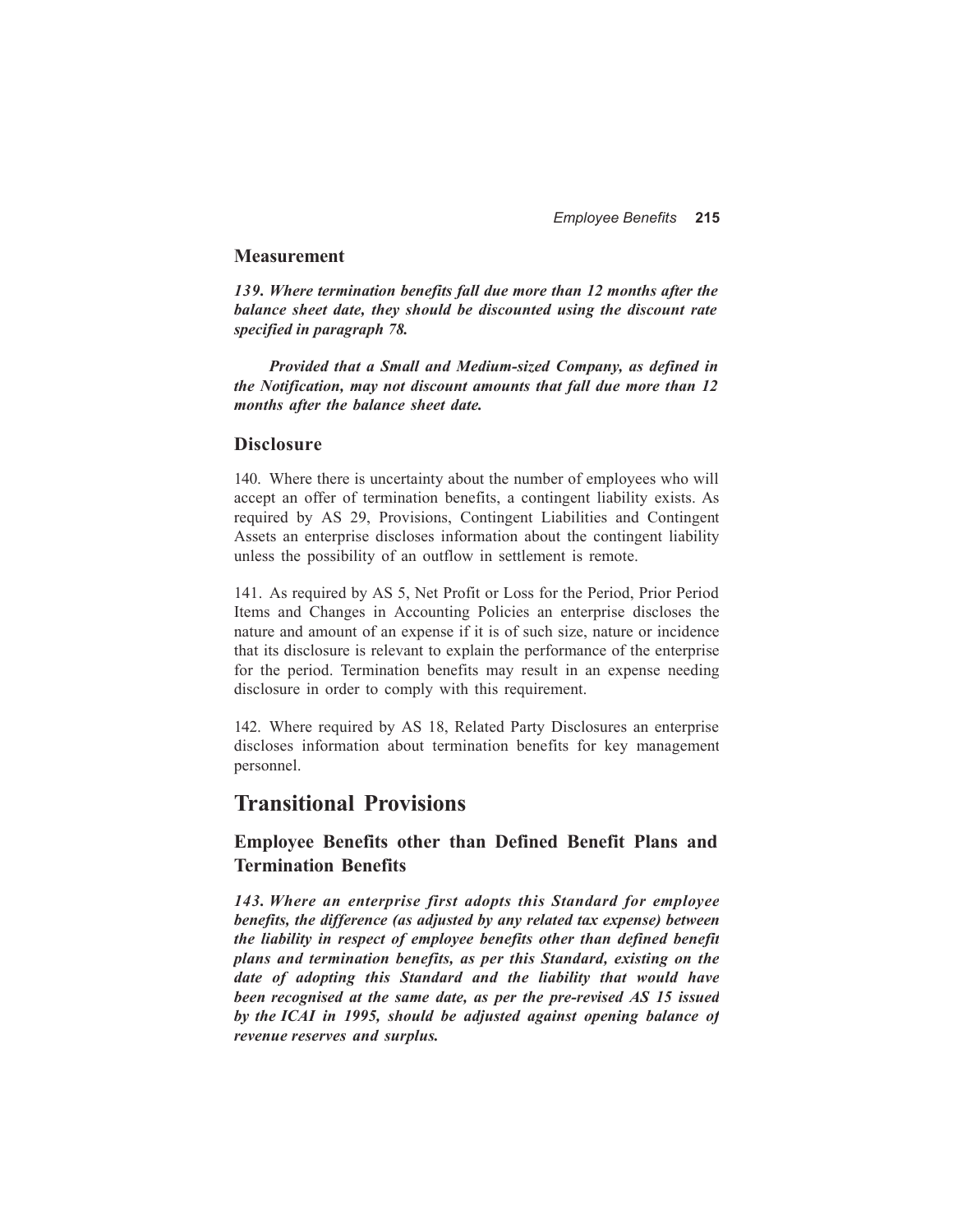### Measurement

***139. Where termination benefits fall due more than 12 months after the balance sheet date, they should be discounted using the discount rate specified in paragraph 78.***

***Provided that a Small and Medium-sized Company, as defined in the Notification, may not discount amounts that fall due more than 12 months after the balance sheet date.***

### Disclosure

140. Where there is uncertainty about the number of employees who will accept an offer of termination benefits, a contingent liability exists. As required by AS 29, Provisions, Contingent Liabilities and Contingent Assets an enterprise discloses information about the contingent liability unless the possibility of an outflow in settlement is remote.

141. As required by AS 5, Net Profit or Loss for the Period, Prior Period Items and Changes in Accounting Policies an enterprise discloses the nature and amount of an expense if it is of such size, nature or incidence that its disclosure is relevant to explain the performance of the enterprise for the period. Termination benefits may result in an expense needing disclosure in order to comply with this requirement.

142. Where required by AS 18, Related Party Disclosures an enterprise discloses information about termination benefits for key management personnel.

## Transitional Provisions

### Employee Benefits other than Defined Benefit Plans and Termination Benefits

***143. Where an enterprise first adopts this Standard for employee benefits, the difference (as adjusted by any related tax expense) between the liability in respect of employee benefits other than defined benefit plans and termination benefits, as per this Standard, existing on the date of adopting this Standard and the liability that would have been recognised at the same date, as per the pre-revised AS 15 issued by the ICAI in 1995, should be adjusted against opening balance of revenue reserves and surplus.***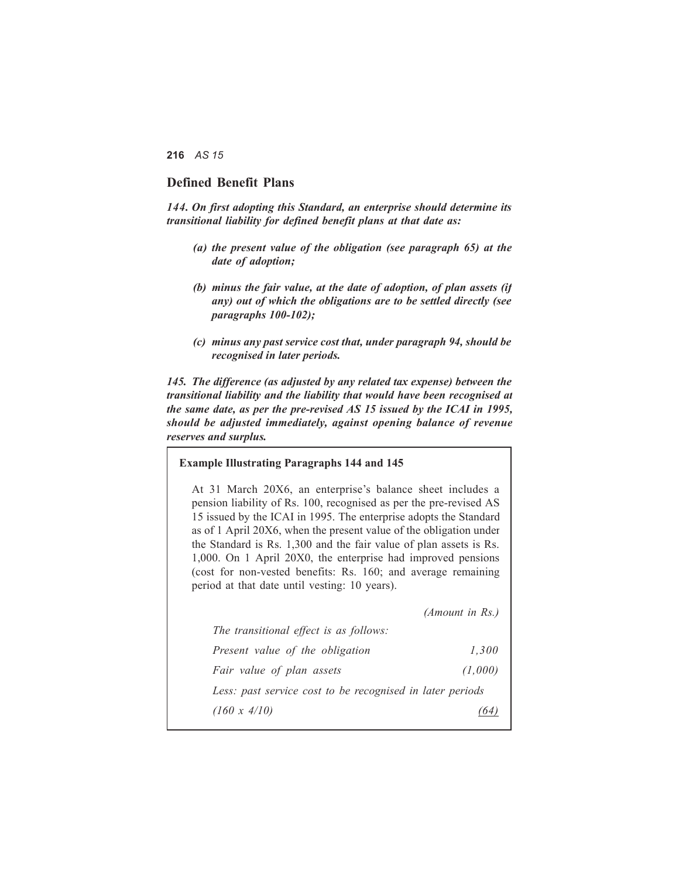## Defined Benefit Plans

***144. On first adopting this Standard, an enterprise should determine its transitional liability for defined benefit plans at that date as:***

> ***(a) the present value of the obligation (see paragraph 65) at the date of adoption;***
>
> ***(b) minus the fair value, at the date of adoption, of plan assets (if any) out of which the obligations are to be settled directly (see paragraphs 100-102);***
>
> ***(c) minus any past service cost that, under paragraph 94, should be recognised in later periods.***

***145. The difference (as adjusted by any related tax expense) between the transitional liability and the liability that would have been recognised at the same date, as per the pre-revised AS 15 issued by the ICAI in 1995, should be adjusted immediately, against opening balance of revenue reserves and surplus.***

**Example Illustrating Paragraphs 144 and 145**

At 31 March 20X6, an enterprise's balance sheet includes a pension liability of Rs. 100, recognised as per the pre-revised AS 15 issued by the ICAI in 1995. The enterprise adopts the Standard as of 1 April 20X6, when the present value of the obligation under the Standard is Rs. 1,300 and the fair value of plan assets is Rs. 1,000. On 1 April 20X0, the enterprise had improved pensions (cost for non-vested benefits: Rs. 160; and average remaining period at that date until vesting: 10 years).

| | *(Amount in Rs.)* |
|---|---|
| *The transitional effect is as follows:* | |
| *Present value of the obligation* | *1,300* |
| *Fair value of plan assets* | *(1,000)* |
| *Less: past service cost to be recognised in later periods* | |
| *(160 x 4/10)* | *(64)* |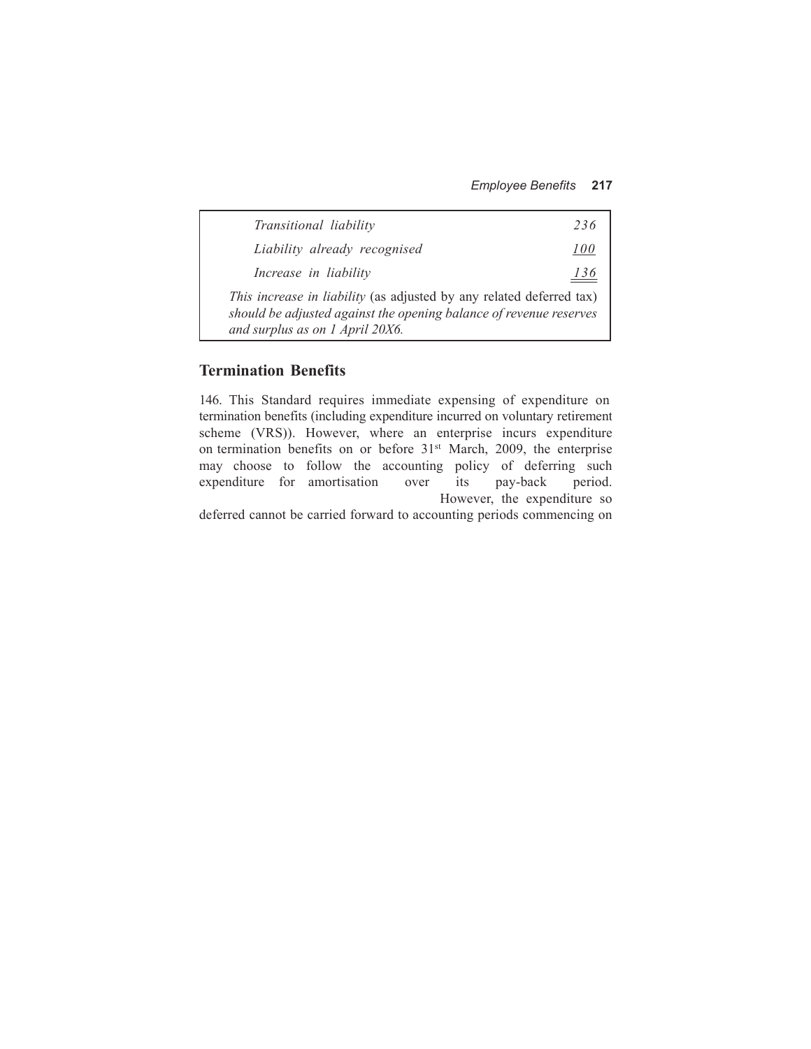| | |
|---|---|
| *Transitional liability* | *236* |
| *Liability already recognised* | *100* |
| *Increase in liability* | *136* |

*This increase in liability* (as adjusted by any related deferred tax) *should be adjusted against the opening balance of revenue reserves and surplus as on 1 April 20X6.*

## Termination Benefits

146. This Standard requires immediate expensing of expenditure on termination benefits (including expenditure incurred on voluntary retirement scheme (VRS)). However, where an enterprise incurs expenditure on termination benefits on or before 31st March, 2009, the enterprise may choose to follow the accounting policy of deferring such expenditure for amortisation over its pay-back period. However, the expenditure so deferred cannot be carried forward to accounting periods commencing on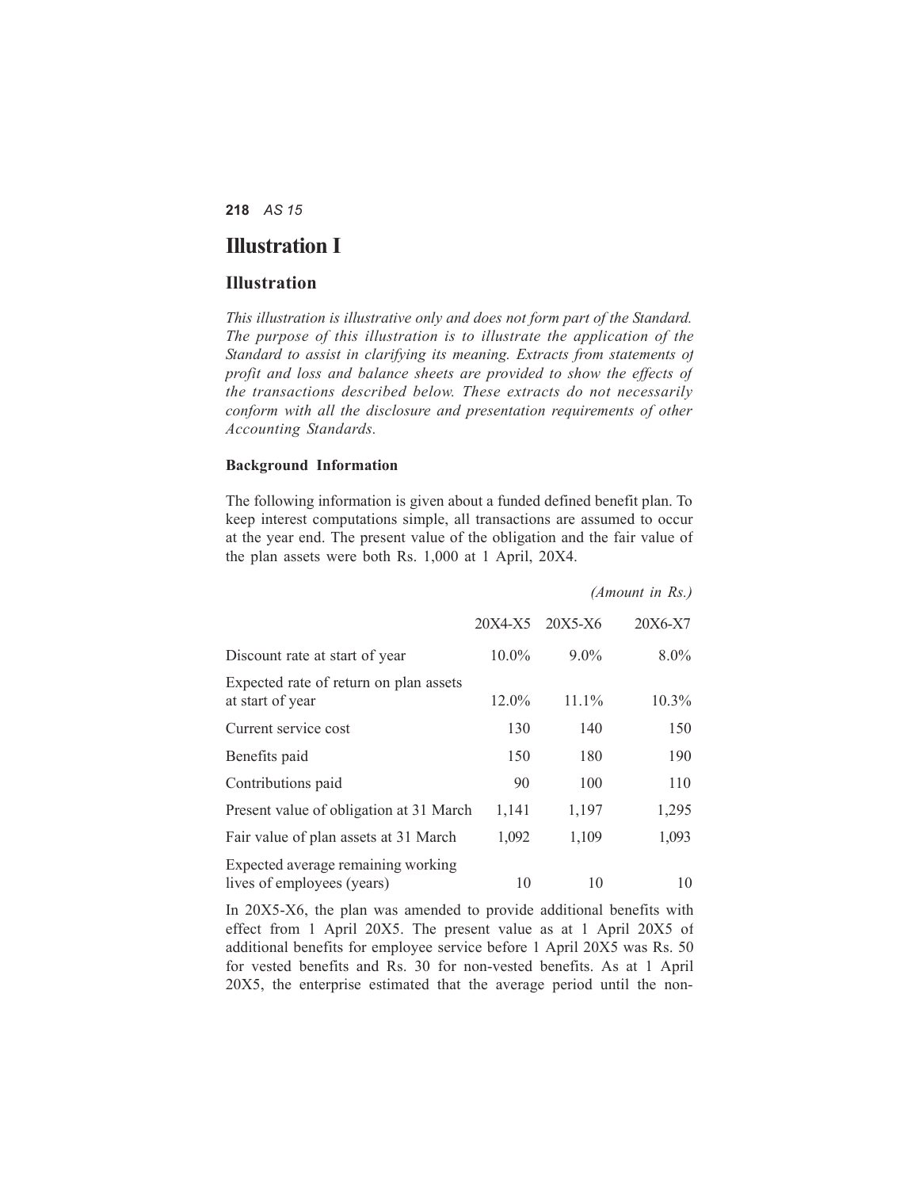# Illustration I

## Illustration

*This illustration is illustrative only and does not form part of the Standard. The purpose of this illustration is to illustrate the application of the Standard to assist in clarifying its meaning. Extracts from statements of profit and loss and balance sheets are provided to show the effects of the transactions described below. These extracts do not necessarily conform with all the disclosure and presentation requirements of other Accounting Standards.*

### Background Information

The following information is given about a funded defined benefit plan. To keep interest computations simple, all transactions are assumed to occur at the year end. The present value of the obligation and the fair value of the plan assets were both Rs. 1,000 at 1 April, 20X4.

*(Amount in Rs.)*

| | 20X4-X5 | 20X5-X6 | 20X6-X7 |
|---|---|---|---|
| Discount rate at start of year | 10.0% | 9.0% | 8.0% |
| Expected rate of return on plan assets at start of year | 12.0% | 11.1% | 10.3% |
| Current service cost | 130 | 140 | 150 |
| Benefits paid | 150 | 180 | 190 |
| Contributions paid | 90 | 100 | 110 |
| Present value of obligation at 31 March | 1,141 | 1,197 | 1,295 |
| Fair value of plan assets at 31 March | 1,092 | 1,109 | 1,093 |
| Expected average remaining working lives of employees (years) | 10 | 10 | 10 |

In 20X5-X6, the plan was amended to provide additional benefits with effect from 1 April 20X5. The present value as at 1 April 20X5 of additional benefits for employee service before 1 April 20X5 was Rs. 50 for vested benefits and Rs. 30 for non-vested benefits. As at 1 April 20X5, the enterprise estimated that the average period until the non-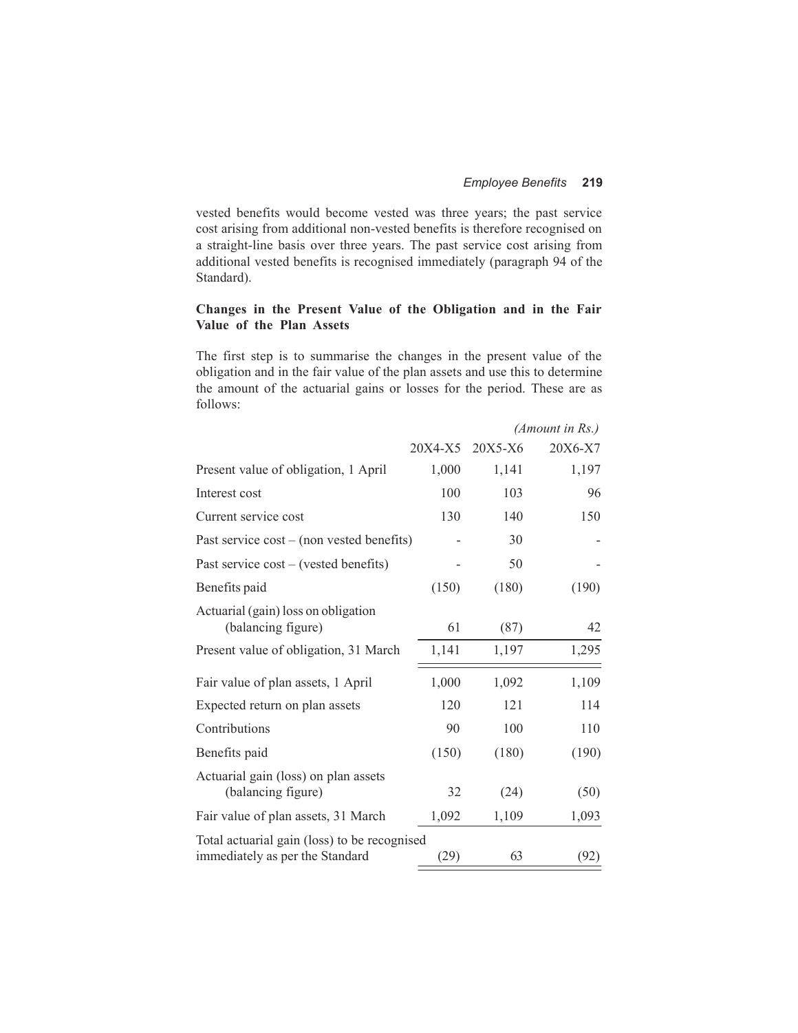vested benefits would become vested was three years; the past service cost arising from additional non-vested benefits is therefore recognised on a straight-line basis over three years. The past service cost arising from additional vested benefits is recognised immediately (paragraph 94 of the Standard).

**Changes in the Present Value of the Obligation and in the Fair Value of the Plan Assets**

The first step is to summarise the changes in the present value of the obligation and in the fair value of the plan assets and use this to determine the amount of the actuarial gains or losses for the period. These are as follows:

*(Amount in Rs.)*

| | 20X4-X5 | 20X5-X6 | 20X6-X7 |
|---|---|---|---|
| Present value of obligation, 1 April | 1,000 | 1,141 | 1,197 |
| Interest cost | 100 | 103 | 96 |
| Current service cost | 130 | 140 | 150 |
| Past service cost – (non vested benefits) | - | 30 | - |
| Past service cost – (vested benefits) | - | 50 | - |
| Benefits paid | (150) | (180) | (190) |
| Actuarial (gain) loss on obligation (balancing figure) | 61 | (87) | 42 |
| Present value of obligation, 31 March | 1,141 | 1,197 | 1,295 |
| Fair value of plan assets, 1 April | 1,000 | 1,092 | 1,109 |
| Expected return on plan assets | 120 | 121 | 114 |
| Contributions | 90 | 100 | 110 |
| Benefits paid | (150) | (180) | (190) |
| Actuarial gain (loss) on plan assets (balancing figure) | 32 | (24) | (50) |
| Fair value of plan assets, 31 March | 1,092 | 1,109 | 1,093 |
| Total actuarial gain (loss) to be recognised immediately as per the Standard | (29) | 63 | (92) |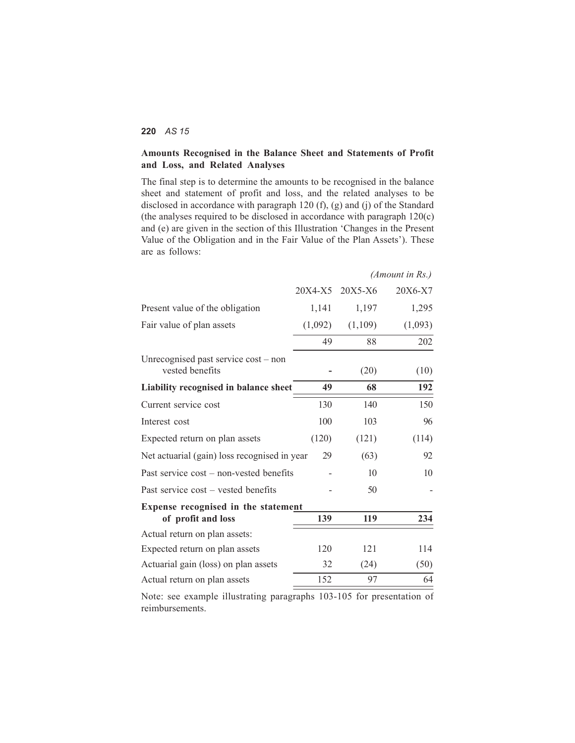### Amounts Recognised in the Balance Sheet and Statements of Profit and Loss, and Related Analyses

The final step is to determine the amounts to be recognised in the balance sheet and statement of profit and loss, and the related analyses to be disclosed in accordance with paragraph 120 (f), (g) and (j) of the Standard (the analyses required to be disclosed in accordance with paragraph 120(c) and (e) are given in the section of this Illustration 'Changes in the Present Value of the Obligation and in the Fair Value of the Plan Assets'). These are as follows:

*(Amount in Rs.)*

| | 20X4-X5 | 20X5-X6 | 20X6-X7 |
|---|---|---|---|
| Present value of the obligation | 1,141 | 1,197 | 1,295 |
| Fair value of plan assets | (1,092) | (1,109) | (1,093) |
| | 49 | 88 | 202 |
| Unrecognised past service cost – non vested benefits | - | (20) | (10) |
| **Liability recognised in balance sheet** | **49** | **68** | **192** |
| Current service cost | 130 | 140 | 150 |
| Interest cost | 100 | 103 | 96 |
| Expected return on plan assets | (120) | (121) | (114) |
| Net actuarial (gain) loss recognised in year | 29 | (63) | 92 |
| Past service cost – non-vested benefits | - | 10 | 10 |
| Past service cost – vested benefits | - | 50 | - |
| **Expense recognised in the statement of profit and loss** | **139** | **119** | **234** |
| Actual return on plan assets: | | | |
| Expected return on plan assets | 120 | 121 | 114 |
| Actuarial gain (loss) on plan assets | 32 | (24) | (50) |
| Actual return on plan assets | 152 | 97 | 64 |

Note: see example illustrating paragraphs 103-105 for presentation of reimbursements.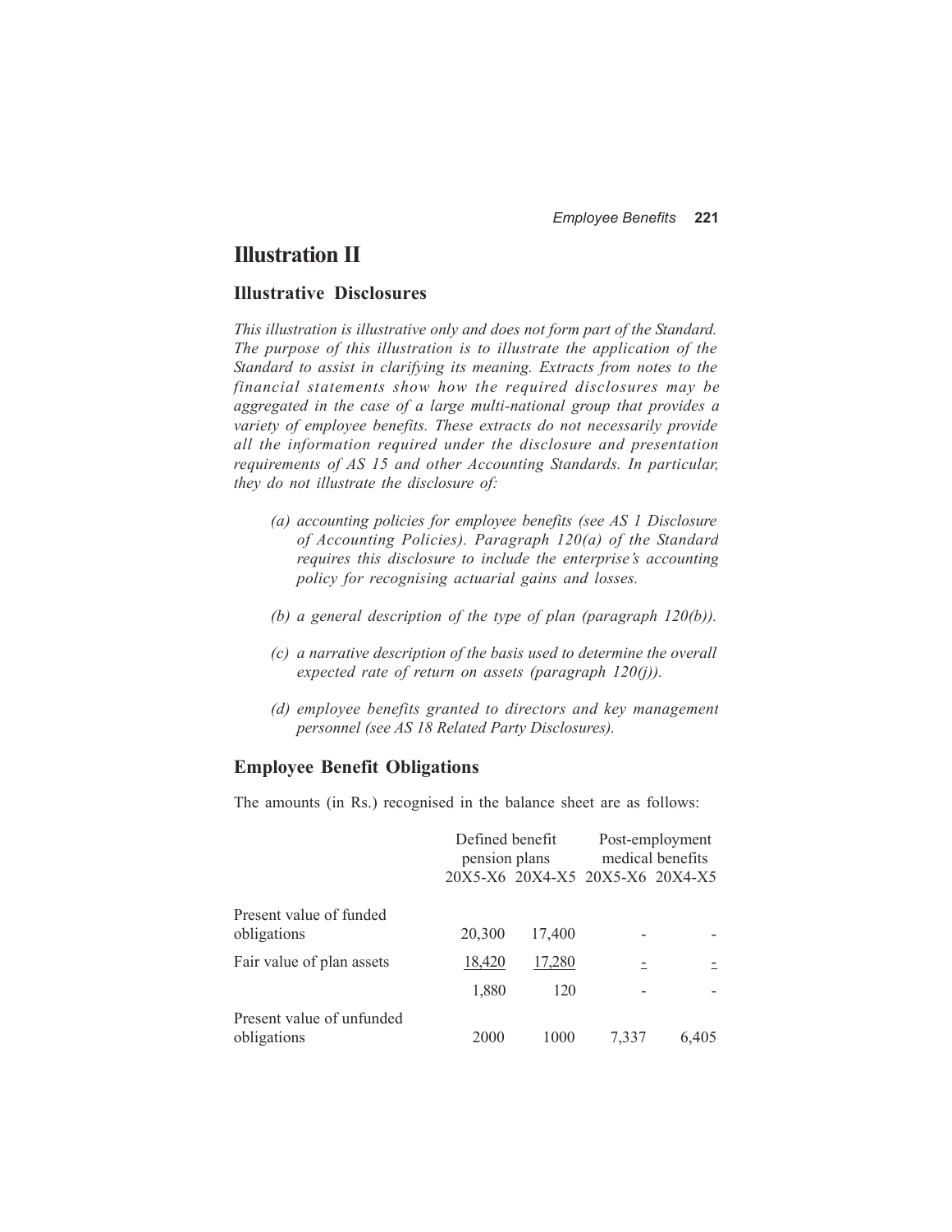# Illustration II

## Illustrative Disclosures

*This illustration is illustrative only and does not form part of the Standard. The purpose of this illustration is to illustrate the application of the Standard to assist in clarifying its meaning. Extracts from notes to the financial statements show how the required disclosures may be aggregated in the case of a large multi-national group that provides a variety of employee benefits. These extracts do not necessarily provide all the information required under the disclosure and presentation requirements of AS 15 and other Accounting Standards. In particular, they do not illustrate the disclosure of:*

*(a) accounting policies for employee benefits (see AS 1 Disclosure of Accounting Policies). Paragraph 120(a) of the Standard requires this disclosure to include the enterprise's accounting policy for recognising actuarial gains and losses.*

*(b) a general description of the type of plan (paragraph 120(b)).*

*(c) a narrative description of the basis used to determine the overall expected rate of return on assets (paragraph 120(j)).*

*(d) employee benefits granted to directors and key management personnel (see AS 18 Related Party Disclosures).*

### Employee Benefit Obligations

The amounts (in Rs.) recognised in the balance sheet are as follows:

| | Defined benefit pension plans | | Post-employment medical benefits | |
|---|---|---|---|---|
| | 20X5-X6 | 20X4-X5 | 20X5-X6 | 20X4-X5 |
| Present value of funded obligations | 20,300 | 17,400 | - | - |
| Fair value of plan assets | 18,420 | 17,280 | - | - |
| | 1,880 | 120 | - | - |
| Present value of unfunded obligations | 2000 | 1000 | 7,337 | 6,405 |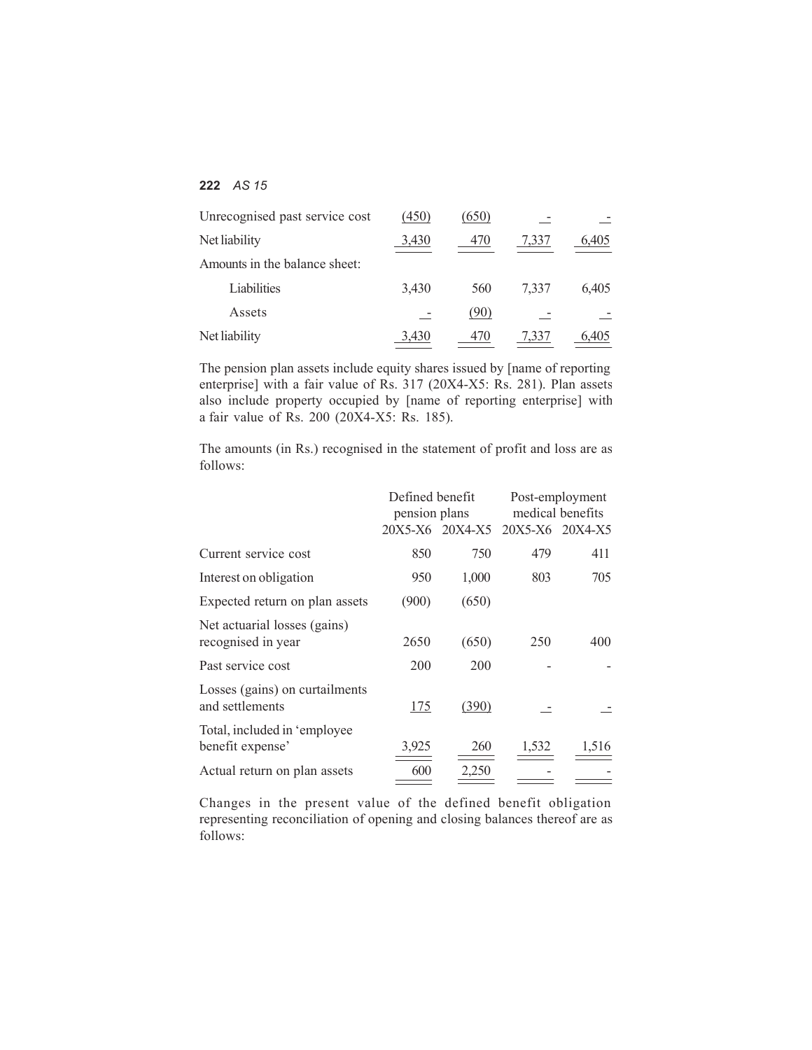| | | | | |
|---|---|---|---|---|
| Unrecognised past service cost | (450) | (650) | - | - |
| Net liability | 3,430 | 470 | 7,337 | 6,405 |
| Amounts in the balance sheet: | | | | |
| Liabilities | 3,430 | 560 | 7,337 | 6,405 |
| Assets | - | (90) | - | - |
| Net liability | 3,430 | 470 | 7,337 | 6,405 |

The pension plan assets include equity shares issued by [name of reporting enterprise] with a fair value of Rs. 317 (20X4-X5: Rs. 281). Plan assets also include property occupied by [name of reporting enterprise] with a fair value of Rs. 200 (20X4-X5: Rs. 185).

The amounts (in Rs.) recognised in the statement of profit and loss are as follows:

| | Defined benefit pension plans | | Post-employment medical benefits | |
|---|---|---|---|---|
| | 20X5-X6 | 20X4-X5 | 20X5-X6 | 20X4-X5 |
| Current service cost | 850 | 750 | 479 | 411 |
| Interest on obligation | 950 | 1,000 | 803 | 705 |
| Expected return on plan assets | (900) | (650) | | |
| Net actuarial losses (gains) recognised in year | 2650 | (650) | 250 | 400 |
| Past service cost | 200 | 200 | - | - |
| Losses (gains) on curtailments and settlements | 175 | (390) | - | - |
| Total, included in 'employee benefit expense' | 3,925 | 260 | 1,532 | 1,516 |
| Actual return on plan assets | 600 | 2,250 | - | - |

Changes in the present value of the defined benefit obligation representing reconciliation of opening and closing balances thereof are as follows: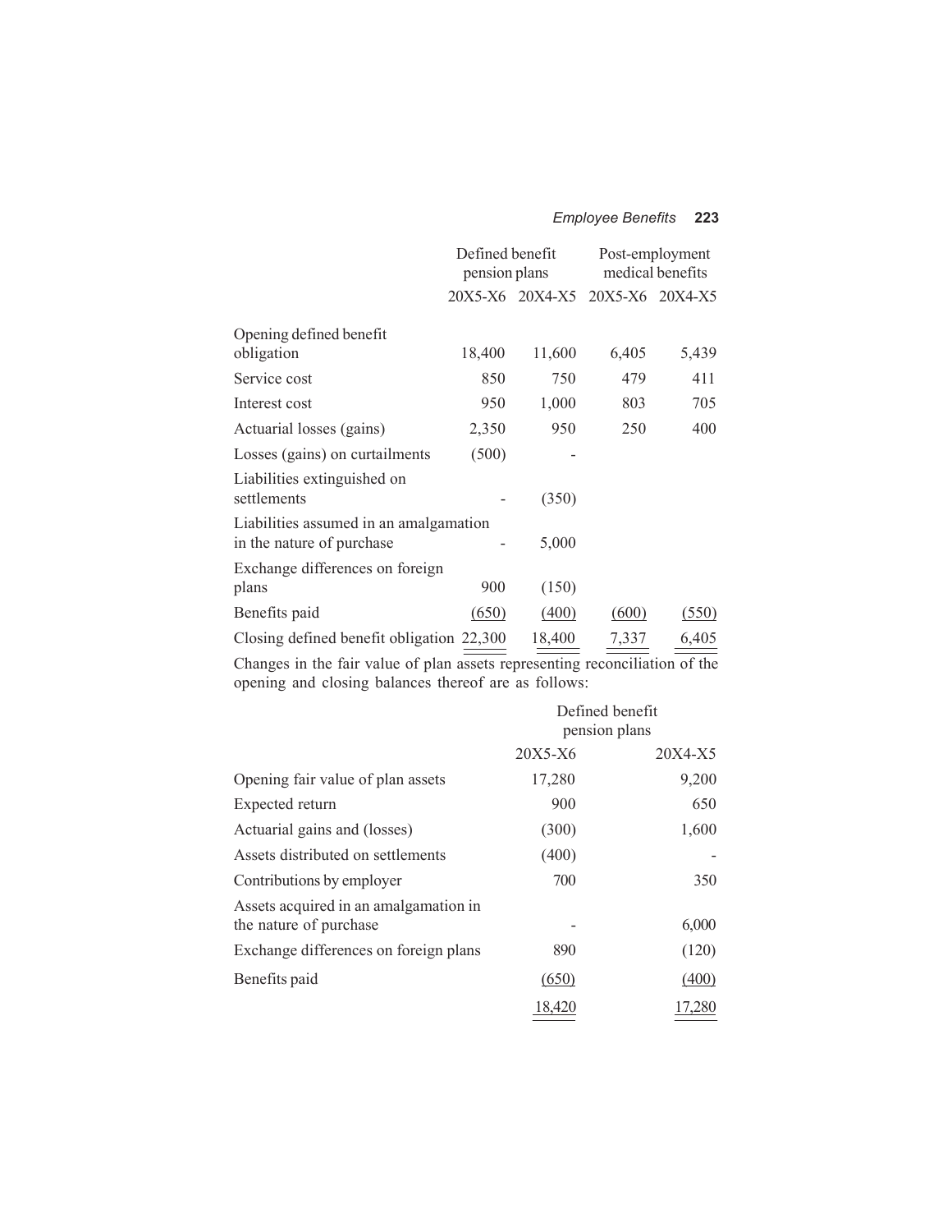| | Defined benefit pension plans | | Post-employment medical benefits | |
|---|---|---|---|---|
| | 20X5-X6 | 20X4-X5 | 20X5-X6 | 20X4-X5 |
| Opening defined benefit obligation | 18,400 | 11,600 | 6,405 | 5,439 |
| Service cost | 850 | 750 | 479 | 411 |
| Interest cost | 950 | 1,000 | 803 | 705 |
| Actuarial losses (gains) | 2,350 | 950 | 250 | 400 |
| Losses (gains) on curtailments | (500) | - | | |
| Liabilities extinguished on settlements | - | (350) | | |
| Liabilities assumed in an amalgamation in the nature of purchase | - | 5,000 | | |
| Exchange differences on foreign plans | 900 | (150) | | |
| Benefits paid | (650) | (400) | (600) | (550) |
| Closing defined benefit obligation | 22,300 | 18,400 | 7,337 | 6,405 |

Changes in the fair value of plan assets representing reconciliation of the opening and closing balances thereof are as follows:

| | Defined benefit pension plans | |
|---|---|---|
| | 20X5-X6 | 20X4-X5 |
| Opening fair value of plan assets | 17,280 | 9,200 |
| Expected return | 900 | 650 |
| Actuarial gains and (losses) | (300) | 1,600 |
| Assets distributed on settlements | (400) | - |
| Contributions by employer | 700 | 350 |
| Assets acquired in an amalgamation in the nature of purchase | - | 6,000 |
| Exchange differences on foreign plans | 890 | (120) |
| Benefits paid | (650) | (400) |
| | 18,420 | 17,280 |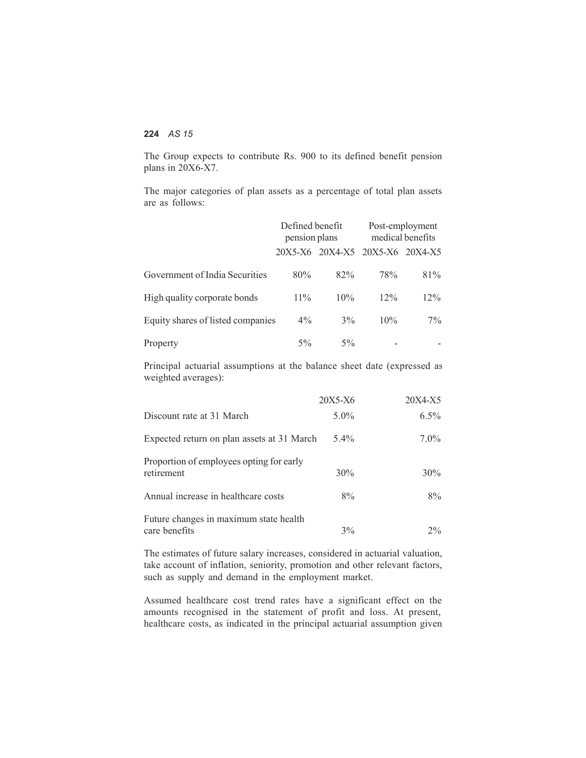The Group expects to contribute Rs. 900 to its defined benefit pension plans in 20X6-X7.

The major categories of plan assets as a percentage of total plan assets are as follows:

| | Defined benefit pension plans | | Post-employment medical benefits | |
|---|---|---|---|---|
| | 20X5-X6 | 20X4-X5 | 20X5-X6 | 20X4-X5 |
| Government of India Securities | 80% | 82% | 78% | 81% |
| High quality corporate bonds | 11% | 10% | 12% | 12% |
| Equity shares of listed companies | 4% | 3% | 10% | 7% |
| Property | 5% | 5% | - | - |

Principal actuarial assumptions at the balance sheet date (expressed as weighted averages):

| | 20X5-X6 | 20X4-X5 |
|---|---|---|
| Discount rate at 31 March | 5.0% | 6.5% |
| Expected return on plan assets at 31 March | 5.4% | 7.0% |
| Proportion of employees opting for early retirement | 30% | 30% |
| Annual increase in healthcare costs | 8% | 8% |
| Future changes in maximum state health care benefits | 3% | 2% |

The estimates of future salary increases, considered in actuarial valuation, take account of inflation, seniority, promotion and other relevant factors, such as supply and demand in the employment market.

Assumed healthcare cost trend rates have a significant effect on the amounts recognised in the statement of profit and loss. At present, healthcare costs, as indicated in the principal actuarial assumption given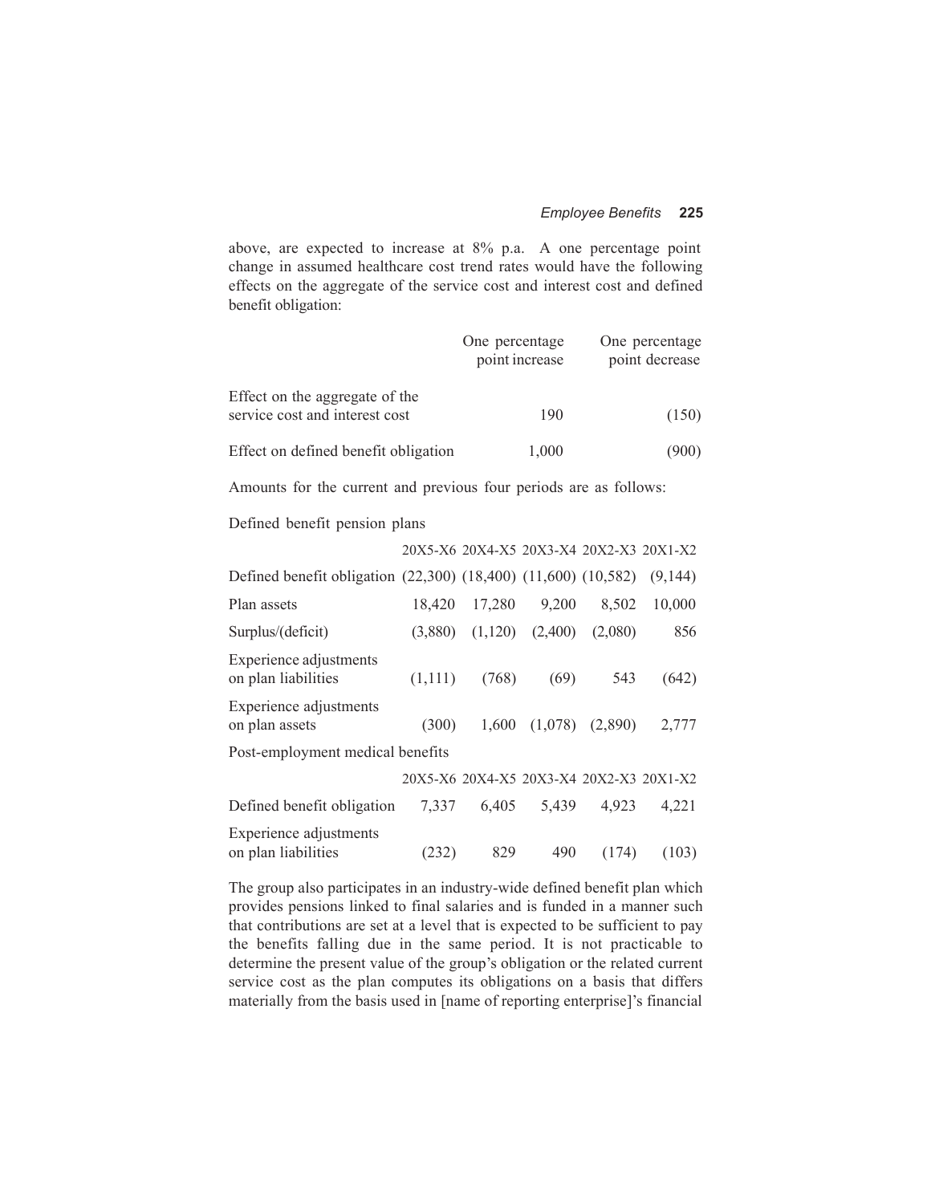above, are expected to increase at 8% p.a. A one percentage point change in assumed healthcare cost trend rates would have the following effects on the aggregate of the service cost and interest cost and defined benefit obligation:

| | One percentage point increase | One percentage point decrease |
|---|---|---|
| Effect on the aggregate of the service cost and interest cost | 190 | (150) |
| Effect on defined benefit obligation | 1,000 | (900) |

Amounts for the current and previous four periods are as follows:

Defined benefit pension plans

| | 20X5-X6 | 20X4-X5 | 20X3-X4 | 20X2-X3 | 20X1-X2 |
|---|---|---|---|---|---|
| Defined benefit obligation | (22,300) | (18,400) | (11,600) | (10,582) | (9,144) |
| Plan assets | 18,420 | 17,280 | 9,200 | 8,502 | 10,000 |
| Surplus/(deficit) | (3,880) | (1,120) | (2,400) | (2,080) | 856 |
| Experience adjustments on plan liabilities | (1,111) | (768) | (69) | 543 | (642) |
| Experience adjustments on plan assets | (300) | 1,600 | (1,078) | (2,890) | 2,777 |

Post-employment medical benefits

| | 20X5-X6 | 20X4-X5 | 20X3-X4 | 20X2-X3 | 20X1-X2 |
|---|---|---|---|---|---|
| Defined benefit obligation | 7,337 | 6,405 | 5,439 | 4,923 | 4,221 |
| Experience adjustments on plan liabilities | (232) | 829 | 490 | (174) | (103) |

The group also participates in an industry-wide defined benefit plan which provides pensions linked to final salaries and is funded in a manner such that contributions are set at a level that is expected to be sufficient to pay the benefits falling due in the same period. It is not practicable to determine the present value of the group's obligation or the related current service cost as the plan computes its obligations on a basis that differs materially from the basis used in [name of reporting enterprise]'s financial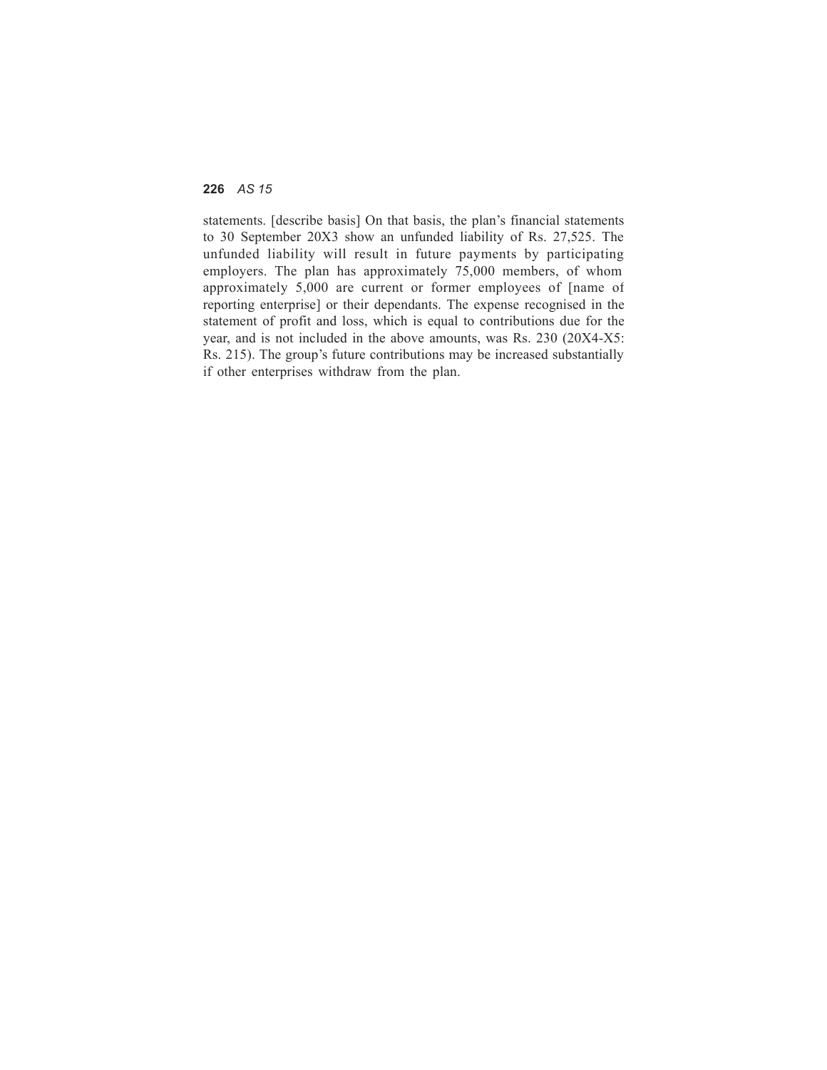statements. [describe basis] On that basis, the plan's financial statements to 30 September 20X3 show an unfunded liability of Rs. 27,525. The unfunded liability will result in future payments by participating employers. The plan has approximately 75,000 members, of whom approximately 5,000 are current or former employees of [name of reporting enterprise] or their dependants. The expense recognised in the statement of profit and loss, which is equal to contributions due for the year, and is not included in the above amounts, was Rs. 230 (20X4-X5: Rs. 215). The group's future contributions may be increased substantially if other enterprises withdraw from the plan.